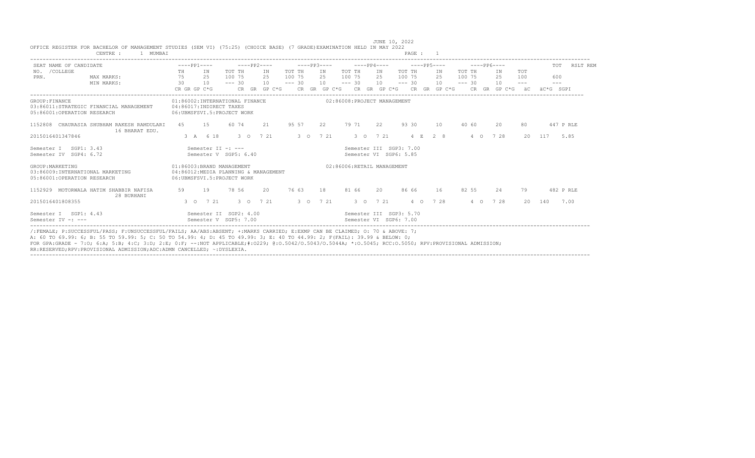JUNE 10, 2022

OFFICE REGISTER FOR BACHELOR OF MANAGEMENT STUDIES (SEM VI) (75:25) (CHOICE BASE) (7 GRADE)EXAMINATION HELD IN MAY 2022

CENTRE : 1 MUMBAI

| SEAT NAME OF CANDIDATE | ----PP1---- | | ----PP2---- | | ----PP3---- | | ----PP4---- | | ----PP5---- | | ----PP6---- | | | TOT | RSLT REM |
|---|---|---|---|---|---|---|---|---|---|---|---|---|---|---|---|
| NO. /COLLEGE | TH | IN | TOT TH | IN | TOT TH | IN | TOT TH | IN | TOT TH | IN | TOT TH | IN | TOT | | |
| PRN. MAX MARKS: | 75 | 25 | 100 75 | 25 | 100 75 | 25 | 100 75 | 25 | 100 75 | 25 | 100 75 | 25 | 100 | 600 | |
| MIN MARKS: | 30 | 10 | --- 30 | 10 | --- 30 | 10 | --- 30 | 10 | --- 30 | 10 | --- 30 | 10 | --- | --- | |
| | CR GR GP C*G | | CR GR GP C*G | | CR GR GP C*G | | CR GR GP C*G | | CR GR GP C*G | | CR GR GP C*G | | äC | äC*G SGPI | |

GROUP:FINANCE
01:86002:INTERNATIONAL FINANCE
02:86008:PROJECT MANAGEMENT
03:86011:STRATEGIC FINANCIAL MANAGEMENT
04:86017:INDIRECT TAXES
05:86001:OPERATION RESEARCH
06:UBMSFSVI.5:PROJECT WORK

| 1152808 CHAURASIA SHUBHAM RAKESH RAMDULARI 16 BHARAT EDU. | 45 | 15 | 60 74 | 21 | 95 57 | 22 | 79 71 | 22 | 93 30 | 10 | 40 60 | 20 | 80 | 447 | P RLE |
|---|---|---|---|---|---|---|---|---|---|---|---|---|---|---|---|
| 2015016401347846 | 3 A 6 18 | | 3 O 7 21 | | 3 O 7 21 | | 3 O 7 21 | | 4 E 2 8 | | 4 O 7 28 | | 20 | 117 5.85 | |

Semester I SGP1: 3.43 Semester II -: --- Semester III SGP3: 7.00
Semester IV SGP4: 6.72 Semester V SGP5: 6.40 Semester VI SGP6: 5.85

GROUP:MARKETING
01:86003:BRAND MANAGEMENT
02:86006:RETAIL MANAGEMENT
03:86009:INTERNATIONAL MARKETING
04:86012:MEDIA PLANNING & MANAGEMENT
05:86001:OPERATION RESEARCH
06:UBMSFSVI.5:PROJECT WORK

| 1152929 MOTORWALA HATIM SHABBIR NAFISA 28 BURHANI | 59 | 19 | 78 56 | 20 | 76 63 | 18 | 81 66 | 20 | 86 66 | 16 | 82 55 | 24 | 79 | 482 | P RLE |
|---|---|---|---|---|---|---|---|---|---|---|---|---|---|---|---|
| 2015016401808355 | 3 O 7 21 | | 3 O 7 21 | | 3 O 7 21 | | 3 O 7 21 | | 4 O 7 28 | | 4 O 7 28 | | 20 | 140 7.00 | |

Semester I SGP1: 4.43 Semester II SGP2: 4.00 Semester III SGP3: 5.70
Semester IV -: --- Semester V SGP5: 7.00 Semester VI SGP6: 7.00

/:FEMALE; P:SUCCESSFUL/PASS; F:UNSUCCESSFUL/FAILS; AA/ABS:ABSENT; +:MARKS CARRIED; E:EXMP CAN BE CLAIMED; O: 70 & ABOVE: 7;
A: 60 TO 69.99: 6; B: 55 TO 59.99: 5; C: 50 TO 54.99: 4; D: 45 TO 49.99: 3; E: 40 TO 44.99: 2; F(FAIL): 39.99 & BELOW: 0;
FOR GPA:GRADE - 7:O; 6:A; 5:B; 4:C; 3:D; 2:E; 0:F; --:NOT APPLICABLE;#:O229; @:O.5042/O.5043/O.5044A; *:O.5045; RCC:O.5050; RPV:PROVISIONAL ADMISSION;
RR:RESERVED;RPV:PROVISIONAL ADMISSION;ADC:ADMN CANCELLED; ~:DYSLEXIA.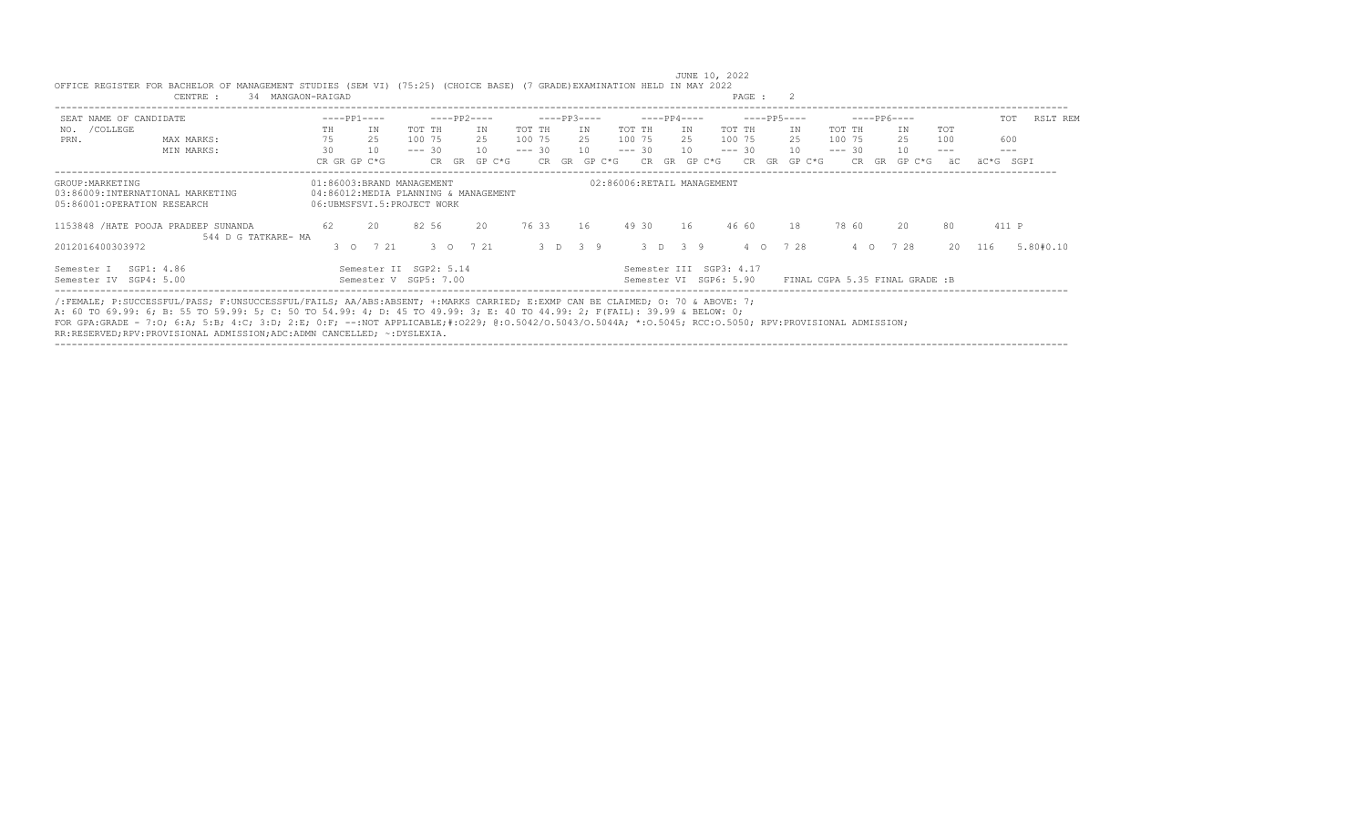JUNE 10, 2022

OFFICE REGISTER FOR BACHELOR OF MANAGEMENT STUDIES (SEM VI) (75:25) (CHOICE BASE) (7 GRADE)EXAMINATION HELD IN MAY 2022

CENTRE : 34 MANGAON-RAIGAD

PAGE : 2

| SEAT NO. / COLLEGE PRN. | NAME OF CANDIDATE | ----PP1---- | | | ----PP2---- | | | ----PP3---- | | | ----PP4---- | | | ----PP5---- | | | ----PP6---- | | | TOT | RSLT REM |
|---|---|---|---|---|---|---|---|---|---|---|---|---|---|---|---|---|---|---|---|---|---|---|
| | | TH | IN | TOT | TH | IN | TOT | TH | IN | TOT | TH | IN | TOT | TH | IN | TOT | TH | IN | TOT | | | |
| | MAX MARKS: | 75 | 25 | 100 | 75 | 25 | 100 | 75 | 25 | 100 | 75 | 25 | 100 | 75 | 25 | 100 | 75 | 25 | 100 | | 600 | |
| | MIN MARKS: | 30 | 10 | --- | 30 | 10 | --- | 30 | 10 | --- | 30 | 10 | --- | 30 | 10 | --- | 30 | 10 | --- | | --- | |
| | | CR GR GP C*G | | | CR GR GP C*G | | | CR GR GP C*G | | | CR GR GP C*G | | | CR GR GP C*G | | | CR GR GP C*G | | | äC | äC*G | SGPI |

GROUP:MARKETING

01:86003:BRAND MANAGEMENT

02:86006:RETAIL MANAGEMENT

03:86009:INTERNATIONAL MARKETING

04:86012:MEDIA PLANNING & MANAGEMENT

05:86001:OPERATION RESEARCH

06:UBMSFSVI.5:PROJECT WORK

| SEAT NO. / PRN. | NAME | PP1 TH | PP1 IN | PP1 TOT | PP2 TH | PP2 IN | PP2 TOT | PP3 TH | PP3 IN | PP3 TOT | PP4 TH | PP4 IN | PP4 TOT | PP5 TH | PP5 IN | PP5 TOT | PP6 TH | PP6 IN | PP6 TOT | TOT | RSLT |
|---|---|---|---|---|---|---|---|---|---|---|---|---|---|---|---|---|---|---|---|---|---|
| 1153848 | /HATE POOJA PRADEEP SUNANDA 544 D G TATKARE- MA | 62 | 20 | 82 | 56 | 20 | 76 | 33 | 16 | 49 | 30 | 16 | 46 | 60 | 18 | 78 | 60 | 20 | 80 | 411 | P |
| 2012016400303972 | | 3 O 7 21 | | | 3 O 7 21 | | | 3 D 3 9 | | | 3 D 3 9 | | | 4 O 7 28 | | | 4 O 7 28 | | | 20 116 | 5.80#0.10 |

Semester I SGP1: 4.86 Semester II SGP2: 5.14 Semester III SGP3: 4.17

Semester IV SGP4: 5.00 Semester V SGP5: 7.00 Semester VI SGP6: 5.90 FINAL CGPA 5.35 FINAL GRADE :B

/:FEMALE; P:SUCCESSFUL/PASS; F:UNSUCCESSFUL/FAILS; AA/ABS:ABSENT; +:MARKS CARRIED; E:EXMP CAN BE CLAIMED; O: 70 & ABOVE: 7;
A: 60 TO 69.99: 6; B: 55 TO 59.99: 5; C: 50 TO 54.99: 4; D: 45 TO 49.99: 3; E: 40 TO 44.99: 2; F(FAIL): 39.99 & BELOW: 0;
FOR GPA:GRADE - 7:O; 6:A; 5:B; 4:C; 3:D; 2:E; 0:F; --:NOT APPLICABLE;#:O229; @:O.5042/O.5043/O.5044A; *:O.5045; RCC:O.5050; RPV:PROVISIONAL ADMISSION;
RR:RESERVED;RPV:PROVISIONAL ADMISSION;ADC:ADMN CANCELLED; ~:DYSLEXIA.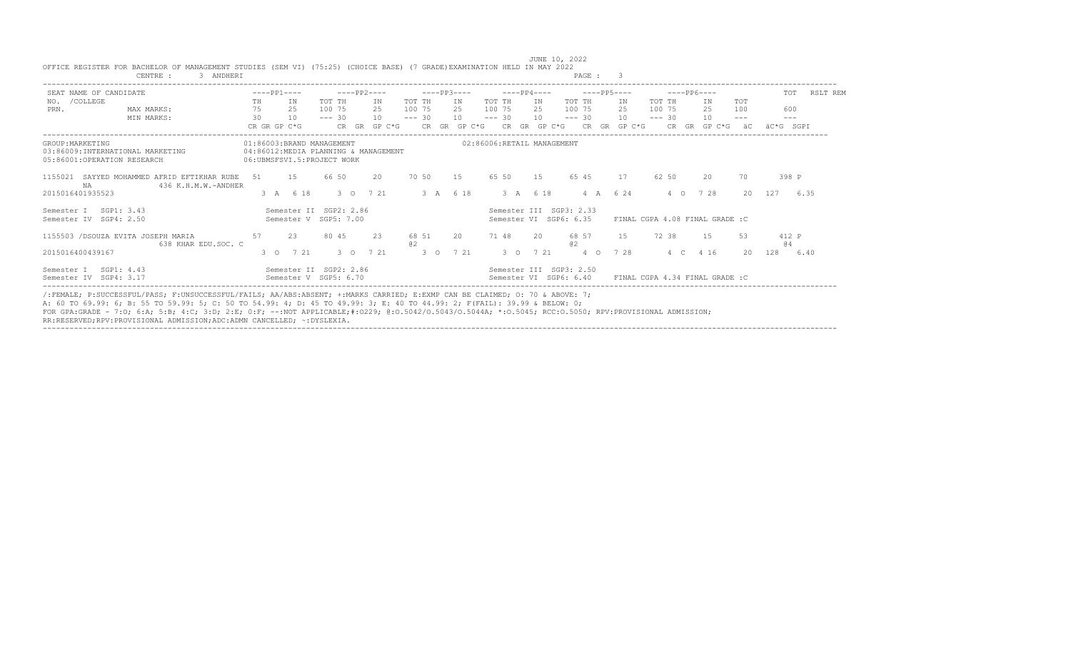JUNE 10, 2022

OFFICE REGISTER FOR BACHELOR OF MANAGEMENT STUDIES (SEM VI) (75:25) (CHOICE BASE) (7 GRADE)EXAMINATION HELD IN MAY 2022

CENTRE : 3 ANDHERI

| SEAT NAME OF CANDIDATE | ----PP1---- | | ----PP2---- | | | ----PP3---- | | | ----PP4---- | | | ----PP5---- | | | ----PP6---- | | | | TOT | RSLT REM |
|---|---|---|---|---|---|---|---|---|---|---|---|---|---|---|---|---|---|---|---|---|
| NO. /COLLEGE | TH | IN | TOT TH | IN | | TOT TH | IN | | TOT TH | IN | | TOT TH | IN | | TOT TH | IN | TOT | | | |
| PRN. MAX MARKS: | 75 | 25 | 100 75 | 25 | | 100 75 | 25 | | 100 75 | 25 | | 100 75 | 25 | | 100 75 | 25 | 100 | | 600 | |
| MIN MARKS: | 30 | 10 | --- 30 | 10 | | --- 30 | 10 | | --- 30 | 10 | | --- 30 | 10 | | --- 30 | 10 | --- | | --- | |
| | CR GR GP C*G | | CR GR GP C*G | | | CR GR GP C*G | | | CR GR GP C*G | | | CR GR GP C*G | | | CR GR GP C*G | | äC | | äC*G SGPI | |

GROUP:MARKETING
01:86003:BRAND MANAGEMENT
02:86006:RETAIL MANAGEMENT
03:86009:INTERNATIONAL MARKETING
04:86012:MEDIA PLANNING & MANAGEMENT
05:86001:OPERATION RESEARCH
06:UBMSFSVI.5:PROJECT WORK

```
1155021  SAYYED MOHAMMED AFRID EFTIKHAR RUBE   51     15     66 50     20     70 50     15     65 50     15     65 45     17     62 50     20     70      398 P
     NA              436 K.H.M.W.-ANDHER
2015016401935523                                 3  A   6 18     3  O   7 21     3  A   6 18     3  A   6 18     4  A   6 24     4  O   7 28     20  127   6.35

Semester I  SGP1: 3.43                  Semester II  SGP2: 2.86                  Semester III  SGP3: 2.33
Semester IV  SGP4: 2.50                 Semester V  SGP5: 7.00                   Semester VI  SGP6: 6.35    FINAL CGPA 4.08 FINAL GRADE :C

1155503 /DSOUZA EVITA JOSEPH MARIA             57     23     80 45     23     68 51     20     71 48     20     68 57     15     72 38     15     53      412 P
                     638 KHAR EDU.SOC. C                                    @2                                 @2                                        @4
2015016400439167                                 3  O   7 21     3  O   7 21     3  O   7 21     3  O   7 21     4  O   7 28     4  C   4 16     20  128   6.40

Semester I  SGP1: 4.43                  Semester II  SGP2: 2.86                  Semester III  SGP3: 2.50
Semester IV  SGP4: 3.17                 Semester V  SGP5: 6.70                   Semester VI  SGP6: 6.40    FINAL CGPA 4.34 FINAL GRADE :C
```

/:FEMALE; P:SUCCESSFUL/PASS; F:UNSUCCESSFUL/FAILS; AA/ABS:ABSENT; +:MARKS CARRIED; E:EXMP CAN BE CLAIMED; O: 70 & ABOVE: 7;
A: 60 TO 69.99: 6; B: 55 TO 59.99: 5; C: 50 TO 54.99: 4; D: 45 TO 49.99: 3; E: 40 TO 44.99: 2; F(FAIL): 39.99 & BELOW: 0;
FOR GPA:GRADE - 7:O; 6:A; 5:B; 4:C; 3:D; 2:E; 0:F; --:NOT APPLICABLE;#:O229; @:O.5042/O.5043/O.5044A; *:O.5045; RCC:O.5050; RPV:PROVISIONAL ADMISSION;
RR:RESERVED;RPV:PROVISIONAL ADMISSION;ADC:ADMN CANCELLED; ~:DYSLEXIA.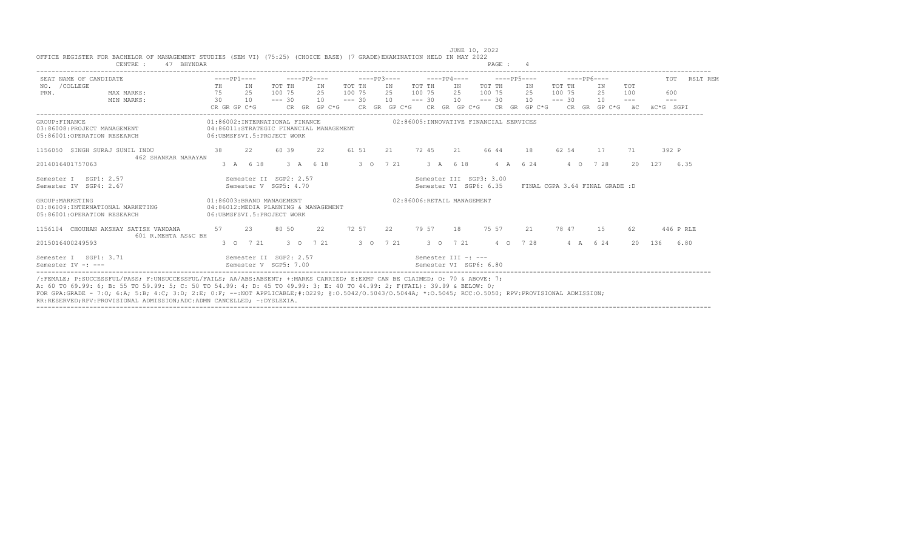JUNE 10, 2022

OFFICE REGISTER FOR BACHELOR OF MANAGEMENT STUDIES (SEM VI) (75:25) (CHOICE BASE) (7 GRADE)EXAMINATION HELD IN MAY 2022

CENTRE : 47 BHYNDAR

| SEAT NO. / PRN. | NAME OF CANDIDATE / COLLEGE | | PP1 TH | PP1 IN | PP1 TOT | PP2 TH | PP2 IN | PP2 TOT | PP3 TH | PP3 IN | PP3 TOT | PP4 TH | PP4 IN | PP4 TOT | PP5 TH | PP5 IN | PP5 TOT | PP6 TH | PP6 IN | PP6 TOT | TOT | RSLT REM |
|---|---|---|---|---|---|---|---|---|---|---|---|---|---|---|---|---|---|---|---|---|---|---|
| | | MAX MARKS: | 75 | 25 | 100 | 75 | 25 | 100 | 75 | 25 | 100 | 75 | 25 | 100 | 75 | 25 | 100 | 75 | 25 | 100 | 600 | |
| | | MIN MARKS: | 30 | 10 | --- | 30 | 10 | --- | 30 | 10 | --- | 30 | 10 | --- | 30 | 10 | --- | 30 | 10 | --- | --- | |
| | | | CR GR GP C*G | | | CR GR GP C*G | | | CR GR GP C*G | | | CR GR GP C*G | | | CR GR GP C*G | | | CR GR GP C*G | | | äC äC*G | SGPI |

GROUP:FINANCE
01:86002:INTERNATIONAL FINANCE
02:86005:INNOVATIVE FINANCIAL SERVICES
03:86008:PROJECT MANAGEMENT
04:86011:STRATEGIC FINANCIAL MANAGEMENT
05:86001:OPERATION RESEARCH
06:UBMSFSVI.5:PROJECT WORK

| SEAT NO. / PRN. | NAME / COLLEGE | PP1 | | PP2 | | PP3 | | PP4 | | PP5 | | PP6 | | TOT | RSLT |
|---|---|---|---|---|---|---|---|---|---|---|---|---|---|---|---|
| 1156050 | SINGH SURAJ SUNIL INDU / 462 SHANKAR NARAYAN | 38 | 22 60 | 39 | 22 61 | 51 | 21 72 | 45 | 21 66 | 44 | 18 62 | 54 | 17 71 | 392 | P |
| 2014016401757063 | | 3 A 6 18 | | 3 A 6 18 | | 3 O 7 21 | | 3 A 6 18 | | 4 A 6 24 | | 4 O 7 28 | | 20 127 | 6.35 |

Semester I SGP1: 2.57 | Semester II SGP2: 2.57 | Semester III SGP3: 3.00
Semester IV SGP4: 2.67 | Semester V SGP5: 4.70 | Semester VI SGP6: 6.35 | FINAL CGPA 3.64 FINAL GRADE :D

GROUP:MARKETING
01:86003:BRAND MANAGEMENT
02:86006:RETAIL MANAGEMENT
03:86009:INTERNATIONAL MARKETING
04:86012:MEDIA PLANNING & MANAGEMENT
05:86001:OPERATION RESEARCH
06:UBMSFSVI.5:PROJECT WORK

| SEAT NO. / PRN. | NAME / COLLEGE | PP1 | | PP2 | | PP3 | | PP4 | | PP5 | | PP6 | | TOT | RSLT |
|---|---|---|---|---|---|---|---|---|---|---|---|---|---|---|---|
| 1156104 | CHOUHAN AKSHAY SATISH VANDANA / 601 R.MEHTA AS&C BH | 57 | 23 80 | 50 | 22 72 | 57 | 22 79 | 57 | 18 75 | 57 | 21 78 | 47 | 15 62 | 446 | P RLE |
| 2015016400249593 | | 3 O 7 21 | | 3 O 7 21 | | 3 O 7 21 | | 3 O 7 21 | | 4 O 7 28 | | 4 A 6 24 | | 20 136 | 6.80 |

Semester I SGP1: 3.71 | Semester II SGP2: 2.57 | Semester III -: ---
Semester IV -: --- | Semester V SGP5: 7.00 | Semester VI SGP6: 6.80

/:FEMALE; P:SUCCESSFUL/PASS; F:UNSUCCESSFUL/FAILS; AA/ABS:ABSENT; +:MARKS CARRIED; E:EXMP CAN BE CLAIMED; O: 70 & ABOVE: 7;
A: 60 TO 69.99: 6; B: 55 TO 59.99: 5; C: 50 TO 54.99: 4; D: 45 TO 49.99: 3; E: 40 TO 44.99: 2; F(FAIL): 39.99 & BELOW: 0;
FOR GPA:GRADE - 7:O; 6:A; 5:B; 4:C; 3:D; 2:E; 0:F; --:NOT APPLICABLE;#:O229; @:O.5042/O.5043/O.5044A; *:O.5045; RCC:O.5050; RPV:PROVISIONAL ADMISSION;
RR:RESERVED;RPV:PROVISIONAL ADMISSION;ADC:ADMN CANCELLED; ~:DYSLEXIA.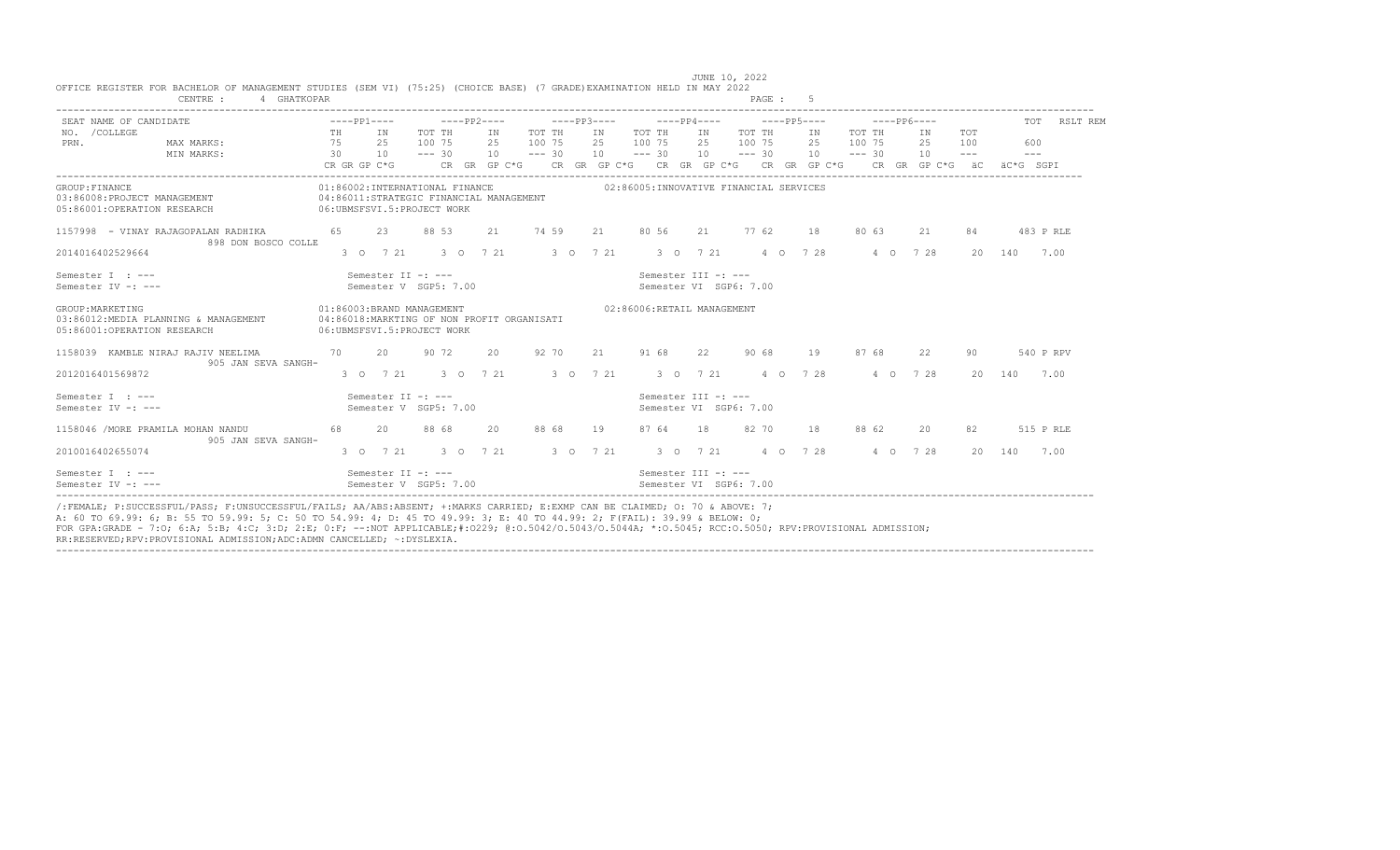JUNE 10, 2022

OFFICE REGISTER FOR BACHELOR OF MANAGEMENT STUDIES (SEM VI) (75:25) (CHOICE BASE) (7 GRADE)EXAMINATION HELD IN MAY 2022

CENTRE : 4 GHATKOPAR

| SEAT NO. / COLLEGE PRN. | NAME OF CANDIDATE | PP1 TH | PP1 IN | PP1 TOT | PP2 TH | PP2 IN | PP2 TOT | PP3 TH | PP3 IN | PP3 TOT | PP4 TH | PP4 IN | PP4 TOT | PP5 TH | PP5 IN | PP5 TOT | PP6 TH | PP6 IN | PP6 TOT | TOT | RSLT | REM |
|---|---|---|---|---|---|---|---|---|---|---|---|---|---|---|---|---|---|---|---|---|---|---|
| | MAX MARKS: | 75 | 25 | 100 | 75 | 25 | 100 | 75 | 25 | 100 | 75 | 25 | 100 | 75 | 25 | 100 | 75 | 25 | 100 | 600 | | |
| | MIN MARKS: | 30 | 10 | --- | 30 | 10 | --- | 30 | 10 | --- | 30 | 10 | --- | 30 | 10 | --- | 30 | 10 | --- | --- | | |
| | | CR GR GP C*G | | | CR GR GP C*G | | | CR GR GP C*G | | | CR GR GP C*G | | | CR GR GP C*G | | | CR GR GP C*G | | | äC äC*G SGPI | | |

GROUP:FINANCE
01:86002:INTERNATIONAL FINANCE
02:86005:INNOVATIVE FINANCIAL SERVICES
03:86008:PROJECT MANAGEMENT
04:86011:STRATEGIC FINANCIAL MANAGEMENT
05:86001:OPERATION RESEARCH
06:UBMSFSVI.5:PROJECT WORK

| SEAT NO. / COLLEGE PRN. | NAME OF CANDIDATE | PP1 TH | PP1 IN | PP1 TOT | PP2 TH | PP2 IN | PP2 TOT | PP3 TH | PP3 IN | PP3 TOT | PP4 TH | PP4 IN | PP4 TOT | PP5 TH | PP5 IN | PP5 TOT | PP6 TH | PP6 IN | PP6 TOT | TOT | RSLT | REM |
|---|---|---|---|---|---|---|---|---|---|---|---|---|---|---|---|---|---|---|---|---|---|---|
| 1157998 | - VINAY RAJAGOPALAN RADHIKA | 65 | 23 | 88 | 53 | 21 | 74 | 59 | 21 | 80 | 56 | 21 | 77 | 62 | 18 | 80 | 63 | 21 | 84 | 483 | P | RLE |
| 898 DON BOSCO COLLE 2014016402529664 | | 3 O 7 21 | | | 3 O 7 21 | | | 3 O 7 21 | | | 3 O 7 21 | | | 4 O 7 28 | | | 4 O 7 28 | | | 20 140 7.00 | | |

Semester I : --- Semester II -: --- Semester III -: ---
Semester IV -: --- Semester V SGP5: 7.00 Semester VI SGP6: 7.00

GROUP:MARKETING
01:86003:BRAND MANAGEMENT
02:86006:RETAIL MANAGEMENT
03:86012:MEDIA PLANNING & MANAGEMENT
04:86018:MARKTING OF NON PROFIT ORGANISATI
05:86001:OPERATION RESEARCH
06:UBMSFSVI.5:PROJECT WORK

| SEAT NO. / COLLEGE PRN. | NAME OF CANDIDATE | PP1 TH | PP1 IN | PP1 TOT | PP2 TH | PP2 IN | PP2 TOT | PP3 TH | PP3 IN | PP3 TOT | PP4 TH | PP4 IN | PP4 TOT | PP5 TH | PP5 IN | PP5 TOT | PP6 TH | PP6 IN | PP6 TOT | TOT | RSLT | REM |
|---|---|---|---|---|---|---|---|---|---|---|---|---|---|---|---|---|---|---|---|---|---|---|
| 1158039 | KAMBLE NIRAJ RAJIV NEELIMA | 70 | 20 | 90 | 72 | 20 | 92 | 70 | 21 | 91 | 68 | 22 | 90 | 68 | 19 | 87 | 68 | 22 | 90 | 540 | P | RPV |
| 905 JAN SEVA SANGH- 2012016401569872 | | 3 O 7 21 | | | 3 O 7 21 | | | 3 O 7 21 | | | 3 O 7 21 | | | 4 O 7 28 | | | 4 O 7 28 | | | 20 140 7.00 | | |

Semester I : --- Semester II -: --- Semester III -: ---
Semester IV -: --- Semester V SGP5: 7.00 Semester VI SGP6: 7.00

| SEAT NO. / COLLEGE PRN. | NAME OF CANDIDATE | PP1 TH | PP1 IN | PP1 TOT | PP2 TH | PP2 IN | PP2 TOT | PP3 TH | PP3 IN | PP3 TOT | PP4 TH | PP4 IN | PP4 TOT | PP5 TH | PP5 IN | PP5 TOT | PP6 TH | PP6 IN | PP6 TOT | TOT | RSLT | REM |
|---|---|---|---|---|---|---|---|---|---|---|---|---|---|---|---|---|---|---|---|---|---|---|
| 1158046 | /MORE PRAMILA MOHAN NANDU | 68 | 20 | 88 | 68 | 20 | 88 | 68 | 19 | 87 | 64 | 18 | 82 | 70 | 18 | 88 | 62 | 20 | 82 | 515 | P | RLE |
| 905 JAN SEVA SANGH- 2010016402655074 | | 3 O 7 21 | | | 3 O 7 21 | | | 3 O 7 21 | | | 3 O 7 21 | | | 4 O 7 28 | | | 4 O 7 28 | | | 20 140 7.00 | | |

Semester I : --- Semester II -: --- Semester III -: ---
Semester IV -: --- Semester V SGP5: 7.00 Semester VI SGP6: 7.00

/:FEMALE; P:SUCCESSFUL/PASS; F:UNSUCCESSFUL/FAILS; AA/ABS:ABSENT; +:MARKS CARRIED; E:EXMP CAN BE CLAIMED; O: 70 & ABOVE: 7;
A: 60 TO 69.99: 6; B: 55 TO 59.99: 5; C: 50 TO 54.99: 4; D: 45 TO 49.99: 3; E: 40 TO 44.99: 2; F(FAIL): 39.99 & BELOW: 0;
FOR GPA:GRADE - 7:O; 6:A; 5:B; 4:C; 3:D; 2:E; 0:F; --:NOT APPLICABLE;#:O229; @:O.5042/O.5043/O.5044A; *:O.5045; RCC:O.5050; RPV:PROVISIONAL ADMISSION;
RR:RESERVED;RPV:PROVISIONAL ADMISSION;ADC:ADMN CANCELLED; ~:DYSLEXIA.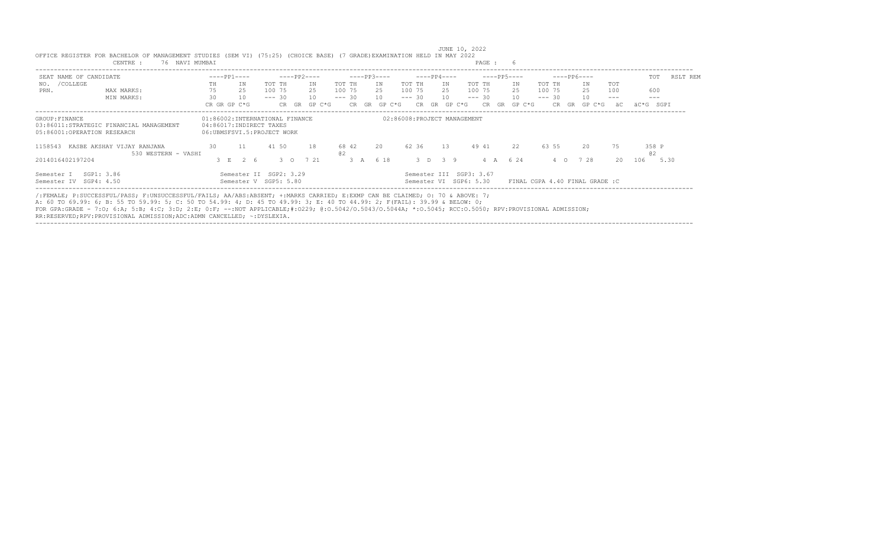JUNE 10, 2022

OFFICE REGISTER FOR BACHELOR OF MANAGEMENT STUDIES (SEM VI) (75:25) (CHOICE BASE) (7 GRADE)EXAMINATION HELD IN MAY 2022

CENTRE : 76 NAVI MUMBAI

| SEAT NO. / COLLEGE PRN. | NAME OF CANDIDATE | PP1 TH | PP1 IN | PP1 TOT | PP2 TH | PP2 IN | PP2 TOT | PP3 TH | PP3 IN | PP3 TOT | PP4 TH | PP4 IN | PP4 TOT | PP5 TH | PP5 IN | PP5 TOT | PP6 TH | PP6 IN | PP6 TOT | TOT | RSLT | REM |
|---|---|---|---|---|---|---|---|---|---|---|---|---|---|---|---|---|---|---|---|---|---|---|
| | MAX MARKS: | 75 | 25 | 100 | 75 | 25 | 100 | 75 | 25 | 100 | 75 | 25 | 100 | 75 | 25 | 100 | 75 | 25 | 100 | 600 | | |
| | MIN MARKS: | 30 | 10 | --- | 30 | 10 | --- | 30 | 10 | --- | 30 | 10 | --- | 30 | 10 | --- | 30 | 10 | --- | --- | | |
| | | CR GR GP C*G | | | CR GR GP C*G | | | CR GR GP C*G | | | CR GR GP C*G | | | CR GR GP C*G | | | CR GR GP C*G | | äC | äC*G SGPI | | |

GROUP:FINANCE

01:86002:INTERNATIONAL FINANCE
02:86008:PROJECT MANAGEMENT
03:86011:STRATEGIC FINANCIAL MANAGEMENT
04:86017:INDIRECT TAXES
05:86001:OPERATION RESEARCH
06:UBMSFSVI.5:PROJECT WORK

| SEAT NO. | NAME | PP1 TH | PP1 IN | PP1 TOT | PP2 TH | PP2 IN | PP2 TOT | PP3 TH | PP3 IN | PP3 TOT | PP4 TH | PP4 IN | PP4 TOT | PP5 TH | PP5 IN | PP5 TOT | PP6 TH | PP6 IN | PP6 TOT | TOT | RSLT |
|---|---|---|---|---|---|---|---|---|---|---|---|---|---|---|---|---|---|---|---|---|---|
| 1158543 | KASBE AKSHAY VIJAY RANJANA | 30 | 11 | 41 | 50 | 18 | 68 | 42 @2 | 20 | 62 | 36 | 13 | 49 | 41 | 22 | 63 | 55 | 20 | 75 | 358 @2 | P |
| 2014016402197204 | 530 WESTERN - VASHI | 3 E 2 6 | | | 3 O 7 21 | | | 3 A 6 18 | | | 3 D 3 9 | | | 4 A 6 24 | | | 4 O 7 28 | | 20 | 106 | 5.30 |

Semester I SGP1: 3.86 Semester II SGP2: 3.29 Semester III SGP3: 3.67
Semester IV SGP4: 4.50 Semester V SGP5: 5.80 Semester VI SGP6: 5.30 FINAL CGPA 4.40 FINAL GRADE :C

/:FEMALE; P:SUCCESSFUL/PASS; F:UNSUCCESSFUL/FAILS; AA/ABS:ABSENT; +:MARKS CARRIED; E:EXMP CAN BE CLAIMED; O: 70 & ABOVE: 7;
A: 60 TO 69.99: 6; B: 55 TO 59.99: 5; C: 50 TO 54.99: 4; D: 45 TO 49.99: 3; E: 40 TO 44.99: 2; F(FAIL): 39.99 & BELOW: 0;
FOR GPA:GRADE - 7:O; 6:A; 5:B; 4:C; 3:D; 2:E; 0:F; --:NOT APPLICABLE;#:O229; @:O.5042/O.5043/O.5044A; *:O.5045; RCC:O.5050; RPV:PROVISIONAL ADMISSION;
RR:RESERVED;RPV:PROVISIONAL ADMISSION;ADC:ADMN CANCELLED; ~:DYSLEXIA.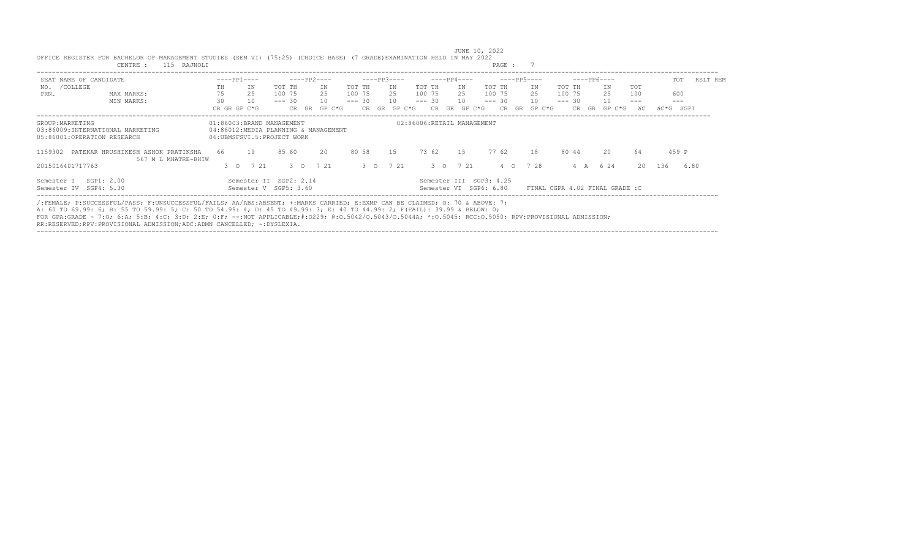JUNE 10, 2022

OFFICE REGISTER FOR BACHELOR OF MANAGEMENT STUDIES (SEM VI) (75:25) (CHOICE BASE) (7 GRADE)EXAMINATION HELD IN MAY 2022

CENTRE : 115 RAJNOLI

| SEAT NO. / PRN. | NAME OF CANDIDATE / COLLEGE | | PP1 TH | PP1 IN | PP1 TOT | PP2 TH | PP2 IN | PP2 TOT | PP3 TH | PP3 IN | PP3 TOT | PP4 TH | PP4 IN | PP4 TOT | PP5 TH | PP5 IN | PP5 TOT | PP6 TH | PP6 IN | PP6 TOT | TOT | RSLT | REM |
|---|---|---|---|---|---|---|---|---|---|---|---|---|---|---|---|---|---|---|---|---|---|---|---|
| | | MAX MARKS: | 75 | 25 | 100 | 75 | 25 | 100 | 75 | 25 | 100 | 75 | 25 | 100 | 75 | 25 | 100 | 75 | 25 | 100 | 600 | | |
| | | MIN MARKS: | 30 | 10 | --- | 30 | 10 | --- | 30 | 10 | --- | 30 | 10 | --- | 30 | 10 | --- | 30 | 10 | --- | --- | | |
| | | | CR GR GP C*G | | | CR GR GP C*G | | | CR GR GP C*G | | | CR GR GP C*G | | | CR GR GP C*G | | | CR GR GP C*G | | äC | äC*G SGPI | | |

GROUP:MARKETING
01:86003:BRAND MANAGEMENT
02:86006:RETAIL MANAGEMENT
03:86009:INTERNATIONAL MARKETING
04:86012:MEDIA PLANNING & MANAGEMENT
05:86001:OPERATION RESEARCH
06:UBMSFSVI.5:PROJECT WORK

| SEAT NO. / PRN. | NAME OF CANDIDATE / COLLEGE | PP1 TH | PP1 IN | PP1 TOT | PP2 TH | PP2 IN | PP2 TOT | PP3 TH | PP3 IN | PP3 TOT | PP4 TH | PP4 IN | PP4 TOT | PP5 TH | PP5 IN | PP5 TOT | PP6 TH | PP6 IN | PP6 TOT | TOT | RSLT |
|---|---|---|---|---|---|---|---|---|---|---|---|---|---|---|---|---|---|---|---|---|---|
| 1159302 | PATEKAR HRUSHIKESH ASHOK PRATIKSHA / 567 M L MHATRE-BHIW | 66 | 19 | 85 | 60 | 20 | 80 | 58 | 15 | 73 | 62 | 15 | 77 | 62 | 18 | 80 | 44 | 20 | 64 | 459 | P |
| 2015016401717763 | | 3 O 7 21 | | | 3 O 7 21 | | | 3 O 7 21 | | | 3 O 7 21 | | | 4 O 7 28 | | | 4 A 6 24 | | 20 | 136 | 6.80 |

Semester I SGP1: 2.00 | Semester II SGP2: 2.14 | Semester III SGP3: 4.25
Semester IV SGP4: 5.30 | Semester V SGP5: 3.60 | Semester VI SGP6: 6.80 | FINAL CGPA 4.02 FINAL GRADE :C

/:FEMALE; P:SUCCESSFUL/PASS; F:UNSUCCESSFUL/FAILS; AA/ABS:ABSENT; +:MARKS CARRIED; E:EXMP CAN BE CLAIMED; O: 70 & ABOVE: 7;
A: 60 TO 69.99: 6; B: 55 TO 59.99: 5; C: 50 TO 54.99: 4; D: 45 TO 49.99: 3; E: 40 TO 44.99: 2; F(FAIL): 39.99 & BELOW: 0;
FOR GPA:GRADE - 7:O; 6:A; 5:B; 4:C; 3:D; 2:E; 0:F; --:NOT APPLICABLE;#:O229; @:O.5042/O.5043/O.5044A; *:O.5045; RCC:O.5050; RPV:PROVISIONAL ADMISSION;
RR:RESERVED;RPV:PROVISIONAL ADMISSION;ADC:ADMN CANCELLED; ~:DYSLEXIA.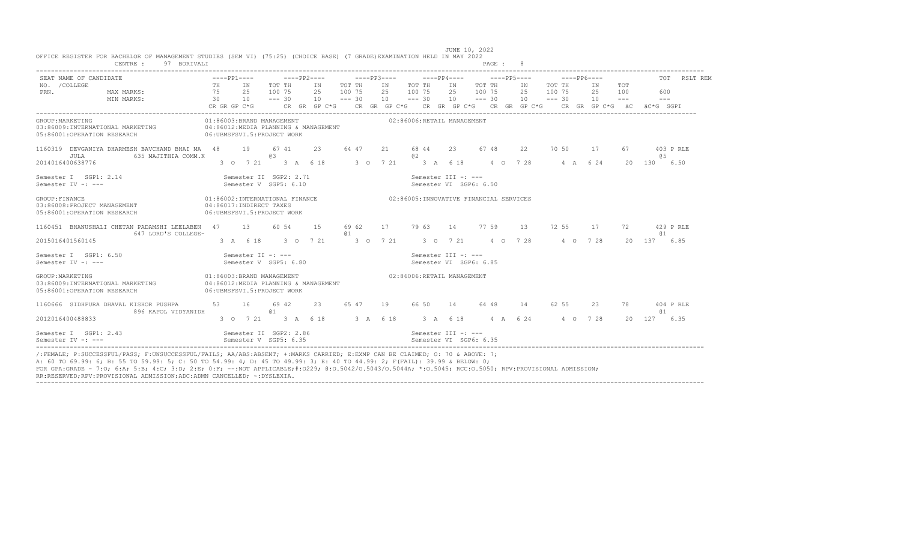OFFICE REGISTER FOR BACHELOR OF MANAGEMENT STUDIES (SEM VI) (75:25) (CHOICE BASE) (7 GRADE)EXAMINATION HELD IN MAY 2022

JUNE 10, 2022

CENTRE : 97 BORIVALI

PAGE : 8

```
SEAT NAME OF CANDIDATE                          ----PP1----       ----PP2----       ----PP3----       ----PP4----       ----PP5----       ----PP6----            TOT   RSLT REM
NO. /COLLEGE                                    TH     IN      TOT TH     IN     TOT TH     IN     TOT TH     IN     TOT TH     IN     TOT TH     IN     TOT
PRN.              MAX MARKS:                    75     25      100 75     25     100 75     25     100 75     25     100 75     25     100 75     25     100        600
                  MIN MARKS:                    30     10      --- 30     10     --- 30     10     --- 30     10     --- 30     10     --- 30     10     ---        ---
                                                CR GR GP C*G      CR  GR  GP C*G    CR  GR  GP C*G    CR  GR  GP C*G    CR  GR  GP C*G    CR  GR  GP C*G  äC  äC*G  SGPI
```

GROUP:MARKETING
01:86003:BRAND MANAGEMENT
02:86006:RETAIL MANAGEMENT
03:86009:INTERNATIONAL MARKETING
04:86012:MEDIA PLANNING & MANAGEMENT
05:86001:OPERATION RESEARCH
06:UBMSFSVI.5:PROJECT WORK

```
1160319  DEVGANIYA DHARMESH BAVCHAND BHAI MA   48     19      67 41      23     64 47      21     68 44      23     67 48      22     70 50      17     67      403 P RLE
      JULA          635 MAJITHIA COMM.K                @3                                  @2                                                                  @5
2014016400638776                                3  O   7 21      3  A   6 18      3  O   7 21      3  A   6 18      4  O   7 28      4  A   6 24     20  130   6.50
```

Semester I SGP1: 2.14 &nbsp;&nbsp; Semester II SGP2: 2.71 &nbsp;&nbsp; Semester III -: ---
Semester IV -: --- &nbsp;&nbsp; Semester V SGP5: 6.10 &nbsp;&nbsp; Semester VI SGP6: 6.50

GROUP:FINANCE
01:86002:INTERNATIONAL FINANCE
02:86005:INNOVATIVE FINANCIAL SERVICES
03:86008:PROJECT MANAGEMENT
04:86017:INDIRECT TAXES
05:86001:OPERATION RESEARCH
06:UBMSFSVI.5:PROJECT WORK

```
1160451  BHANUSHALI CHETAN PADAMSHI LEELABEN   47     13      60 54      15     69 62      17     79 63      14     77 59      13     72 55      17     72      429 P RLE
                    647 LORD'S COLLEGE-                                @1                                                                                   @1
2015016401560145                                3  A   6 18      3  O   7 21      3  O   7 21      3  O   7 21      4  O   7 28      4  O   7 28     20  137   6.85
```

Semester I SGP1: 6.50 &nbsp;&nbsp; Semester II -: --- &nbsp;&nbsp; Semester III -: ---
Semester IV -: --- &nbsp;&nbsp; Semester V SGP5: 6.80 &nbsp;&nbsp; Semester VI SGP6: 6.85

GROUP:MARKETING
01:86003:BRAND MANAGEMENT
02:86006:RETAIL MANAGEMENT
03:86009:INTERNATIONAL MARKETING
04:86012:MEDIA PLANNING & MANAGEMENT
05:86001:OPERATION RESEARCH
06:UBMSFSVI.5:PROJECT WORK

```
1160666  SIDHPURA DHAVAL KISHOR PUSHPA         53     16      69 42      23     65 47      19     66 50      14     64 48      14     62 55      23     78      404 P RLE
                    896 KAPOL VIDYANIDH                @1                                                                                                   @1
2012016400488833                                3  O   7 21      3  A   6 18      3  A   6 18      3  A   6 18      4  A   6 24      4  O   7 28     20  127   6.35
```

Semester I SGP1: 2.43 &nbsp;&nbsp; Semester II SGP2: 2.86 &nbsp;&nbsp; Semester III -: ---
Semester IV -: --- &nbsp;&nbsp; Semester V SGP5: 6.35 &nbsp;&nbsp; Semester VI SGP6: 6.35

/:FEMALE; P:SUCCESSFUL/PASS; F:UNSUCCESSFUL/FAILS; AA/ABS:ABSENT; +:MARKS CARRIED; E:EXMP CAN BE CLAIMED; O: 70 & ABOVE: 7;
A: 60 TO 69.99: 6; B: 55 TO 59.99: 5; C: 50 TO 54.99: 4; D: 45 TO 49.99: 3; E: 40 TO 44.99: 2; F(FAIL): 39.99 & BELOW: 0;
FOR GPA:GRADE - 7:O; 6:A; 5:B; 4:C; 3:D; 2:E; 0:F; --:NOT APPLICABLE;#:O229; @:O.5042/O.5043/O.5044A; *:O.5045; RCC:O.5050; RPV:PROVISIONAL ADMISSION;
RR:RESERVED;RPV:PROVISIONAL ADMISSION;ADC:ADMN CANCELLED; ~:DYSLEXIA.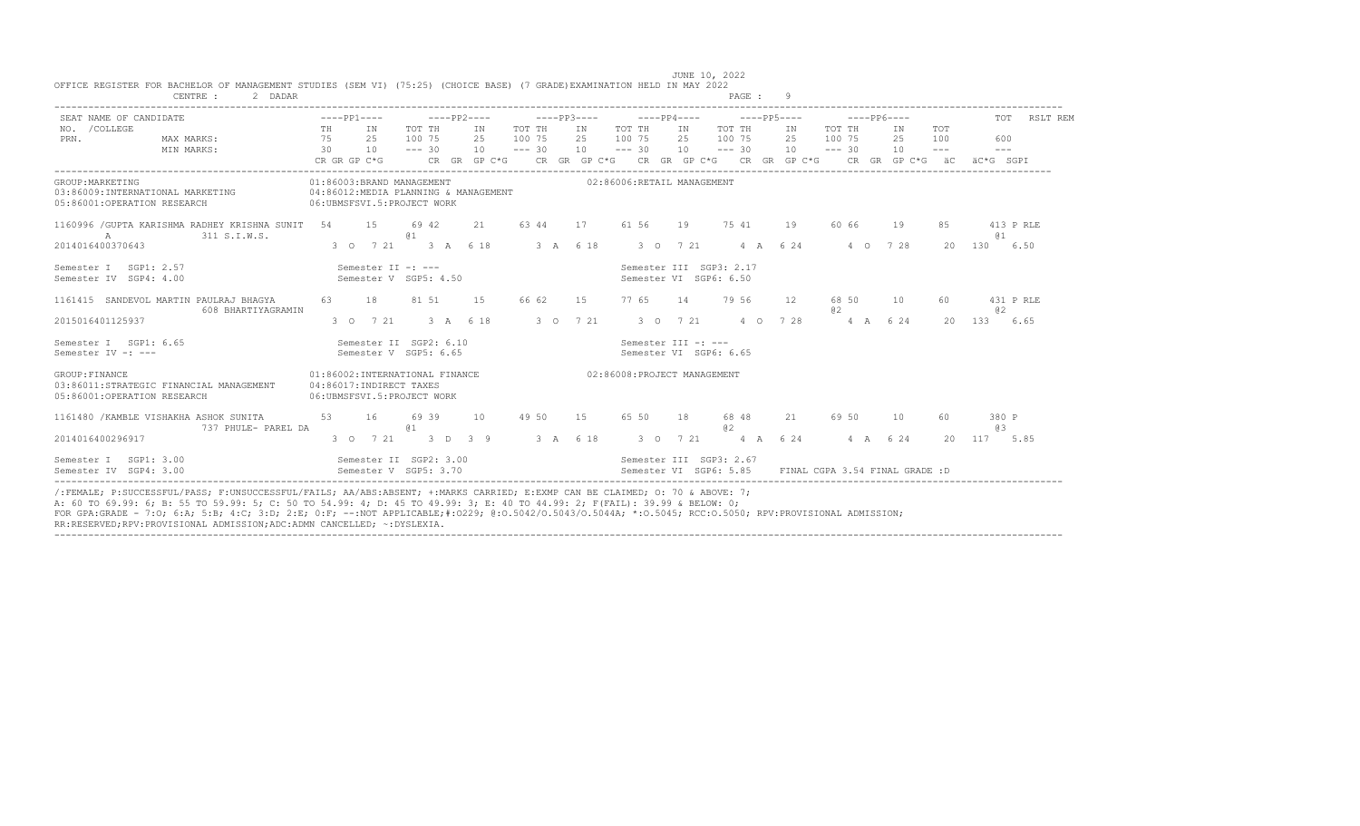JUNE 10, 2022

OFFICE REGISTER FOR BACHELOR OF MANAGEMENT STUDIES (SEM VI) (75:25) (CHOICE BASE) (7 GRADE)EXAMINATION HELD IN MAY 2022

CENTRE : 2 DADAR

| SEAT NO. /COLLEGE PRN. | NAME OF CANDIDATE | ----PP1---- | | ----PP2---- | | | ----PP3---- | | | ----PP4---- | | | ----PP5---- | | | ----PP6---- | | | TOT | RSLT REM |
|---|---|---|---|---|---|---|---|---|---|---|---|---|---|---|---|---|---|---|---|---|---|
| | | TH | IN | TOT | TH | IN | TOT | TH | IN | TOT | TH | IN | TOT | TH | IN | TOT | TH | IN | TOT | | |
| | MAX MARKS: | 75 | 25 | 100 | 75 | 25 | 100 | 75 | 25 | 100 | 75 | 25 | 100 | 75 | 25 | 100 | 75 | 25 | 100 | 600 | |
| | MIN MARKS: | 30 | 10 | --- | 30 | 10 | --- | 30 | 10 | --- | 30 | 10 | --- | 30 | 10 | --- | 30 | 10 | --- | --- | |
| | | CR GR GP C*G | | | CR GR GP C*G | | | CR GR GP C*G | | | CR GR GP C*G | | | CR GR GP C*G | | | CR GR GP C*G | | | äC äC*G SGPI | |

GROUP:MARKETING
01:86003:BRAND MANAGEMENT
02:86006:RETAIL MANAGEMENT
03:86009:INTERNATIONAL MARKETING
04:86012:MEDIA PLANNING & MANAGEMENT
05:86001:OPERATION RESEARCH
06:UBMSFSVI.5:PROJECT WORK

```
1160996 /GUPTA KARISHMA RADHEY KRISHNA SUNIT   54     15     69 42     21     63 44     17     61 56     19     75 41     19     60 66     19     85      413 P RLE
   A             311 S.I.W.S.                               @1                                                                                             @1
2014016400370643                                  3  O   7 21     3  A   6 18      3  A   6 18      3  O   7 21      4  A   6 24      4  O   7 28     20  130   6.50

Semester I  SGP1: 2.57                      Semester II -: ---                              Semester III  SGP3: 2.17
Semester IV  SGP4: 4.00                     Semester V  SGP5: 4.50                          Semester VI  SGP6: 6.50

1161415  SANDEVOL MARTIN PAULRAJ BHAGYA        63     18     81 51     15     66 62     15     77 65     14     79 56     12     68 50     10     60      431 P RLE
                 608 BHARTIYAGRAMIN                                                                                                @2                      @2
2015016401125937                                  3  O   7 21     3  A   6 18      3  O   7 21      3  O   7 21      4  O   7 28      4  A   6 24     20  133   6.65

Semester I  SGP1: 6.65                      Semester II  SGP2: 6.10                         Semester III -: ---
Semester IV -: ---                          Semester V  SGP5: 6.65                          Semester VI  SGP6: 6.65
```

GROUP:FINANCE
01:86002:INTERNATIONAL FINANCE
02:86008:PROJECT MANAGEMENT
03:86011:STRATEGIC FINANCIAL MANAGEMENT
04:86017:INDIRECT TAXES
05:86001:OPERATION RESEARCH
06:UBMSFSVI.5:PROJECT WORK

```
1161480 /KAMBLE VISHAKHA ASHOK SUNITA          53     16     69 39     10     49 50     15     65 50     18     68 48     21     69 50     10     60      380 P
                 737 PHULE- PAREL DA                        @1                                                  @2                                         @3
2014016400296917                                  3  O   7 21     3  D   3  9      3  A   6 18      3  O   7 21      4  A   6 24      4  A   6 24     20  117   5.85

Semester I  SGP1: 3.00                      Semester II  SGP2: 3.00                         Semester III  SGP3: 2.67
Semester IV  SGP4: 3.00                     Semester V  SGP5: 3.70                          Semester VI  SGP6: 5.85    FINAL CGPA 3.54 FINAL GRADE :D
```

/:FEMALE; P:SUCCESSFUL/PASS; F:UNSUCCESSFUL/FAILS; AA/ABS:ABSENT; +:MARKS CARRIED; E:EXMP CAN BE CLAIMED; O: 70 & ABOVE: 7; A: 60 TO 69.99: 6; B: 55 TO 59.99: 5; C: 50 TO 54.99: 4; D: 45 TO 49.99: 3; E: 40 TO 44.99: 2; F(FAIL): 39.99 & BELOW: 0; FOR GPA:GRADE - 7:O; 6:A; 5:B; 4:C; 3:D; 2:E; 0:F; --:NOT APPLICABLE;#:O229; @:O.5042/O.5043/O.5044A; *:O.5045; RCC:O.5050; RPV:PROVISIONAL ADMISSION; RR:RESERVED;RPV:PROVISIONAL ADMISSION;ADC:ADMN CANCELLED; ~:DYSLEXIA.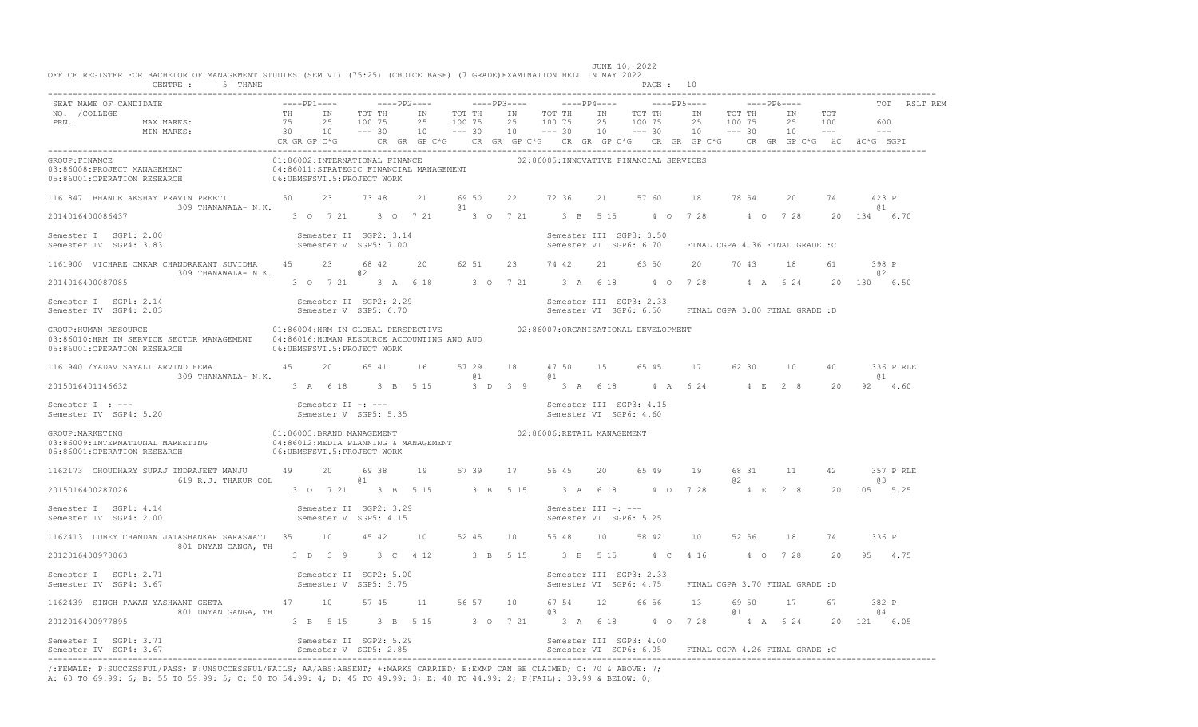JUNE 10, 2022

OFFICE REGISTER FOR BACHELOR OF MANAGEMENT STUDIES (SEM VI) (75:25) (CHOICE BASE) (7 GRADE)EXAMINATION HELD IN MAY 2022

CENTRE : 5 THANE

```
SEAT NAME OF CANDIDATE                        ----PP1----        ----PP2----        ----PP3----        ----PP4----        ----PP5----        ----PP6----              TOT   RSLT REM
NO.  /COLLEGE                                 TH      IN      TOT TH      IN      TOT TH      IN      TOT TH      IN      TOT TH      IN      TOT TH      IN      TOT
PRN.              MAX MARKS:                  75      25      100 75      25      100 75      25      100 75      25      100 75      25      100 75      25      100         600
                  MIN MARKS:                  30      10      --- 30      10      --- 30      10      --- 30      10      --- 30      10      --- 30      10      ---         ---
                                              CR GR GP C*G       CR  GR  GP C*G      CR  GR  GP C*G     CR  GR  GP C*G     CR  GR  GP C*G     CR  GR  GP C*G   äC  äC*G  SGPI

GROUP:FINANCE                                 01:86002:INTERNATIONAL FINANCE                    02:86005:INNOVATIVE FINANCIAL SERVICES
03:86008:PROJECT MANAGEMENT                   04:86011:STRATEGIC FINANCIAL MANAGEMENT
05:86001:OPERATION RESEARCH                   06:UBMSFSVI.5:PROJECT WORK

1161847  BHANDE AKSHAY PRAVIN PREETI          50      23      73 48      21      69 50      22      72 36      21      57 60      18      78 54      20      74        423 P
                 309 THANAWALA- N.K.                                              @1                                                                                      @1
2014016400086437                                3  O   7 21     3  O   7 21       3  O   7 21       3  B   5 15       4  O   7 28       4  O   7 28      20  134   6.70

Semester I   SGP1: 2.00                         Semester II  SGP2: 3.14                           Semester III  SGP3: 3.50
Semester IV  SGP4: 3.83                         Semester V  SGP5: 7.00                            Semester VI  SGP6: 6.70    FINAL CGPA 4.36 FINAL GRADE :C

1161900  VICHARE OMKAR CHANDRAKANT SUVIDHA    45      23      68 42      20      62 51      23      74 42      21      63 50      20      70 43      18      61        398 P
                 309 THANAWALA- N.K.                  @2                                                                                                                  @2
2014016400087085                                3  O   7 21     3  A   6 18       3  O   7 21       3  A   6 18       4  O   7 28       4  A   6 24      20  130   6.50

Semester I   SGP1: 2.14                         Semester II  SGP2: 2.29                           Semester III  SGP3: 2.33
Semester IV  SGP4: 2.83                         Semester V  SGP5: 6.70                            Semester VI  SGP6: 6.50    FINAL CGPA 3.80 FINAL GRADE :D

GROUP:HUMAN RESOURCE                          01:86004:HRM IN GLOBAL PERSPECTIVE                02:86007:ORGANISATIONAL DEVELOPMENT
03:86010:HRM IN SERVICE SECTOR MANAGEMENT     04:86016:HUMAN RESOURCE ACCOUNTING AND AUD
05:86001:OPERATION RESEARCH                   06:UBMSFSVI.5:PROJECT WORK

1161940 /YADAV SAYALI ARVIND HEMA             45      20      65 41      16      57 29      18      47 50      15      65 45      17      62 30      10      40        336 P RLE
                 309 THANAWALA- N.K.                                              @1                 @1                                                                   @1
2015016401146632                                3  A   6 18     3  B   5 15       3  D   3  9       3  A   6 18       4  A   6 24       4  E   2  8      20   92   4.60

Semester I   : ---                              Semester II -: ---                                Semester III  SGP3: 4.15
Semester IV  SGP4: 5.20                         Semester V  SGP5: 5.35                            Semester VI  SGP6: 4.60

GROUP:MARKETING                               01:86003:BRAND MANAGEMENT                         02:86006:RETAIL MANAGEMENT
03:86009:INTERNATIONAL MARKETING              04:86012:MEDIA PLANNING & MANAGEMENT
05:86001:OPERATION RESEARCH                   06:UBMSFSVI.5:PROJECT WORK

1162173  CHOUDHARY SURAJ INDRAJEET MANJU      49      20      69 38      19      57 39      17      56 45      20      65 49      19      68 31      11      42        357 P RLE
                 619 R.J. THAKUR COL                          @1                                                                      @2                                  @3
2015016400287026                                3  O   7 21     3  B   5 15       3  B   5 15       3  A   6 18       4  O   7 28       4  E   2  8      20  105   5.25

Semester I   SGP1: 4.14                         Semester II  SGP2: 3.29                           Semester III -: ---
Semester IV  SGP4: 2.00                         Semester V  SGP5: 4.15                            Semester VI  SGP6: 5.25

1162413  DUBEY CHANDAN JATASHANKAR SARASWATI  35      10      45 42      10      52 45      10      55 48      10      58 42      10      52 56      18      74        336 P
                 801 DNYAN GANGA, TH
2012016400978063                                3  D   3  9     3  C   4 12       3  B   5 15       3  B   5 15       4  C   4 16       4  O   7 28      20   95   4.75

Semester I   SGP1: 2.71                         Semester II  SGP2: 5.00                           Semester III  SGP3: 2.33
Semester IV  SGP4: 3.67                         Semester V  SGP5: 3.75                            Semester VI  SGP6: 4.75    FINAL CGPA 3.70 FINAL GRADE :D

1162439  SINGH PAWAN YASHWANT GEETA           47      10      57 45      11      56 57      10      67 54      12      66 56      13      69 50      17      67        382 P
                 801 DNYAN GANGA, TH                                                                 @3                                 @1                                @4
2012016400977895                                3  B   5 15     3  B   5 15       3  O   7 21       3  A   6 18       4  O   7 28       4  A   6 24      20  121   6.05

Semester I   SGP1: 3.71                         Semester II  SGP2: 5.29                           Semester III  SGP3: 4.00
Semester IV  SGP4: 3.67                         Semester V  SGP5: 2.85                            Semester VI  SGP6: 6.05    FINAL CGPA 4.26 FINAL GRADE :C
```

/:FEMALE; P:SUCCESSFUL/PASS; F:UNSUCCESSFUL/FAILS; AA/ABS:ABSENT; +:MARKS CARRIED; E:EXMP CAN BE CLAIMED; O: 70 & ABOVE: 7;
A: 60 TO 69.99: 6; B: 55 TO 59.99: 5; C: 50 TO 54.99: 4; D: 45 TO 49.99: 3; E: 40 TO 44.99: 2; F(FAIL): 39.99 & BELOW: 0;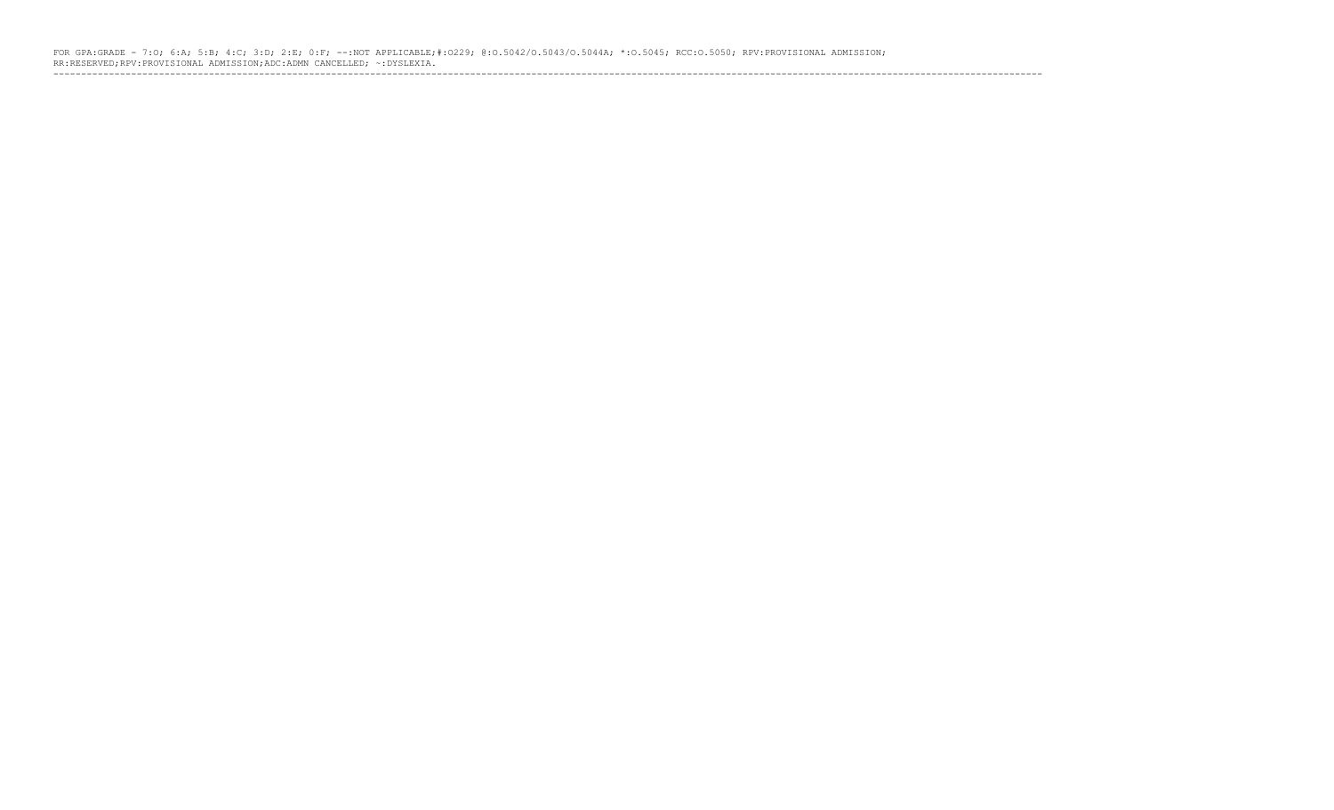FOR GPA:GRADE - 7:O; 6:A; 5:B; 4:C; 3:D; 2:E; 0:F; --:NOT APPLICABLE;#:O229; @:O.5042/O.5043/O.5044A; *:O.5045; RCC:O.5050; RPV:PROVISIONAL ADMISSION;
RR:RESERVED;RPV:PROVISIONAL ADMISSION;ADC:ADMN CANCELLED; ~:DYSLEXIA.

---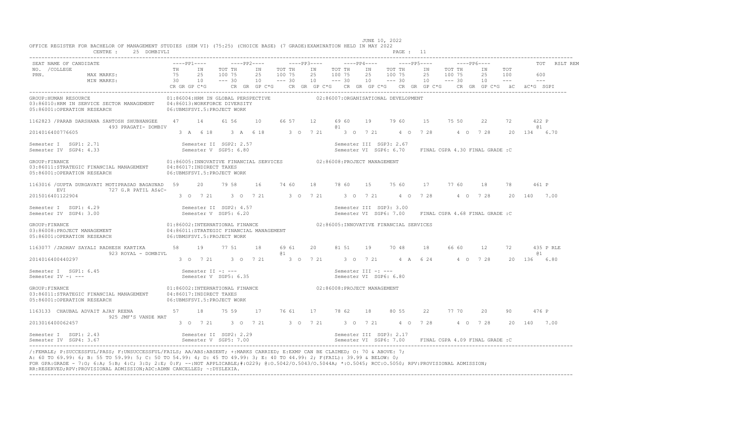JUNE 10, 2022

OFFICE REGISTER FOR BACHELOR OF MANAGEMENT STUDIES (SEM VI) (75:25) (CHOICE BASE) (7 GRADE)EXAMINATION HELD IN MAY 2022

CENTRE : 25 DOMBIVLI

| SEAT NO. /COLLEGE PRN. | NAME OF CANDIDATE | PP1 TH | PP1 IN | PP1 TOT | PP2 TH | PP2 IN | PP2 TOT | PP3 TH | PP3 IN | PP3 TOT | PP4 TH | PP4 IN | PP4 TOT | PP5 TH | PP5 IN | PP5 TOT | PP6 TH | PP6 IN | PP6 TOT | TOT | RSLT | REM |
|---|---|---|---|---|---|---|---|---|---|---|---|---|---|---|---|---|---|---|---|---|---|---|
| | MAX MARKS: | 75 | 25 | 100 | 75 | 25 | 100 | 75 | 25 | 100 | 75 | 25 | 100 | 75 | 25 | 100 | 75 | 25 | 100 | 600 | | |
| | MIN MARKS: | 30 | 10 | --- | 30 | 10 | --- | 30 | 10 | --- | 30 | 10 | --- | 30 | 10 | --- | 30 | 10 | --- | --- | | |
| | | CR GR GP C*G | | | CR GR GP C*G | | | CR GR GP C*G | | | CR GR GP C*G | | | CR GR GP C*G | | | CR GR GP C*G | | | äC äC*G SGPI | | |

GROUP:HUMAN RESOURCE
01:86004:HRM IN GLOBAL PERSPECTIVE 02:86007:ORGANISATIONAL DEVELOPMENT
03:86010:HRM IN SERVICE SECTOR MANAGEMENT 04:86013:WORKFORCE DIVERSITY
05:86001:OPERATION RESEARCH 06:UBMSFSVI.5:PROJECT WORK

| SEAT NO. | NAME | PP1 TH | PP1 IN | PP1 TOT | PP2 TH | PP2 IN | PP2 TOT | PP3 TH | PP3 IN | PP3 TOT | PP4 TH | PP4 IN | PP4 TOT | PP5 TH | PP5 IN | PP5 TOT | PP6 TH | PP6 IN | PP6 TOT | TOT | RSLT |
|---|---|---|---|---|---|---|---|---|---|---|---|---|---|---|---|---|---|---|---|---|---|
| 1162823 | /PARAB DARSHANA SANTOSH SHUBHANGEE 493 PRAGATI- DOMBIV | 47 | 14 | 61 | 56 | 10 | 66 | 57 | 12 | 69 @1 | 60 | 19 | 79 | 60 | 15 | 75 | 50 | 22 | 72 | 422 @1 | P |
| 2014016400776605 | | 3 A 6 18 | | | 3 A 6 18 | | | 3 O 7 21 | | | 3 O 7 21 | | | 4 O 7 28 | | | 4 O 7 28 | | | 20 134 6.70 | |

Semester I SGP1: 2.71 Semester II SGP2: 2.57 Semester III SGP3: 2.67
Semester IV SGP4: 4.33 Semester V SGP5: 6.80 Semester VI SGP6: 6.70 FINAL CGPA 4.30 FINAL GRADE :C

GROUP:FINANCE
01:86005:INNOVATIVE FINANCIAL SERVICES 02:86008:PROJECT MANAGEMENT
03:86011:STRATEGIC FINANCIAL MANAGEMENT 04:86017:INDIRECT TAXES
05:86001:OPERATION RESEARCH 06:UBMSFSVI.5:PROJECT WORK

| SEAT NO. | NAME | PP1 TH | PP1 IN | PP1 TOT | PP2 TH | PP2 IN | PP2 TOT | PP3 TH | PP3 IN | PP3 TOT | PP4 TH | PP4 IN | PP4 TOT | PP5 TH | PP5 IN | PP5 TOT | PP6 TH | PP6 IN | PP6 TOT | TOT | RSLT |
|---|---|---|---|---|---|---|---|---|---|---|---|---|---|---|---|---|---|---|---|---|---|
| 1163016 | /GUPTA DURGAVATI MOTIPRASAD BAGAUNAD EVI 727 G.R PATIL AS&C- | 59 | 20 | 79 | 58 | 16 | 74 | 60 | 18 | 78 | 60 | 15 | 75 | 60 | 17 | 77 | 60 | 18 | 78 | 461 | P |
| 2015016401122904 | | 3 O 7 21 | | | 3 O 7 21 | | | 3 O 7 21 | | | 3 O 7 21 | | | 4 O 7 28 | | | 4 O 7 28 | | | 20 140 7.00 | |

Semester I SGP1: 4.29 Semester II SGP2: 4.57 Semester III SGP3: 3.00
Semester IV SGP4: 3.00 Semester V SGP5: 6.20 Semester VI SGP6: 7.00 FINAL CGPA 4.68 FINAL GRADE :C

GROUP:FINANCE
01:86002:INTERNATIONAL FINANCE 02:86005:INNOVATIVE FINANCIAL SERVICES
03:86008:PROJECT MANAGEMENT 04:86011:STRATEGIC FINANCIAL MANAGEMENT
05:86001:OPERATION RESEARCH 06:UBMSFSVI.5:PROJECT WORK

| SEAT NO. | NAME | PP1 TH | PP1 IN | PP1 TOT | PP2 TH | PP2 IN | PP2 TOT | PP3 TH | PP3 IN | PP3 TOT | PP4 TH | PP4 IN | PP4 TOT | PP5 TH | PP5 IN | PP5 TOT | PP6 TH | PP6 IN | PP6 TOT | TOT | RSLT |
|---|---|---|---|---|---|---|---|---|---|---|---|---|---|---|---|---|---|---|---|---|---|
| 1163077 | /JADHAV SAYALI RADHESH KARTIKA 923 ROYAL - DOMBIVL | 58 | 19 | 77 | 51 | 18 | 69 @1 | 61 | 20 | 81 | 51 | 19 | 70 | 48 | 18 | 66 | 60 | 12 | 72 | 435 @1 | P RLE |
| 2014016400440297 | | 3 O 7 21 | | | 3 O 7 21 | | | 3 O 7 21 | | | 3 O 7 21 | | | 4 A 6 24 | | | 4 O 7 28 | | | 20 136 6.80 | |

Semester I SGP1: 6.45 Semester II -: --- Semester III -: ---
Semester IV -: --- Semester V SGP5: 6.35 Semester VI SGP6: 6.80

GROUP:FINANCE
01:86002:INTERNATIONAL FINANCE 02:86008:PROJECT MANAGEMENT
03:86011:STRATEGIC FINANCIAL MANAGEMENT 04:86017:INDIRECT TAXES
05:86001:OPERATION RESEARCH 06:UBMSFSVI.5:PROJECT WORK

| SEAT NO. | NAME | PP1 TH | PP1 IN | PP1 TOT | PP2 TH | PP2 IN | PP2 TOT | PP3 TH | PP3 IN | PP3 TOT | PP4 TH | PP4 IN | PP4 TOT | PP5 TH | PP5 IN | PP5 TOT | PP6 TH | PP6 IN | PP6 TOT | TOT | RSLT |
|---|---|---|---|---|---|---|---|---|---|---|---|---|---|---|---|---|---|---|---|---|---|
| 1163133 | CHAUBAL ADVAIT AJAY REENA 925 JMF'S VANDE MAT | 57 | 18 | 75 | 59 | 17 | 76 | 61 | 17 | 78 | 62 | 18 | 80 | 55 | 22 | 77 | 70 | 20 | 90 | 476 | P |
| 2013016400062457 | | 3 O 7 21 | | | 3 O 7 21 | | | 3 O 7 21 | | | 3 O 7 21 | | | 4 O 7 28 | | | 4 O 7 28 | | | 20 140 7.00 | |

Semester I SGP1: 2.43 Semester II SGP2: 2.29 Semester III SGP3: 2.17
Semester IV SGP4: 3.67 Semester V SGP5: 7.00 Semester VI SGP6: 7.00 FINAL CGPA 4.09 FINAL GRADE :C

/:FEMALE; P:SUCCESSFUL/PASS; F:UNSUCCESSFUL/FAILS; AA/ABS:ABSENT; +:MARKS CARRIED; E:EXMP CAN BE CLAIMED; O: 70 & ABOVE: 7;
A: 60 TO 69.99: 6; B: 55 TO 59.99: 5; C: 50 TO 54.99: 4; D: 45 TO 49.99: 3; E: 40 TO 44.99: 2; F(FAIL): 39.99 & BELOW: 0;
FOR GPA:GRADE = 7:O; 6:A; 5:B; 4:C; 3:D; 2:E; 0:F; --:NOT APPLICABLE;#:O229; @:O.5042/O.5043/O.5044A; *:O.5045; RCC:O.5050; RPV:PROVISIONAL ADMISSION;
RR:RESERVED;RPV:PROVISIONAL ADMISSION;ADC:ADMN CANCELLED; ~:DYSLEXIA.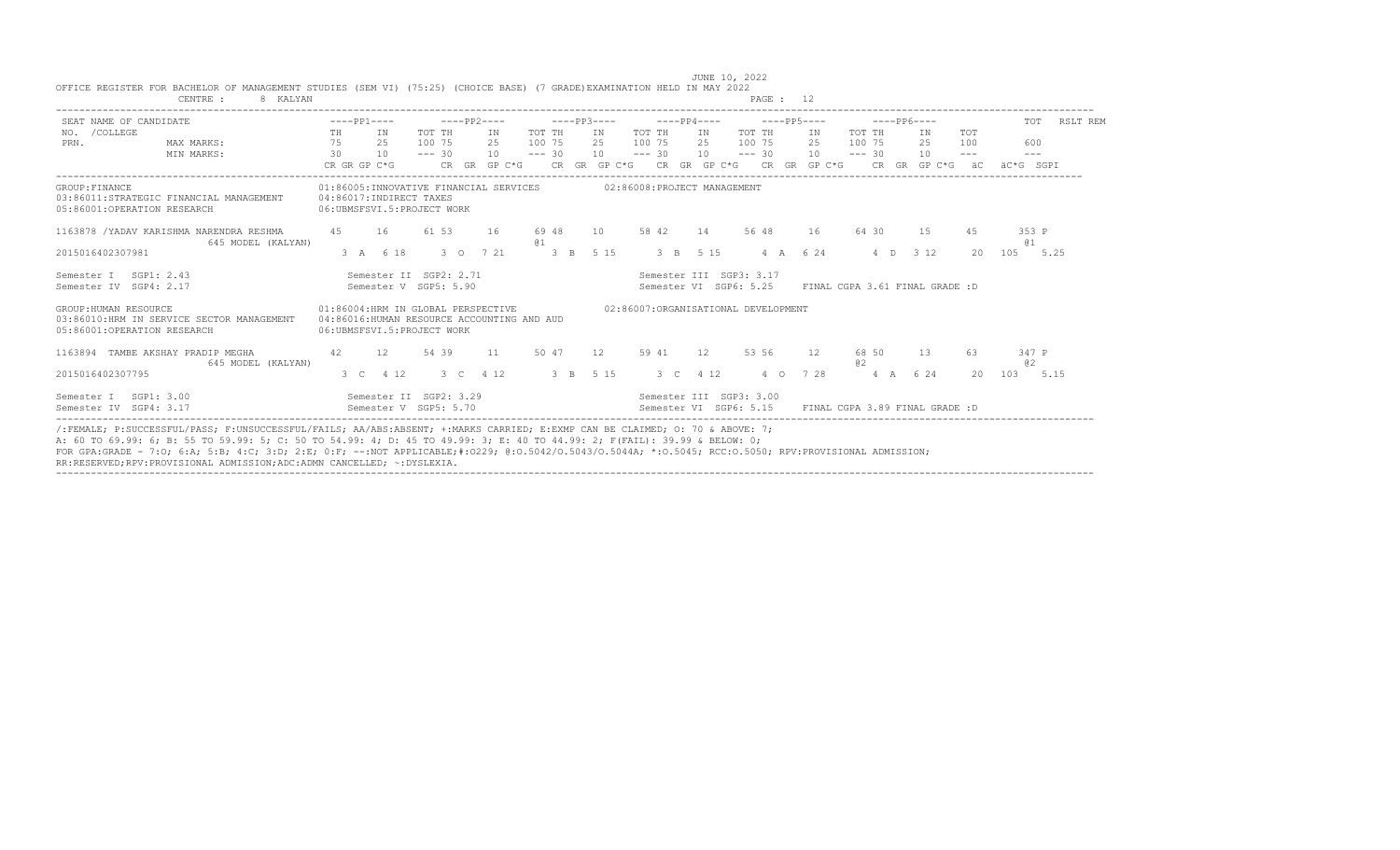JUNE 10, 2022

OFFICE REGISTER FOR BACHELOR OF MANAGEMENT STUDIES (SEM VI) (75:25) (CHOICE BASE) (7 GRADE)EXAMINATION HELD IN MAY 2022

CENTRE : 8 KALYAN

| SEAT NO. / PRN. | NAME OF CANDIDATE / COLLEGE | | PP1 TH | PP1 IN | PP1 TOT | PP2 TH | PP2 IN | PP2 TOT | PP3 TH | PP3 IN | PP3 TOT | PP4 TH | PP4 IN | PP4 TOT | PP5 TH | PP5 IN | PP5 TOT | PP6 TH | PP6 IN | PP6 TOT | TOT | RSLT | REM |
|---|---|---|---|---|---|---|---|---|---|---|---|---|---|---|---|---|---|---|---|---|---|---|---|
| | | MAX MARKS: | 75 | 25 | 100 | 75 | 25 | 100 | 75 | 25 | 100 | 75 | 25 | 100 | 75 | 25 | 100 | 75 | 25 | 100 | 600 | | |
| | | MIN MARKS: | 30 | 10 | --- | 30 | 10 | --- | 30 | 10 | --- | 30 | 10 | --- | 30 | 10 | --- | 30 | 10 | --- | --- | | |
| | | | CR GR GP C*G | | | CR GR GP C*G | | | CR GR GP C*G | | | CR GR GP C*G | | | CR GR GP C*G | | | CR GR GP C*G | | | äC äC*G SGPI | | |

GROUP:FINANCE
01:86005:INNOVATIVE FINANCIAL SERVICES 02:86008:PROJECT MANAGEMENT
03:86011:STRATEGIC FINANCIAL MANAGEMENT 04:86017:INDIRECT TAXES
05:86001:OPERATION RESEARCH 06:UBMSFSVI.5:PROJECT WORK

| SEAT NO. / PRN. | NAME / COLLEGE | PP1 TH | PP1 IN | PP1 TOT | PP2 TH | PP2 IN | PP2 TOT | PP3 TH | PP3 IN | PP3 TOT | PP4 TH | PP4 IN | PP4 TOT | PP5 TH | PP5 IN | PP5 TOT | PP6 TH | PP6 IN | PP6 TOT | TOT | RSLT |
|---|---|---|---|---|---|---|---|---|---|---|---|---|---|---|---|---|---|---|---|---|---|
| 1163878 | /YADAV KARISHMA NARENDRA RESHMA | 45 | 16 | 61 | 53 | 16 | 69 | 48 | 10 | 58 | 42 | 14 | 56 | 48 | 16 | 64 | 30 | 15 | 45 | 353 | P |
| | 645 MODEL (KALYAN) | | | | | | @1 | | | | | | | | | | | | | @1 | |
| 2015016402307981 | | 3 A 6 18 | | | 3 O 7 21 | | | 3 B 5 15 | | | 3 B 5 15 | | | 4 A 6 24 | | | 4 D 3 12 | | | 20 105 5.25 | |

Semester I SGP1: 2.43 | Semester II SGP2: 2.71 | Semester III SGP3: 3.17
Semester IV SGP4: 2.17 | Semester V SGP5: 5.90 | Semester VI SGP6: 5.25 | FINAL CGPA 3.61 FINAL GRADE :D

GROUP:HUMAN RESOURCE
01:86004:HRM IN GLOBAL PERSPECTIVE 02:86007:ORGANISATIONAL DEVELOPMENT
03:86010:HRM IN SERVICE SECTOR MANAGEMENT 04:86016:HUMAN RESOURCE ACCOUNTING AND AUD
05:86001:OPERATION RESEARCH 06:UBMSFSVI.5:PROJECT WORK

| SEAT NO. / PRN. | NAME / COLLEGE | PP1 TH | PP1 IN | PP1 TOT | PP2 TH | PP2 IN | PP2 TOT | PP3 TH | PP3 IN | PP3 TOT | PP4 TH | PP4 IN | PP4 TOT | PP5 TH | PP5 IN | PP5 TOT | PP6 TH | PP6 IN | PP6 TOT | TOT | RSLT |
|---|---|---|---|---|---|---|---|---|---|---|---|---|---|---|---|---|---|---|---|---|---|
| 1163894 | TAMBE AKSHAY PRADIP MEGHA | 42 | 12 | 54 | 39 | 11 | 50 | 47 | 12 | 59 | 41 | 12 | 53 | 56 | 12 | 68 | 50 | 13 | 63 | 347 | P |
| | 645 MODEL (KALYAN) | | | | | | | | | | | | | | | @2 | | | | @2 | |
| 2015016402307795 | | 3 C 4 12 | | | 3 C 4 12 | | | 3 B 5 15 | | | 3 C 4 12 | | | 4 O 7 28 | | | 4 A 6 24 | | | 20 103 5.15 | |

Semester I SGP1: 3.00 | Semester II SGP2: 3.29 | Semester III SGP3: 3.00
Semester IV SGP4: 3.17 | Semester V SGP5: 5.70 | Semester VI SGP6: 5.15 | FINAL CGPA 3.89 FINAL GRADE :D

/:FEMALE; P:SUCCESSFUL/PASS; F:UNSUCCESSFUL/FAILS; AA/ABS:ABSENT; +:MARKS CARRIED; E:EXMP CAN BE CLAIMED; O: 70 & ABOVE: 7;
A: 60 TO 69.99: 6; B: 55 TO 59.99: 5; C: 50 TO 54.99: 4; D: 45 TO 49.99: 3; E: 40 TO 44.99: 2; F(FAIL): 39.99 & BELOW: 0;
FOR GPA:GRADE - 7:O; 6:A; 5:B; 4:C; 3:D; 2:E; 0:F; --:NOT APPLICABLE;#:O229; @:O.5042/O.5043/O.5044A; *:O.5045; RCC:O.5050; RPV:PROVISIONAL ADMISSION;
RR:RESERVED;RPV:PROVISIONAL ADMISSION;ADC:ADMN CANCELLED; ~:DYSLEXIA.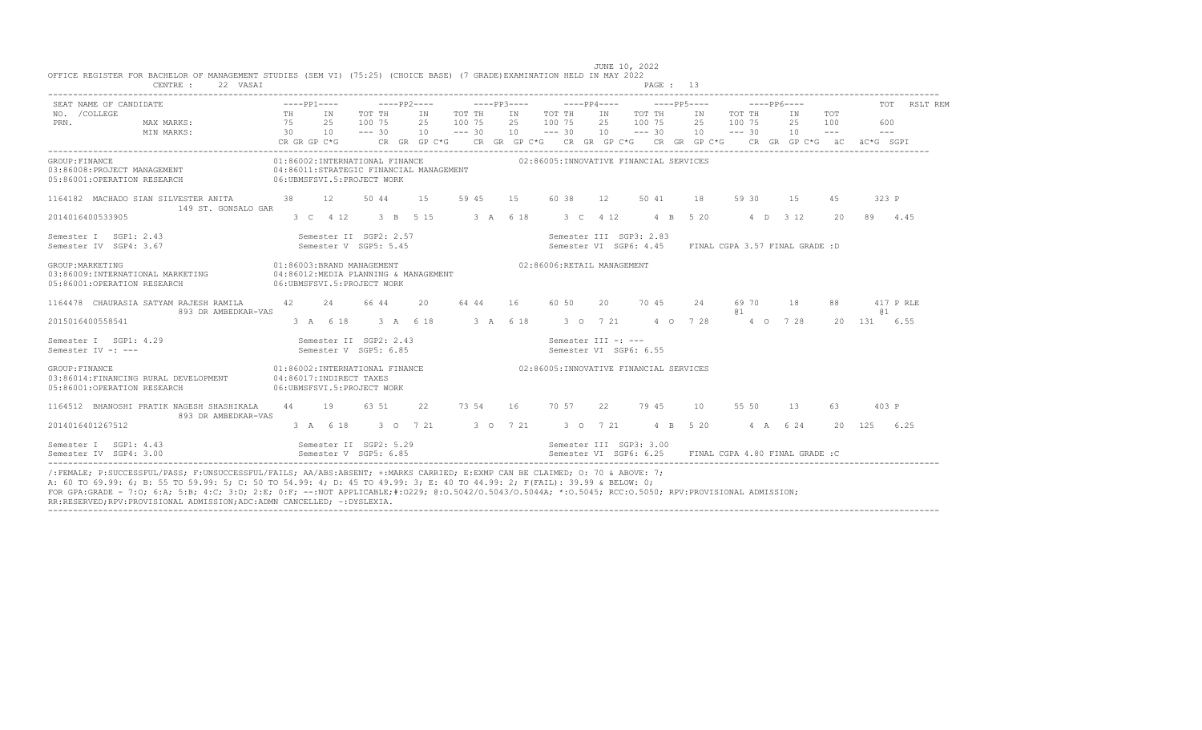JUNE 10, 2022

OFFICE REGISTER FOR BACHELOR OF MANAGEMENT STUDIES (SEM VI) (75:25) (CHOICE BASE) (7 GRADE)EXAMINATION HELD IN MAY 2022

CENTRE : 22 VASAI

| SEAT NO. /COLLEGE PRN. | NAME OF CANDIDATE | PP1 TH | PP1 IN | PP1 TOT | PP2 TH | PP2 IN | PP2 TOT | PP3 TH | PP3 IN | PP3 TOT | PP4 TH | PP4 IN | PP4 TOT | PP5 TH | PP5 IN | PP5 TOT | PP6 TH | PP6 IN | PP6 TOT | TOT | RSLT | REM |
|---|---|---|---|---|---|---|---|---|---|---|---|---|---|---|---|---|---|---|---|---|---|---|
| | MAX MARKS: | 75 | 25 | 100 | 75 | 25 | 100 | 75 | 25 | 100 | 75 | 25 | 100 | 75 | 25 | 100 | 75 | 25 | 100 | 600 | | |
| | MIN MARKS: | 30 | 10 | --- | 30 | 10 | --- | 30 | 10 | --- | 30 | 10 | --- | 30 | 10 | --- | 30 | 10 | --- | --- | | |
| | | CR GR GP C*G | | | CR GR GP C*G | | | CR GR GP C*G | | | CR GR GP C*G | | | CR GR GP C*G | | | CR GR GP C*G | | | äC äC*G SGPI | | |

GROUP:FINANCE
01:86002:INTERNATIONAL FINANCE
02:86005:INNOVATIVE FINANCIAL SERVICES
03:86008:PROJECT MANAGEMENT
04:86011:STRATEGIC FINANCIAL MANAGEMENT
05:86001:OPERATION RESEARCH
06:UBMSFSVI.5:PROJECT WORK

| SEAT NO. | NAME | PP1 | PP2 | PP3 | PP4 | PP5 | PP6 | TOT | RSLT |
|---|---|---|---|---|---|---|---|---|---|
| 1164182 | MACHADO SIAN SILVESTER ANITA (149 ST. GONSALO GAR) | 38 12 50 | 44 15 59 | 45 15 60 | 38 12 50 | 41 18 59 | 30 15 45 | 323 | P |
| 2014016400533905 | | 3 C 4 12 | 3 B 5 15 | 3 A 6 18 | 3 C 4 12 | 4 B 5 20 | 4 D 3 12 | 20 89 4.45 | |

Semester I SGP1: 2.43 Semester II SGP2: 2.57 Semester III SGP3: 2.83
Semester IV SGP4: 3.67 Semester V SGP5: 5.45 Semester VI SGP6: 4.45 FINAL CGPA 3.57 FINAL GRADE :D

GROUP:MARKETING
01:86003:BRAND MANAGEMENT
02:86006:RETAIL MANAGEMENT
03:86009:INTERNATIONAL MARKETING
04:86012:MEDIA PLANNING & MANAGEMENT
05:86001:OPERATION RESEARCH
06:UBMSFSVI.5:PROJECT WORK

| SEAT NO. | NAME | PP1 | PP2 | PP3 | PP4 | PP5 | PP6 | TOT | RSLT |
|---|---|---|---|---|---|---|---|---|---|
| 1164478 | CHAURASIA SATYAM RAJESH RAMILA (893 DR AMBEDKAR-VAS) | 42 24 66 | 44 20 64 | 44 16 60 | 50 20 70 | 45 24 69 | 70@1 18 88 | 417@1 | P RLE |
| 2015016400558541 | | 3 A 6 18 | 3 A 6 18 | 3 A 6 18 | 3 O 7 21 | 4 O 7 28 | 4 O 7 28 | 20 131 6.55 | |

Semester I SGP1: 4.29 Semester II SGP2: 2.43 Semester III -: ---
Semester IV -: --- Semester V SGP5: 6.85 Semester VI SGP6: 6.55

GROUP:FINANCE
01:86002:INTERNATIONAL FINANCE
02:86005:INNOVATIVE FINANCIAL SERVICES
03:86014:FINANCING RURAL DEVELOPMENT
04:86017:INDIRECT TAXES
05:86001:OPERATION RESEARCH
06:UBMSFSVI.5:PROJECT WORK

| SEAT NO. | NAME | PP1 | PP2 | PP3 | PP4 | PP5 | PP6 | TOT | RSLT |
|---|---|---|---|---|---|---|---|---|---|
| 1164512 | BHANOSHI PRATIK NAGESH SHASHIKALA (893 DR AMBEDKAR-VAS) | 44 19 63 | 51 22 73 | 54 16 70 | 57 22 79 | 45 10 55 | 50 13 63 | 403 | P |
| 2014016401267512 | | 3 A 6 18 | 3 O 7 21 | 3 O 7 21 | 3 O 7 21 | 4 B 5 20 | 4 A 6 24 | 20 125 6.25 | |

Semester I SGP1: 4.43 Semester II SGP2: 5.29 Semester III SGP3: 3.00
Semester IV SGP4: 3.00 Semester V SGP5: 6.85 Semester VI SGP6: 6.25 FINAL CGPA 4.80 FINAL GRADE :C

/:FEMALE; P:SUCCESSFUL/PASS; F:UNSUCCESSFUL/FAILS; AA/ABS:ABSENT; +:MARKS CARRIED; E:EXMP CAN BE CLAIMED; O: 70 & ABOVE: 7;
A: 60 TO 69.99: 6; B: 55 TO 59.99: 5; C: 50 TO 54.99: 4; D: 45 TO 49.99: 3; E: 40 TO 44.99: 2; F(FAIL): 39.99 & BELOW: 0;
FOR GPA:GRADE - 7:O; 6:A; 5:B; 4:C; 3:D; 2:E; 0:F; --:NOT APPLICABLE;#:O229; @:O.5042/O.5043/O.5044A; *:O.5045; RCC:O.5050; RPV:PROVISIONAL ADMISSION;
RR:RESERVED;RPV:PROVISIONAL ADMISSION;ADC:ADMN CANCELLED; ~:DYSLEXIA.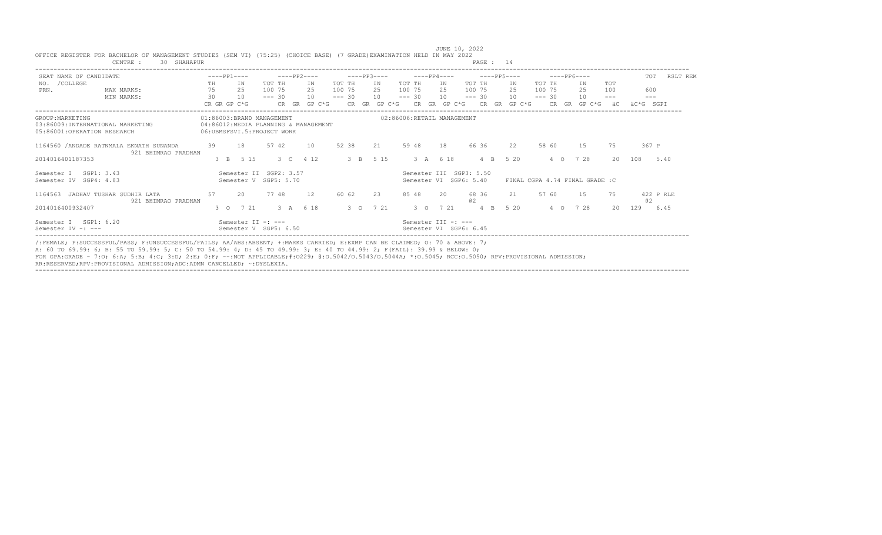JUNE 10, 2022

OFFICE REGISTER FOR BACHELOR OF MANAGEMENT STUDIES (SEM VI) (75:25) (CHOICE BASE) (7 GRADE)EXAMINATION HELD IN MAY 2022

CENTRE : 30 SHAHAPUR

| SEAT NO. / COLLEGE / PRN. | NAME OF CANDIDATE | PP1 TH | PP1 IN | PP1 TOT | PP2 TH | PP2 IN | PP2 TOT | PP3 TH | PP3 IN | PP3 TOT | PP4 TH | PP4 IN | PP4 TOT | PP5 TH | PP5 IN | PP5 TOT | PP6 TH | PP6 IN | PP6 TOT | TOT | RSLT REM |
|---|---|---|---|---|---|---|---|---|---|---|---|---|---|---|---|---|---|---|---|---|---|
| | MAX MARKS: | 75 | 25 | 100 | 75 | 25 | 100 | 75 | 25 | 100 | 75 | 25 | 100 | 75 | 25 | 100 | 75 | 25 | 100 | 600 | |
| | MIN MARKS: | 30 | 10 | --- | 30 | 10 | --- | 30 | 10 | --- | 30 | 10 | --- | 30 | 10 | --- | 30 | 10 | --- | --- | |
| | | CR GR GP C*G | | | CR GR GP C*G | | | CR GR GP C*G | | | CR GR GP C*G | | | CR GR GP C*G | | | CR GR GP C*G | | äC | äC*G SGPI | |

GROUP:MARKETING

01:86003:BRAND MANAGEMENT
02:86006:RETAIL MANAGEMENT
03:86009:INTERNATIONAL MARKETING
04:86012:MEDIA PLANNING & MANAGEMENT
05:86001:OPERATION RESEARCH
06:UBMSFSVI.5:PROJECT WORK

| SEAT NO. | NAME | PP1 TH | PP1 IN | PP1 TOT | PP2 TH | PP2 IN | PP2 TOT | PP3 TH | PP3 IN | PP3 TOT | PP4 TH | PP4 IN | PP4 TOT | PP5 TH | PP5 IN | PP5 TOT | PP6 TH | PP6 IN | PP6 TOT | TOT | RSLT |
|---|---|---|---|---|---|---|---|---|---|---|---|---|---|---|---|---|---|---|---|---|---|
| 1164560 | /ANDADE RATNMALA EKNATH SUNANDA (921 BHIMRAO PRADHAN) | 39 | 18 | 57 | 42 | 10 | 52 | 38 | 21 | 59 | 48 | 18 | 66 | 36 | 22 | 58 | 60 | 15 | 75 | 367 | P |
| 2014016401187353 | | 3 B 5 15 | | | 3 C 4 12 | | | 3 B 5 15 | | | 3 A 6 18 | | | 4 B 5 20 | | | 4 O 7 28 | | 20 | 108 | 5.40 |

Semester I SGP1: 3.43 | Semester II SGP2: 3.57 | Semester III SGP3: 5.50
Semester IV SGP4: 4.83 | Semester V SGP5: 5.70 | Semester VI SGP6: 5.40 | FINAL CGPA 4.74 FINAL GRADE :C

| SEAT NO. | NAME | PP1 TH | PP1 IN | PP1 TOT | PP2 TH | PP2 IN | PP2 TOT | PP3 TH | PP3 IN | PP3 TOT | PP4 TH | PP4 IN | PP4 TOT | PP5 TH | PP5 IN | PP5 TOT | PP6 TH | PP6 IN | PP6 TOT | TOT | RSLT |
|---|---|---|---|---|---|---|---|---|---|---|---|---|---|---|---|---|---|---|---|---|---|
| 1164563 | JADHAV TUSHAR SUDHIR LATA (921 BHIMRAO PRADHAN) | 57 | 20 | 77 | 48 | 12 | 60 | 62 | 23 | 85 | 48 | 20 | 68 | 36 @2 | 21 | 57 | 60 | 15 | 75 | 422 @2 | P RLE |
| 2014016400932407 | | 3 O 7 21 | | | 3 A 6 18 | | | 3 O 7 21 | | | 3 O 7 21 | | | 4 B 5 20 | | | 4 O 7 28 | | 20 | 129 | 6.45 |

Semester I SGP1: 6.20 | Semester II -: --- | Semester III -: ---
Semester IV -: --- | Semester V SGP5: 6.50 | Semester VI SGP6: 6.45

/:FEMALE; P:SUCCESSFUL/PASS; F:UNSUCCESSFUL/FAILS; AA/ABS:ABSENT; +:MARKS CARRIED; E:EXMP CAN BE CLAIMED; O: 70 & ABOVE: 7;
A: 60 TO 69.99: 6; B: 55 TO 59.99: 5; C: 50 TO 54.99: 4; D: 45 TO 49.99: 3; E: 40 TO 44.99: 2; F(FAIL): 39.99 & BELOW: 0;
FOR GPA:GRADE - 7:O; 6:A; 5:B; 4:C; 3:D; 2:E; 0:F; --:NOT APPLICABLE;#:O229; @:O.5042/O.5043/O.5044A; *:O.5045; RCC:O.5050; RPV:PROVISIONAL ADMISSION;
RR:RESERVED;RPV:PROVISIONAL ADMISSION;ADC:ADMN CANCELLED; ~:DYSLEXIA.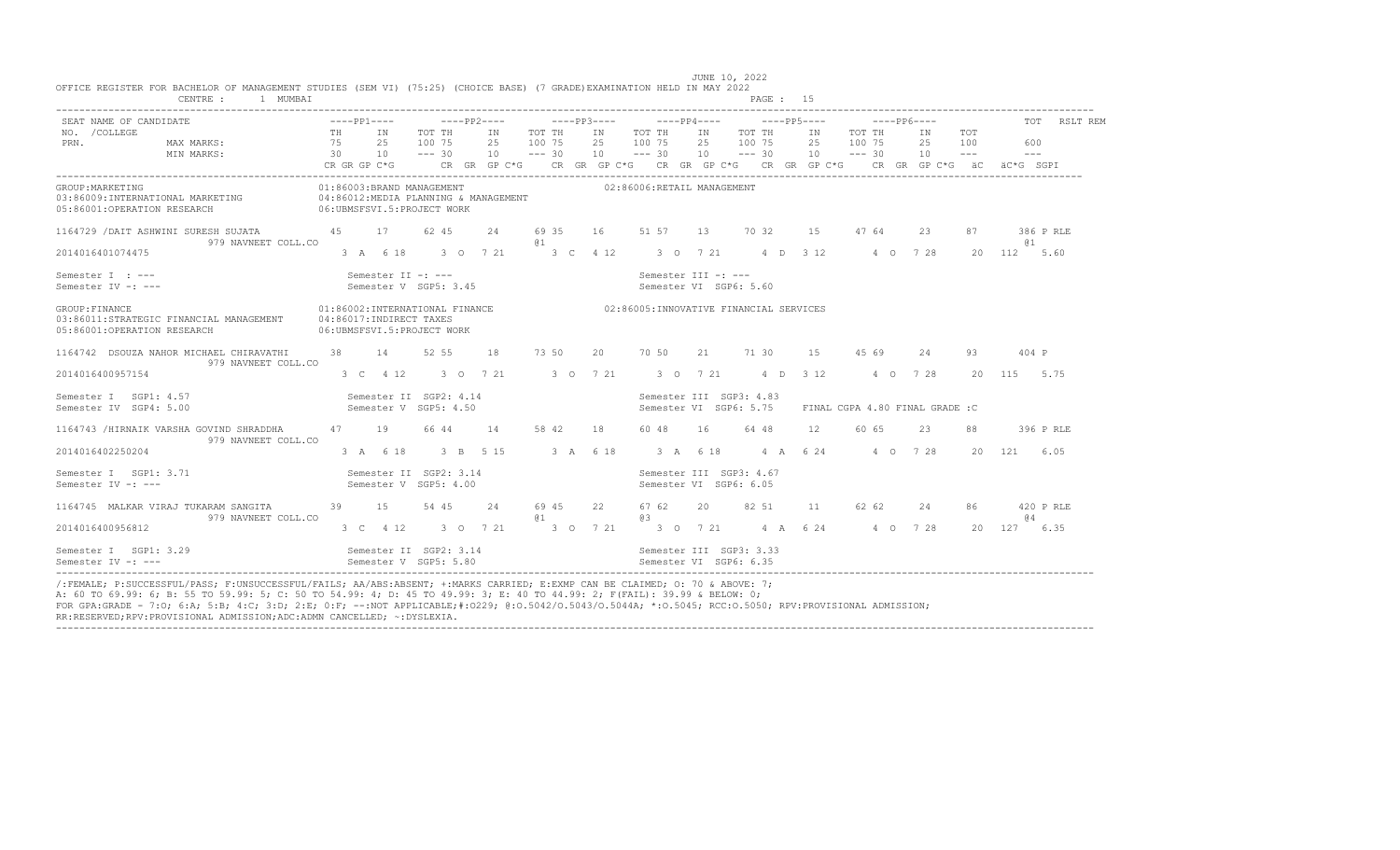JUNE 10, 2022

OFFICE REGISTER FOR BACHELOR OF MANAGEMENT STUDIES (SEM VI) (75:25) (CHOICE BASE) (7 GRADE)EXAMINATION HELD IN MAY 2022

CENTRE : 1 MUMBAI PAGE : 15

```
SEAT NAME OF CANDIDATE                    ----PP1----       ----PP2----       ----PP3----       ----PP4----       ----PP5----       ----PP6----            TOT  RSLT REM
NO. /COLLEGE                              TH     IN     TOT TH     IN     TOT TH     IN     TOT TH     IN     TOT TH     IN     TOT TH     IN     TOT
PRN.             MAX MARKS:               75     25     100 75     25     100 75     25     100 75     25     100 75     25     100 75     25     100         600
                 MIN MARKS:               30     10     --- 30     10     --- 30     10     --- 30     10     --- 30     10     --- 30     10     ---         ---
                                          CR GR GP C*G      CR  GR  GP C*G     CR  GR  GP C*G    CR  GR  GP C*G    CR  GR  GP C*G    CR  GR  GP C*G  äC  äC*G  SGPI
-----------------------------------------------------------------------------------------------------------------------------------------------------------------------
GROUP:MARKETING                           01:86003:BRAND MANAGEMENT                   02:86006:RETAIL MANAGEMENT
03:86009:INTERNATIONAL MARKETING          04:86012:MEDIA PLANNING & MANAGEMENT
05:86001:OPERATION RESEARCH               06:UBMSFSVI.5:PROJECT WORK

1164729 /DAIT ASHWINI SURESH SUJATA       45     17     62 45     24     69 35     16     51 57     13     70 32     15     47 64     23     87       386 P RLE
              979 NAVNEET COLL.CO                                        @1                                                                          @1
2014016401074475                           3  A  6 18      3  O  7 21      3  C  4 12      3  O  7 21      4  D  3 12      4  O  7 28     20  112   5.60

Semester I  : ---                         Semester II -: ---                            Semester III -: ---
Semester IV -: ---                        Semester V  SGP5: 3.45                        Semester VI  SGP6: 5.60

GROUP:FINANCE                             01:86002:INTERNATIONAL FINANCE              02:86005:INNOVATIVE FINANCIAL SERVICES
03:86011:STRATEGIC FINANCIAL MANAGEMENT   04:86017:INDIRECT TAXES
05:86001:OPERATION RESEARCH               06:UBMSFSVI.5:PROJECT WORK

1164742  DSOUZA NAHOR MICHAEL CHIRAVATHI  38     14     52 55     18     73 50     20     70 50     21     71 30     15     45 69     24     93       404 P
              979 NAVNEET COLL.CO
2014016400957154                           3  C  4 12      3  O  7 21      3  O  7 21      3  O  7 21      4  D  3 12      4  O  7 28     20  115   5.75

Semester I   SGP1: 4.57                   Semester II  SGP2: 4.14                       Semester III  SGP3: 4.83
Semester IV  SGP4: 5.00                   Semester V  SGP5: 4.50                        Semester VI  SGP6: 5.75    FINAL CGPA 4.80 FINAL GRADE :C

1164743 /HIRNAIK VARSHA GOVIND SHRADDHA   47     19     66 44     14     58 42     18     60 48     16     64 48     12     60 65     23     88       396 P RLE
              979 NAVNEET COLL.CO
2014016402250204                           3  A  6 18      3  B  5 15      3  A  6 18      3  A  6 18      4  A  6 24      4  O  7 28     20  121   6.05

Semester I   SGP1: 3.71                   Semester II  SGP2: 3.14                       Semester III  SGP3: 4.67
Semester IV -: ---                        Semester V  SGP5: 4.00                        Semester VI  SGP6: 6.05

1164745  MALKAR VIRAJ TUKARAM SANGITA     39     15     54 45     24     69 45     22     67 62     20     82 51     11     62 62     24     86       420 P RLE
              979 NAVNEET COLL.CO                                        @1                @3                                                        @4
2014016400956812                           3  C  4 12      3  O  7 21      3  O  7 21      3  O  7 21      4  A  6 24      4  O  7 28     20  127   6.35

Semester I   SGP1: 3.29                   Semester II  SGP2: 3.14                       Semester III  SGP3: 3.33
Semester IV -: ---                        Semester V  SGP5: 5.80                        Semester VI  SGP6: 6.35
-----------------------------------------------------------------------------------------------------------------------------------------------------------------------
```

/:FEMALE; P:SUCCESSFUL/PASS; F:UNSUCCESSFUL/FAILS; AA/ABS:ABSENT; +:MARKS CARRIED; E:EXMP CAN BE CLAIMED; O: 70 & ABOVE: 7;
A: 60 TO 69.99: 6; B: 55 TO 59.99: 5; C: 50 TO 54.99: 4; D: 45 TO 49.99: 3; E: 40 TO 44.99: 2; F(FAIL): 39.99 & BELOW: 0;
FOR GPA:GRADE - 7:O; 6:A; 5:B; 4:C; 3:D; 2:E; 0:F; --:NOT APPLICABLE;#:O229; @:O.5042/O.5043/O.5044A; *:O.5045; RCC:O.5050; RPV:PROVISIONAL ADMISSION;
RR:RESERVED;RPV:PROVISIONAL ADMISSION;ADC:ADMN CANCELLED; ~:DYSLEXIA.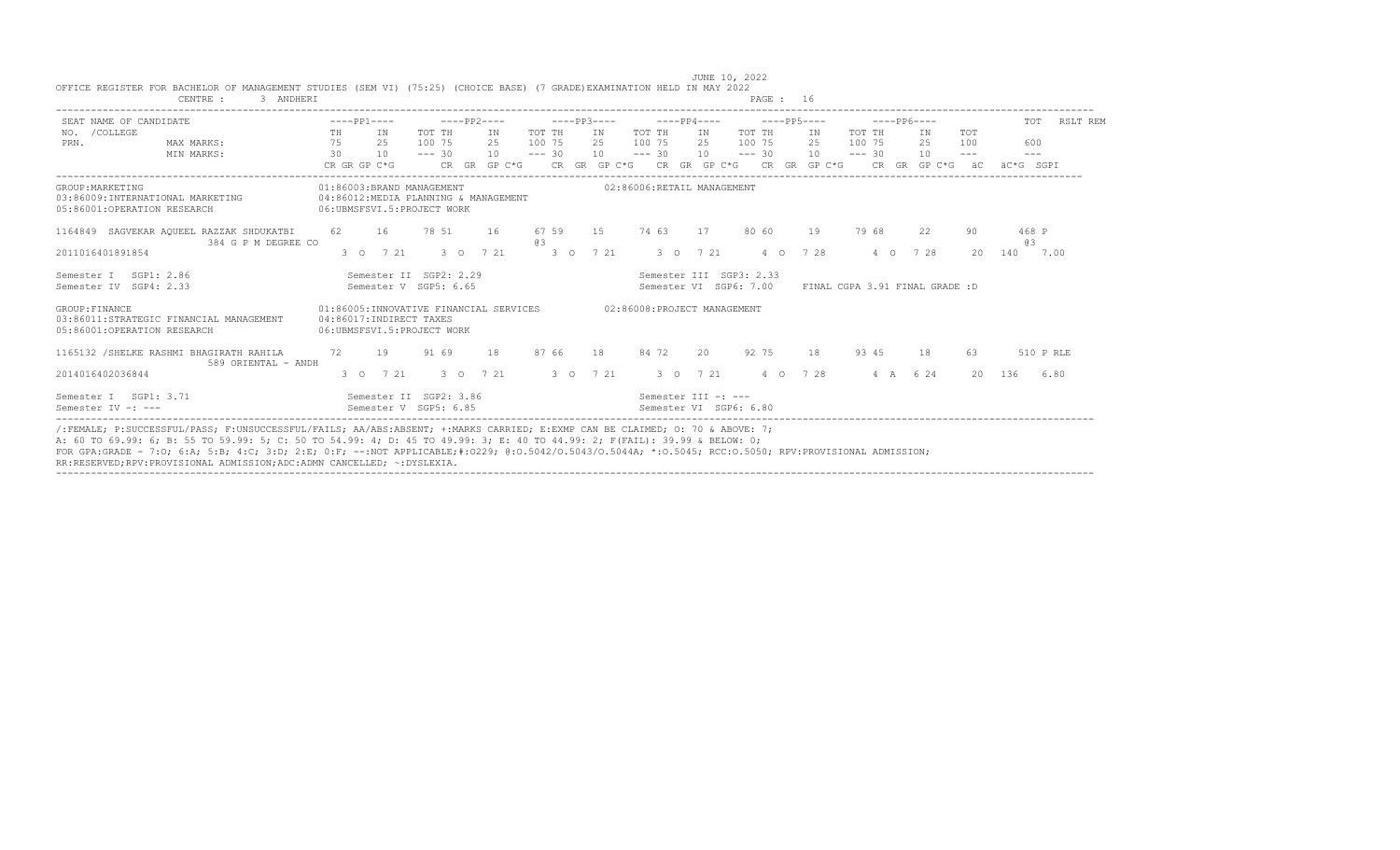JUNE 10, 2022

OFFICE REGISTER FOR BACHELOR OF MANAGEMENT STUDIES (SEM VI) (75:25) (CHOICE BASE) (7 GRADE)EXAMINATION HELD IN MAY 2022

CENTRE : 3 ANDHERI

| SEAT NO. / PRN. | NAME OF CANDIDATE / COLLEGE | | ----PP1---- | | | ----PP2---- | | | ----PP3---- | | | ----PP4---- | | | ----PP5---- | | | ----PP6---- | | TOT | RSLT | REM |
|---|---|---|---|---|---|---|---|---|---|---|---|---|---|---|---|---|---|---|---|---|---|---|---|
| | | | TH | IN | TOT | TH | IN | TOT | TH | IN | TOT | TH | IN | TOT | TH | IN | TOT | TH | IN | TOT | | | |
| | MAX MARKS: | | 75 | 25 | 100 | 75 | 25 | 100 | 75 | 25 | 100 | 75 | 25 | 100 | 75 | 25 | 100 | 75 | 25 | 100 | 600 | | |
| | MIN MARKS: | | 30 | 10 | --- | 30 | 10 | --- | 30 | 10 | --- | 30 | 10 | --- | 30 | 10 | --- | 30 | 10 | --- | --- | | |
| | | | CR GR GP C*G | | | CR GR GP C*G | | | CR GR GP C*G | | | CR GR GP C*G | | | CR GR GP C*G | | | CR GR GP C*G | | äC | äC*G SGPI | | |

GROUP:MARKETING
01:86003:BRAND MANAGEMENT
02:86006:RETAIL MANAGEMENT
03:86009:INTERNATIONAL MARKETING
04:86012:MEDIA PLANNING & MANAGEMENT
05:86001:OPERATION RESEARCH
06:UBMSFSVI.5:PROJECT WORK

| SEAT NO. / PRN | NAME / COLLEGE | PP1 TH | PP1 IN | PP1 TOT | PP2 TH | PP2 IN | PP2 TOT | PP3 TH | PP3 IN | PP3 TOT | PP4 TH | PP4 IN | PP4 TOT | PP5 TH | PP5 IN | PP5 TOT | PP6 TH | PP6 IN | PP6 TOT | TOT | RSLT |
|---|---|---|---|---|---|---|---|---|---|---|---|---|---|---|---|---|---|---|---|---|---|
| 1164849 | SAGVEKAR AQUEEL RAZZAK SHDUKATBI / 384 G P M DEGREE CO | 62 | 16 | 78 | 51 | 16 | 67 | 59 @3 | 15 | 74 | 63 | 17 | 80 | 60 | 19 | 79 | 68 | 22 | 90 | 468 @3 | P |
| 2011016401891854 | | 3 O 7 21 | | | 3 O 7 21 | | | 3 O 7 21 | | | 3 O 7 21 | | | 4 O 7 28 | | | 4 O 7 28 | | | 20 140 7.00 | |

Semester I SGP1: 2.86 | Semester II SGP2: 2.29 | Semester III SGP3: 2.33
Semester IV SGP4: 2.33 | Semester V SGP5: 6.65 | Semester VI SGP6: 7.00 | FINAL CGPA 3.91 FINAL GRADE :D

GROUP:FINANCE
01:86005:INNOVATIVE FINANCIAL SERVICES
02:86008:PROJECT MANAGEMENT
03:86011:STRATEGIC FINANCIAL MANAGEMENT
04:86017:INDIRECT TAXES
05:86001:OPERATION RESEARCH
06:UBMSFSVI.5:PROJECT WORK

| SEAT NO. / PRN | NAME / COLLEGE | PP1 TH | PP1 IN | PP1 TOT | PP2 TH | PP2 IN | PP2 TOT | PP3 TH | PP3 IN | PP3 TOT | PP4 TH | PP4 IN | PP4 TOT | PP5 TH | PP5 IN | PP5 TOT | PP6 TH | PP6 IN | PP6 TOT | TOT | RSLT |
|---|---|---|---|---|---|---|---|---|---|---|---|---|---|---|---|---|---|---|---|---|---|
| 1165132 | /SHELKE RASHMI BHAGIRATH RAHILA / 589 ORIENTAL - ANDH | 72 | 19 | 91 | 69 | 18 | 87 | 66 | 18 | 84 | 72 | 20 | 92 | 75 | 18 | 93 | 45 | 18 | 63 | 510 | P RLE |
| 2014016402036844 | | 3 O 7 21 | | | 3 O 7 21 | | | 3 O 7 21 | | | 3 O 7 21 | | | 4 O 7 28 | | | 4 A 6 24 | | | 20 136 6.80 | |

Semester I SGP1: 3.71 | Semester II SGP2: 3.86 | Semester III -: ---
Semester IV -: --- | Semester V SGP5: 6.85 | Semester VI SGP6: 6.80

/:FEMALE; P:SUCCESSFUL/PASS; F:UNSUCCESSFUL/FAILS; AA/ABS:ABSENT; +:MARKS CARRIED; E:EXMP CAN BE CLAIMED; O: 70 & ABOVE: 7;
A: 60 TO 69.99: 6; B: 55 TO 59.99: 5; C: 50 TO 54.99: 4; D: 45 TO 49.99: 3; E: 40 TO 44.99: 2; F(FAIL): 39.99 & BELOW: 0;
FOR GPA:GRADE - 7:O; 6:A; 5:B; 4:C; 3:D; 2:E; 0:F; --:NOT APPLICABLE;#:O229; @:O.5042/O.5043/O.5044A; *:O.5045; RCC:O.5050; RPV:PROVISIONAL ADMISSION;
RR:RESERVED;RPV:PROVISIONAL ADMISSION;ADC:ADMN CANCELLED; ~:DYSLEXIA.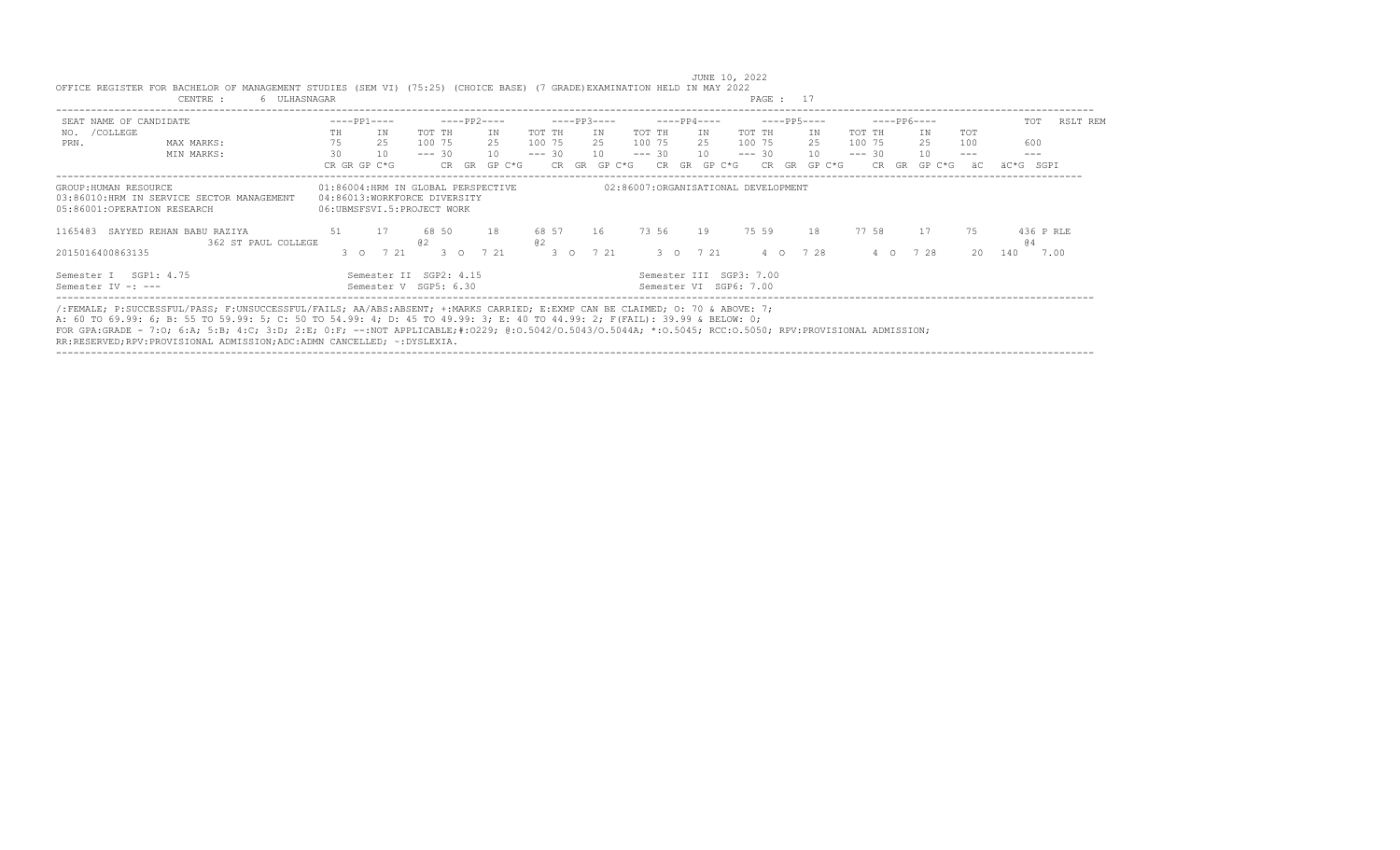JUNE 10, 2022

OFFICE REGISTER FOR BACHELOR OF MANAGEMENT STUDIES (SEM VI) (75:25) (CHOICE BASE) (7 GRADE)EXAMINATION HELD IN MAY 2022

CENTRE : 6 ULHASNAGAR PAGE : 17

| SEAT NAME OF CANDIDATE | ----PP1---- | | ----PP2---- | | | ----PP3---- | | | ----PP4---- | | | ----PP5---- | | | ----PP6---- | | | | TOT | RSLT REM |
|---|---|---|---|---|---|---|---|---|---|---|---|---|---|---|---|---|---|---|---|---|
| NO. /COLLEGE | TH | IN | TOT | TH | IN | TOT | TH | IN | TOT | TH | IN | TOT | TH | IN | TOT | TH | IN | TOT | | | |
| PRN. MAX MARKS: | 75 | 25 | 100 | 75 | 25 | 100 | 75 | 25 | 100 | 75 | 25 | 100 | 75 | 25 | 100 | 75 | 25 | 100 | | 600 | |
| MIN MARKS: | 30 | 10 | --- | 30 | 10 | --- | 30 | 10 | --- | 30 | 10 | --- | 30 | 10 | --- | 30 | 10 | --- | | --- | |
| | CR GR GP C*G | | CR GR GP C*G | | | CR GR GP C*G | | | CR GR GP C*G | | | CR GR GP C*G | | | CR GR GP C*G | | | äC | äC*G | SGPI |

GROUP:HUMAN RESOURCE
01:86004:HRM IN GLOBAL PERSPECTIVE
02:86007:ORGANISATIONAL DEVELOPMENT
03:86010:HRM IN SERVICE SECTOR MANAGEMENT
04:86013:WORKFORCE DIVERSITY
05:86001:OPERATION RESEARCH
06:UBMSFSVI.5:PROJECT WORK

| SEAT NO. | NAME / COLLEGE / PRN | PP1 TH | PP1 IN | PP1 TOT | PP2 TH | PP2 IN | PP2 TOT | PP3 TH | PP3 IN | PP3 TOT | PP4 TH | PP4 IN | PP4 TOT | PP5 TH | PP5 IN | PP5 TOT | PP6 TH | PP6 IN | PP6 TOT | TOT | RSLT REM |
|---|---|---|---|---|---|---|---|---|---|---|---|---|---|---|---|---|---|---|---|---|---|
| 1165483 | SAYYED REHAN BABU RAZIYA | 51 | 17 | 68 | 50 | 18 | 68 | 57 | 16 | 73 | 56 | 19 | 75 | 59 | 18 | 77 | 58 | 17 | 75 | 436 | P RLE |
| | 362 ST PAUL COLLEGE | | | @2 | | | @2 | | | | | | | | | | | | | @4 | |
| | 2015016400863135 | 3 O 7 21 | | | 3 O 7 21 | | | 3 O 7 21 | | | 3 O 7 21 | | | 4 O 7 28 | | | 4 O 7 28 | | 20 | 140 | 7.00 |

Semester I SGP1: 4.75 Semester II SGP2: 4.15 Semester III SGP3: 7.00

Semester IV -: --- Semester V SGP5: 6.30 Semester VI SGP6: 7.00

/:FEMALE; P:SUCCESSFUL/PASS; F:UNSUCCESSFUL/FAILS; AA/ABS:ABSENT; +:MARKS CARRIED; E:EXMP CAN BE CLAIMED; O: 70 & ABOVE: 7;
A: 60 TO 69.99: 6; B: 55 TO 59.99: 5; C: 50 TO 54.99: 4; D: 45 TO 49.99: 3; E: 40 TO 44.99: 2; F(FAIL): 39.99 & BELOW: 0;
FOR GPA:GRADE - 7:O; 6:A; 5:B; 4:C; 3:D; 2:E; 0:F; --:NOT APPLICABLE;#:O229; @:O.5042/O.5043/O.5044A; *:O.5045; RCC:O.5050; RPV:PROVISIONAL ADMISSION;
RR:RESERVED;RPV:PROVISIONAL ADMISSION;ADC:ADMN CANCELLED; ~:DYSLEXIA.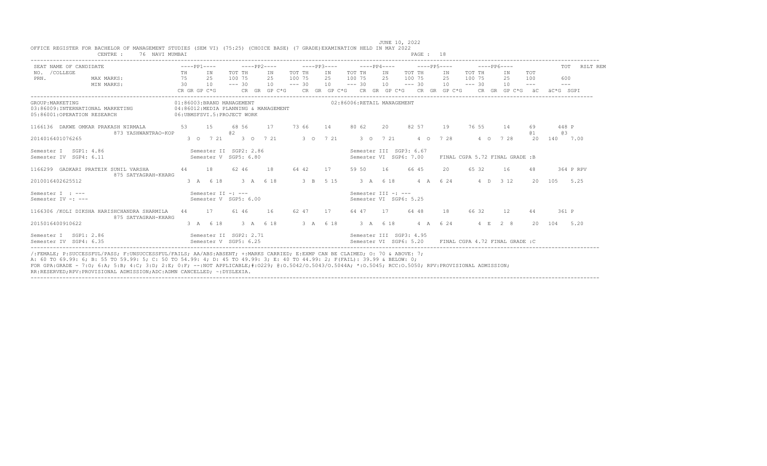JUNE 10, 2022

OFFICE REGISTER FOR BACHELOR OF MANAGEMENT STUDIES (SEM VI) (75:25) (CHOICE BASE) (7 GRADE)EXAMINATION HELD IN MAY 2022

CENTRE : 76 NAVI MUMBAI

| SEAT NO. /COLLEGE PRN. | NAME OF CANDIDATE | ----PP1---- TH | IN | TOT | ----PP2---- TH | IN | TOT | ----PP3---- TH | IN | TOT | ----PP4---- TH | IN | TOT | ----PP5---- TH | IN | TOT | ----PP6---- TH | IN | TOT | TOT | RSLT REM |
|---|---|---|---|---|---|---|---|---|---|---|---|---|---|---|---|---|---|---|---|---|---|---|
| | MAX MARKS: | 75 | 25 | 100 | 75 | 25 | 100 | 75 | 25 | 100 | 75 | 25 | 100 | 75 | 25 | 100 | 75 | 25 | 100 | 600 | |
| | MIN MARKS: | 30 | 10 | --- | 30 | 10 | --- | 30 | 10 | --- | 30 | 10 | --- | 30 | 10 | --- | 30 | 10 | --- | --- | |
| | | CR GR GP C*G | | | CR GR GP C*G | | | CR GR GP C*G | | | CR GR GP C*G | | | CR GR GP C*G | | | CR GR GP C*G | | äC | äC*G SGPI | |

GROUP:MARKETING
01:86003:BRAND MANAGEMENT
02:86006:RETAIL MANAGEMENT
03:86009:INTERNATIONAL MARKETING
04:86012:MEDIA PLANNING & MANAGEMENT
05:86001:OPERATION RESEARCH
06:UBMSFSVI.5:PROJECT WORK

| SEAT NO. | NAME / COLLEGE / PRN | PP1 TH | PP1 IN | PP1 TOT | PP2 TH | PP2 IN | PP2 TOT | PP3 TH | PP3 IN | PP3 TOT | PP4 TH | PP4 IN | PP4 TOT | PP5 TH | PP5 IN | PP5 TOT | PP6 TH | PP6 IN | PP6 TOT | TOT | RSLT |
|---|---|---|---|---|---|---|---|---|---|---|---|---|---|---|---|---|---|---|---|---|---|
| 1166136 | DAKWE OMKAR PRAKASH NIRMALA / 873 YASHWANTRAO-KOP | 53 | 15 | 68 | 56 | 17 | 73 @2 | 66 | 14 | 80 | 62 | 20 | 82 | 57 | 19 | 76 | 55 | 14 | 69 @1 | 448 @3 | P |
| 2014016401076265 | | 3 O 7 21 | | | 3 O 7 21 | | | 3 O 7 21 | | | 3 O 7 21 | | | 4 O 7 28 | | | 4 O 7 28 | | | 20 140 7.00 | |

Semester I SGP1: 4.86 | Semester II SGP2: 2.86 | Semester III SGP3: 6.67
Semester IV SGP4: 6.11 | Semester V SGP5: 6.80 | Semester VI SGP6: 7.00 | FINAL CGPA 5.72 FINAL GRADE :B

| SEAT NO. | NAME / COLLEGE / PRN | PP1 TH | PP1 IN | PP1 TOT | PP2 TH | PP2 IN | PP2 TOT | PP3 TH | PP3 IN | PP3 TOT | PP4 TH | PP4 IN | PP4 TOT | PP5 TH | PP5 IN | PP5 TOT | PP6 TH | PP6 IN | PP6 TOT | TOT | RSLT |
|---|---|---|---|---|---|---|---|---|---|---|---|---|---|---|---|---|---|---|---|---|---|
| 1166299 | GADKARI PRATEIK SUNIL VARSHA / 875 SATYAGRAH-KHARG | 44 | 18 | 62 | 46 | 18 | 64 | 42 | 17 | 59 | 50 | 16 | 66 | 45 | 20 | 65 | 32 | 16 | 48 | 364 | P RPV |
| 2010016402625512 | | 3 A 6 18 | | | 3 A 6 18 | | | 3 B 5 15 | | | 3 A 6 18 | | | 4 A 6 24 | | | 4 D 3 12 | | | 20 105 5.25 | |

Semester I : --- | Semester II -: --- | Semester III -: ---
Semester IV -: --- | Semester V SGP5: 6.00 | Semester VI SGP6: 5.25

| SEAT NO. | NAME / COLLEGE / PRN | PP1 TH | PP1 IN | PP1 TOT | PP2 TH | PP2 IN | PP2 TOT | PP3 TH | PP3 IN | PP3 TOT | PP4 TH | PP4 IN | PP4 TOT | PP5 TH | PP5 IN | PP5 TOT | PP6 TH | PP6 IN | PP6 TOT | TOT | RSLT |
|---|---|---|---|---|---|---|---|---|---|---|---|---|---|---|---|---|---|---|---|---|---|
| 1166306 | /KOLI DIKSHA HARISHCHANDRA SHARMILA / 875 SATYAGRAH-KHARG | 44 | 17 | 61 | 46 | 16 | 62 | 47 | 17 | 64 | 47 | 17 | 64 | 48 | 18 | 66 | 32 | 12 | 44 | 361 | P |
| 2015016400910622 | | 3 A 6 18 | | | 3 A 6 18 | | | 3 A 6 18 | | | 3 A 6 18 | | | 4 A 6 24 | | | 4 E 2 8 | | | 20 104 5.20 | |

Semester I SGP1: 2.86 | Semester II SGP2: 2.71 | Semester III SGP3: 4.95
Semester IV SGP4: 6.35 | Semester V SGP5: 6.25 | Semester VI SGP6: 5.20 | FINAL CGPA 4.72 FINAL GRADE :C

/:FEMALE; P:SUCCESSFUL/PASS; F:UNSUCCESSFUL/FAILS; AA/ABS:ABSENT; +:MARKS CARRIED; E:EXMP CAN BE CLAIMED; O: 70 & ABOVE: 7;
A: 60 TO 69.99: 6; B: 55 TO 59.99: 5; C: 50 TO 54.99: 4; D: 45 TO 49.99: 3; E: 40 TO 44.99: 2; F(FAIL): 39.99 & BELOW: 0;
FOR GPA:GRADE - 7:O; 6:A; 5:B; 4:C; 3:D; 2:E; 0:F; --:NOT APPLICABLE;#:O229; @:O.5042/O.5043/O.5044A; *:O.5045; RCC:O.5050; RPV:PROVISIONAL ADMISSION;
RR:RESERVED;RPV:PROVISIONAL ADMISSION;ADC:ADMN CANCELLED; ~:DYSLEXIA.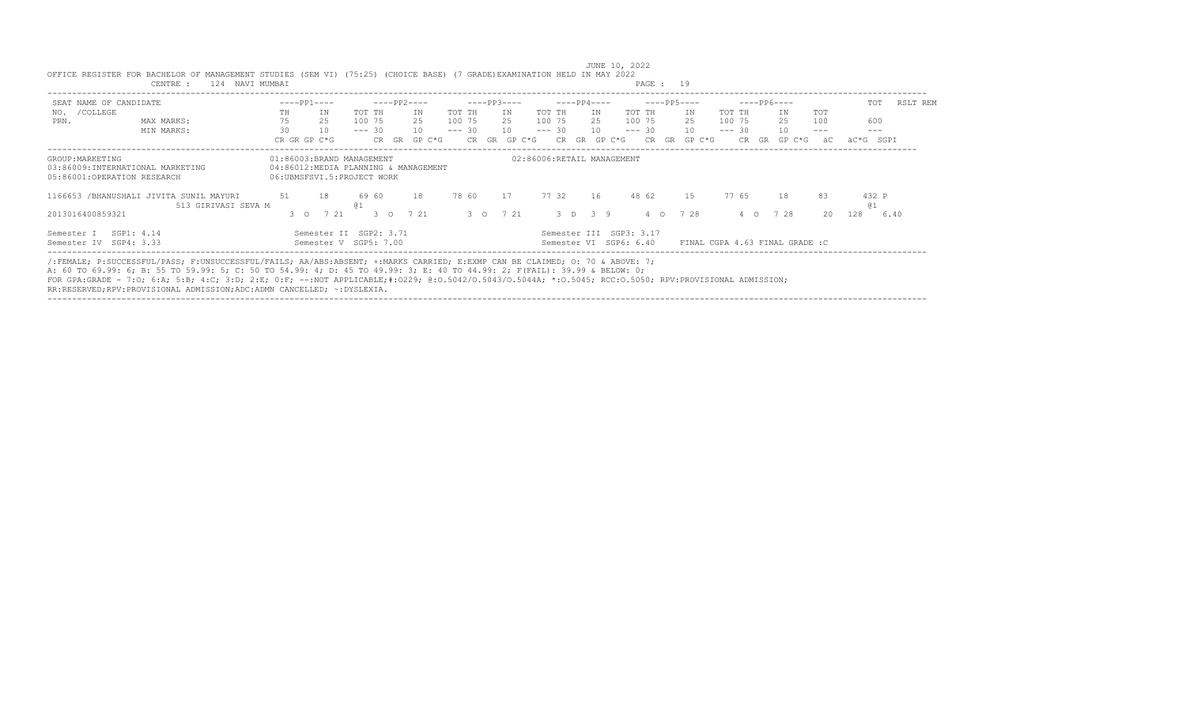JUNE 10, 2022

OFFICE REGISTER FOR BACHELOR OF MANAGEMENT STUDIES (SEM VI) (75:25) (CHOICE BASE) (7 GRADE)EXAMINATION HELD IN MAY 2022

CENTRE : 124 NAVI MUMBAI

PAGE : 19

| SEAT NO. | NAME OF CANDIDATE /COLLEGE PRN. | | PP1 TH | PP1 IN | PP1 TOT / PP2 TH | PP2 IN | PP2 TOT / PP3 TH | PP3 IN | PP3 TOT / PP4 TH | PP4 IN | PP4 TOT / PP5 TH | PP5 IN | PP5 TOT / PP6 TH | PP6 IN | PP6 TOT | TOT | RSLT REM |
|---|---|---|---|---|---|---|---|---|---|---|---|---|---|---|---|---|---|
| | | MAX MARKS: | 75 | 25 | 100 75 | 25 | 100 75 | 25 | 100 75 | 25 | 100 75 | 25 | 100 75 | 25 | 100 | 600 | |
| | | MIN MARKS: | 30 | 10 | --- 30 | 10 | --- 30 | 10 | --- 30 | 10 | --- 30 | 10 | --- 30 | 10 | --- | --- | |
| | | | CR GR GP C*G | | CR GR GP C*G | | CR GR GP C*G | | CR GR GP C*G | | CR GR GP C*G | | CR GR GP C*G | | äC | äC*G SGPI | |
| 1166653 | /BHANUSHALI JIVITA SUNIL MAYURI 513 GIRIVASI SEVA M | | 51 | 18 | 69 60 | 18 | 78 60 | 17 | 77 32 | 16 | 48 62 | 15 | 77 65 | 18 | 83 | 432 P | |
| | | | | | @1 | | | | | | | | | | | @1 | |
| | 2013016400859321 | | 3 O 7 21 | | 3 O 7 21 | | 3 O 7 21 | | 3 D 3 9 | | 4 O 7 28 | | 4 O 7 28 | | 20 | 128 6.40 | |

GROUP:MARKETING
01:86003:BRAND MANAGEMENT
02:86006:RETAIL MANAGEMENT
03:86009:INTERNATIONAL MARKETING
04:86012:MEDIA PLANNING & MANAGEMENT
05:86001:OPERATION RESEARCH
06:UBMSFSVI.5:PROJECT WORK

Semester I SGP1: 4.14 Semester II SGP2: 3.71 Semester III SGP3: 3.17
Semester IV SGP4: 3.33 Semester V SGP5: 7.00 Semester VI SGP6: 6.40 FINAL CGPA 4.63 FINAL GRADE :C

/:FEMALE; P:SUCCESSFUL/PASS; F:UNSUCCESSFUL/FAILS; AA/ABS:ABSENT; +:MARKS CARRIED; E:EXMP CAN BE CLAIMED; O: 70 & ABOVE: 7;
A: 60 TO 69.99: 6; B: 55 TO 59.99: 5; C: 50 TO 54.99: 4; D: 45 TO 49.99: 3; E: 40 TO 44.99: 2; F(FAIL): 39.99 & BELOW: 0;
FOR GPA:GRADE - 7:O; 6:A; 5:B; 4:C; 3:D; 2:E; 0:F; --:NOT APPLICABLE;#:O229; @:O.5042/O.5043/O.5044A; *:O.5045; RCC:O.5050; RPV:PROVISIONAL ADMISSION;
RR:RESERVED;RPV:PROVISIONAL ADMISSION;ADC:ADMN CANCELLED; ~:DYSLEXIA.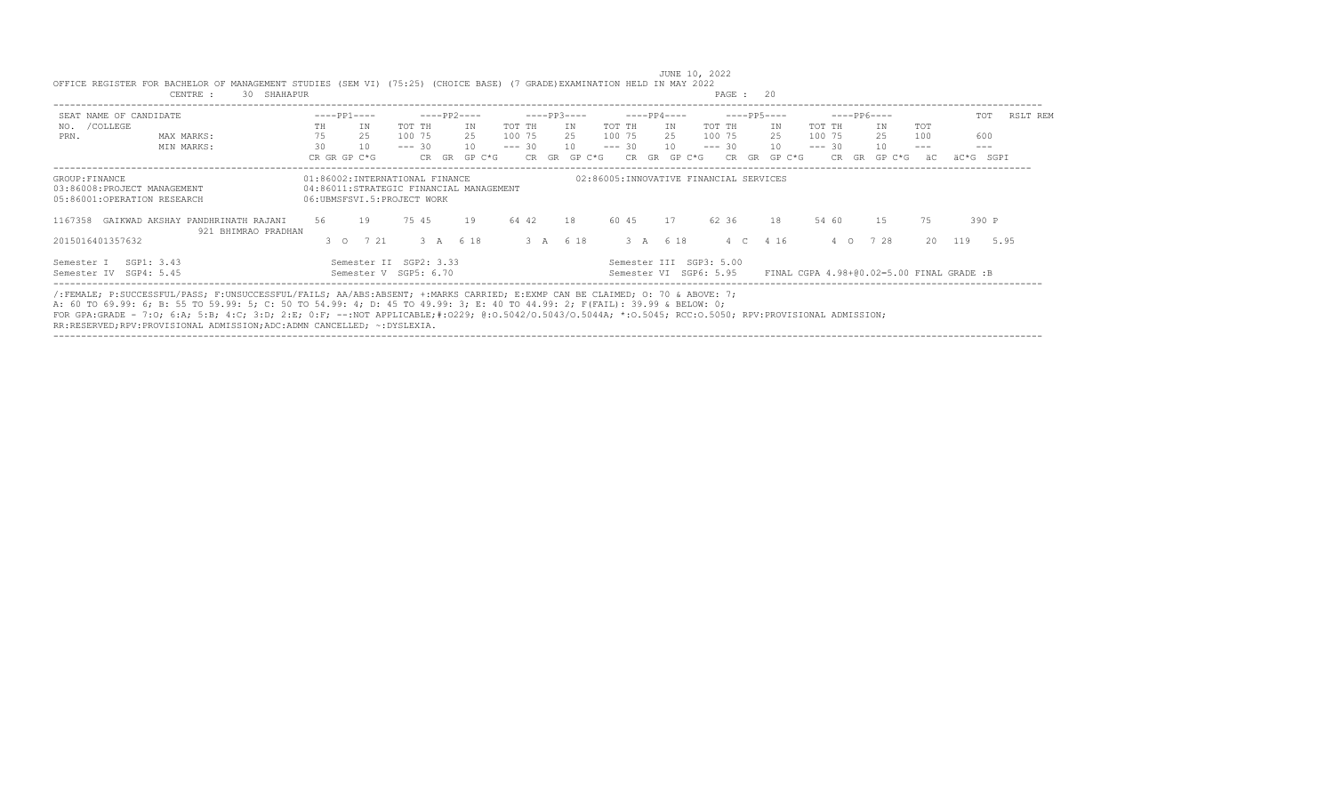JUNE 10, 2022

OFFICE REGISTER FOR BACHELOR OF MANAGEMENT STUDIES (SEM VI) (75:25) (CHOICE BASE) (7 GRADE)EXAMINATION HELD IN MAY 2022

CENTRE : 30 SHAHAPUR

| SEAT NAME OF CANDIDATE NO. /COLLEGE PRN. | | ----PP1---- | | ----PP2---- | | ----PP3---- | | ----PP4---- | | ----PP5---- | | ----PP6---- | | | TOT | RSLT REM |
|---|---|---|---|---|---|---|---|---|---|---|---|---|---|---|---|---|
| | | TH | IN | TOT TH | IN | TOT TH | IN | TOT TH | IN | TOT TH | IN | TOT TH | IN | TOT | | |
| | MAX MARKS: | 75 | 25 | 100 75 | 25 | 100 75 | 25 | 100 75 | 25 | 100 75 | 25 | 100 75 | 25 | 100 | 600 | |
| | MIN MARKS: | 30 | 10 | --- 30 | 10 | --- 30 | 10 | --- 30 | 10 | --- 30 | 10 | --- 30 | 10 | --- | --- | |
| | | CR GR GP C*G | | CR GR GP C*G | | CR GR GP C*G | | CR GR GP C*G | | CR GR GP C*G | | CR GR GP C*G | | äC | äC*G SGPI | |

GROUP:FINANCE
01:86002:INTERNATIONAL FINANCE
02:86005:INNOVATIVE FINANCIAL SERVICES
03:86008:PROJECT MANAGEMENT
04:86011:STRATEGIC FINANCIAL MANAGEMENT
05:86001:OPERATION RESEARCH
06:UBMSFSVI.5:PROJECT WORK

| Seat No. | Name / College / PRN | PP1 TH | PP1 IN | PP2 TOT TH | PP2 IN | PP3 TOT TH | PP3 IN | PP4 TOT TH | PP4 IN | PP5 TOT TH | PP5 IN | PP6 TOT TH | PP6 IN | TOT | TOT | RSLT |
|---|---|---|---|---|---|---|---|---|---|---|---|---|---|---|---|---|
| 1167358 | GAIKWAD AKSHAY PANDHRINATH RAJANI / 921 BHIMRAO PRADHAN | 56 | 19 | 75 45 | 19 | 64 42 | 18 | 60 45 | 17 | 62 36 | 18 | 54 60 | 15 | 75 | 390 | P |
| 2015016401357632 | | 3 O 7 21 | | 3 A 6 18 | | 3 A 6 18 | | 3 A 6 18 | | 4 C 4 16 | | 4 O 7 28 | | 20 | 119 | 5.95 |

Semester I SGP1: 3.43 | Semester II SGP2: 3.33 | Semester III SGP3: 5.00
Semester IV SGP4: 5.45 | Semester V SGP5: 6.70 | Semester VI SGP6: 5.95 | FINAL CGPA 4.98+@0.02=5.00 FINAL GRADE :B

/:FEMALE; P:SUCCESSFUL/PASS; F:UNSUCCESSFUL/FAILS; AA/ABS:ABSENT; +:MARKS CARRIED; E:EXMP CAN BE CLAIMED; O: 70 & ABOVE: 7;
A: 60 TO 69.99: 6; B: 55 TO 59.99: 5; C: 50 TO 54.99: 4; D: 45 TO 49.99: 3; E: 40 TO 44.99: 2; F(FAIL): 39.99 & BELOW: 0;
FOR GPA:GRADE - 7:O; 6:A; 5:B; 4:C; 3:D; 2:E; 0:F; --:NOT APPLICABLE;#:O229; @:O.5042/O.5043/O.5044A; *:O.5045; RCC:O.5050; RPV:PROVISIONAL ADMISSION;
RR:RESERVED;RPV:PROVISIONAL ADMISSION;ADC:ADMN CANCELLED; ~:DYSLEXIA.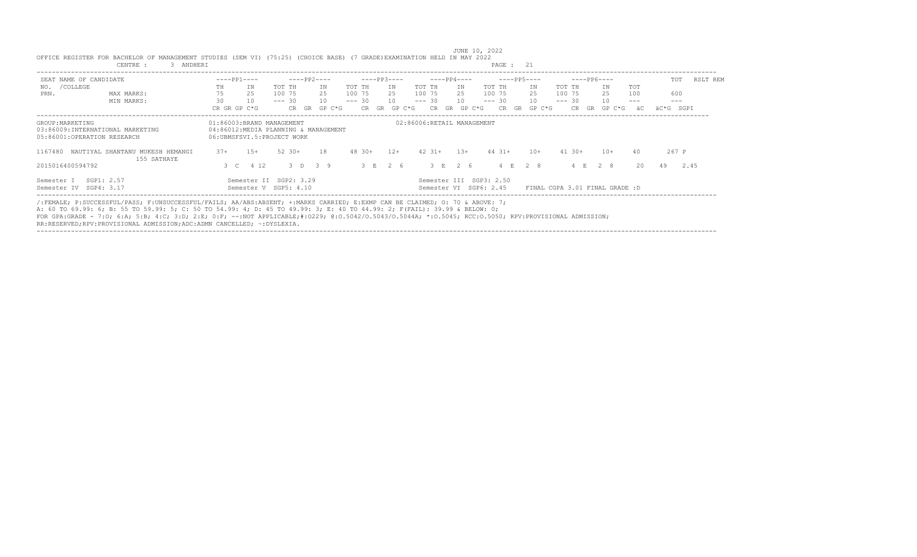JUNE 10, 2022

OFFICE REGISTER FOR BACHELOR OF MANAGEMENT STUDIES (SEM VI) (75:25) (CHOICE BASE) (7 GRADE)EXAMINATION HELD IN MAY 2022

CENTRE : 3 ANDHERI PAGE : 21

| SEAT NO. | NAME OF CANDIDATE /COLLEGE PRN. | | PP1 TH | PP1 IN | PP1 TOT | PP2 TH | PP2 IN | PP2 TOT | PP3 TH | PP3 IN | PP3 TOT | PP4 TH | PP4 IN | PP4 TOT | PP5 TH | PP5 IN | PP5 TOT | PP6 TH | PP6 IN | PP6 TOT | TOT | RSLT | REM |
|---|---|---|---|---|---|---|---|---|---|---|---|---|---|---|---|---|---|---|---|---|---|---|---|
| | | MAX MARKS: | 75 | 25 | 100 | 75 | 25 | 100 | 75 | 25 | 100 | 75 | 25 | 100 | 75 | 25 | 100 | 75 | 25 | 100 | 600 | | |
| | | MIN MARKS: | 30 | 10 | --- | 30 | 10 | --- | 30 | 10 | --- | 30 | 10 | --- | 30 | 10 | --- | 30 | 10 | --- | --- | | |
| | | | CR GR GP C*G | | | CR GR GP C*G | | | CR GR GP C*G | | | CR GR GP C*G | | | CR GR GP C*G | | | CR GR GP C*G | | | äC äC*G | SGPI | |

GROUP:MARKETING
01:86003:BRAND MANAGEMENT
02:86006:RETAIL MANAGEMENT
03:86009:INTERNATIONAL MARKETING
04:86012:MEDIA PLANNING & MANAGEMENT
05:86001:OPERATION RESEARCH
06:UBMSFSVI.5:PROJECT WORK

| SEAT NO. | NAME | PP1 TH | PP1 IN | PP1 TOT | PP2 TH | PP2 IN | PP2 TOT | PP3 TH | PP3 IN | PP3 TOT | PP4 TH | PP4 IN | PP4 TOT | PP5 TH | PP5 IN | PP5 TOT | PP6 TH | PP6 IN | PP6 TOT | TOT | RSLT |
|---|---|---|---|---|---|---|---|---|---|---|---|---|---|---|---|---|---|---|---|---|---|
| 1167480 | NAUTIYAL SHANTANU MUKESH HEMANGI 155 SATHAYE | 37+ | 15+ | 52 | 30+ | 18 | 48 | 30+ | 12+ | 42 | 31+ | 13+ | 44 | 31+ | 10+ | 41 | 30+ | 10+ | 40 | 267 | P |
| 2015016400594792 | | 3 C 4 12 | | | 3 D 3 9 | | | 3 E 2 6 | | | 3 E 2 6 | | | 4 E 2 8 | | | 4 E 2 8 | | | 20 49 | 2.45 |

Semester I SGP1: 2.57 Semester II SGP2: 3.29 Semester III SGP3: 2.50
Semester IV SGP4: 3.17 Semester V SGP5: 4.10 Semester VI SGP6: 2.45 FINAL CGPA 3.01 FINAL GRADE :D

/:FEMALE; P:SUCCESSFUL/PASS; F:UNSUCCESSFUL/FAILS; AA/ABS:ABSENT; +:MARKS CARRIED; E:EXMP CAN BE CLAIMED; O: 70 & ABOVE: 7;
A: 60 TO 69.99: 6; B: 55 TO 59.99: 5; C: 50 TO 54.99: 4; D: 45 TO 49.99: 3; E: 40 TO 44.99: 2; F(FAIL): 39.99 & BELOW: 0;
FOR GPA:GRADE - 7:O; 6:A; 5:B; 4:C; 3:D; 2:E; 0:F; --:NOT APPLICABLE;#:O229; @:O.5042/O.5043/O.5044A; *:O.5045; RCC:O.5050; RPV:PROVISIONAL ADMISSION;
RR:RESERVED;RPV:PROVISIONAL ADMISSION;ADC:ADMN CANCELLED; ~:DYSLEXIA.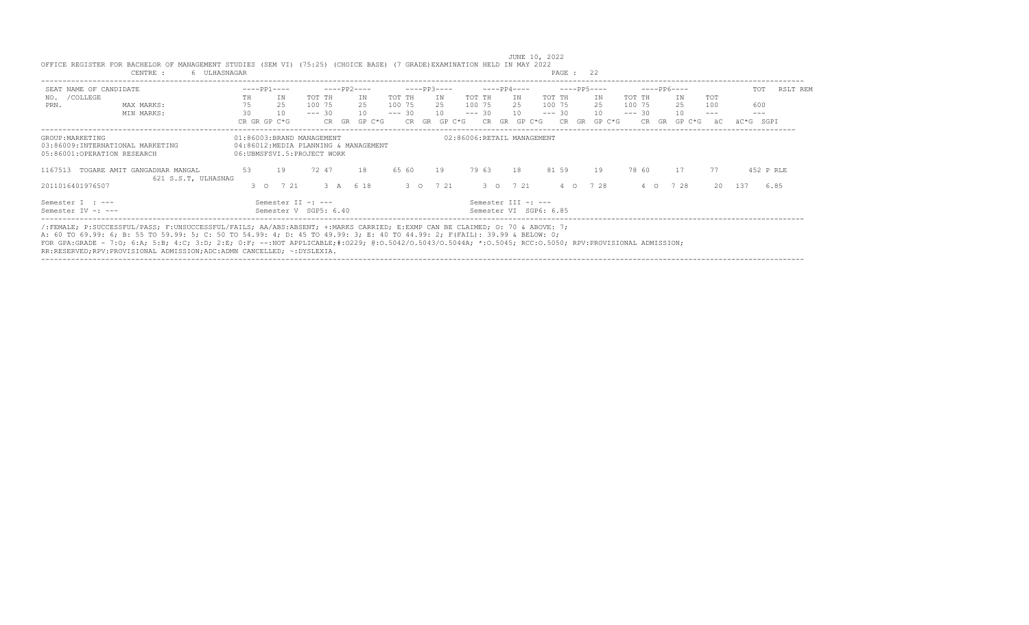JUNE 10, 2022

OFFICE REGISTER FOR BACHELOR OF MANAGEMENT STUDIES (SEM VI) (75:25) (CHOICE BASE) (7 GRADE)EXAMINATION HELD IN MAY 2022

CENTRE : 6 ULHASNAGAR PAGE : 22

| SEAT NAME OF CANDIDATE | ----PP1---- | | | ----PP2---- | | | ----PP3---- | | | ----PP4---- | | | ----PP5---- | | | ----PP6---- | | | | TOT | RSLT REM |
|---|---|---|---|---|---|---|---|---|---|---|---|---|---|---|---|---|---|---|---|---|---|
| NO. /COLLEGE | TH | IN | TOT | TH | IN | TOT | TH | IN | TOT | TH | IN | TOT | TH | IN | TOT | TH | IN | TOT | | | |
| PRN. MAX MARKS: | 75 | 25 | 100 | 75 | 25 | 100 | 75 | 25 | 100 | 75 | 25 | 100 | 75 | 25 | 100 | 75 | 25 | 100 | | 600 | |
| MIN MARKS: | 30 | 10 | --- | 30 | 10 | --- | 30 | 10 | --- | 30 | 10 | --- | 30 | 10 | --- | 30 | 10 | --- | | --- | |
| | CR GR GP C*G | | | CR GR GP C*G | | | CR GR GP C*G | | | CR GR GP C*G | | | CR GR GP C*G | | | CR GR GP C*G | | | äC | äC*G | SGPI |

GROUP:MARKETING
01:86003:BRAND MANAGEMENT
02:86006:RETAIL MANAGEMENT
03:86009:INTERNATIONAL MARKETING
04:86012:MEDIA PLANNING & MANAGEMENT
05:86001:OPERATION RESEARCH
06:UBMSFSVI.5:PROJECT WORK

| SEAT NO. | NAME / COLLEGE / PRN | PP1 TH | PP1 IN | PP1 TOT | PP2 TH | PP2 IN | PP2 TOT | PP3 TH | PP3 IN | PP3 TOT | PP4 TH | PP4 IN | PP4 TOT | PP5 TH | PP5 IN | PP5 TOT | PP6 TH | PP6 IN | PP6 TOT | TOT | RSLT |
|---|---|---|---|---|---|---|---|---|---|---|---|---|---|---|---|---|---|---|---|---|---|
| 1167513 | TOGARE AMIT GANGADHAR MANGAL<br>621 S.S.T, ULHASNAG | 53 | 19 | 72 | 47 | 18 | 65 | 60 | 19 | 79 | 63 | 18 | 81 | 59 | 19 | 78 | 60 | 17 | 77 | 452 | P RLE |

| PRN | PP1 CR GR GP C*G | PP2 CR GR GP C*G | PP3 CR GR GP C*G | PP4 CR GR GP C*G | PP5 CR GR GP C*G | PP6 CR GR GP C*G | äC | äC*G | SGPI |
|---|---|---|---|---|---|---|---|---|---|
| 2011016401976507 | 3 O 7 21 | 3 A 6 18 | 3 O 7 21 | 3 O 7 21 | 4 O 7 28 | 4 O 7 28 | 20 | 137 | 6.85 |

Semester I : --- Semester II -: --- Semester III -: ---
Semester IV -: --- Semester V SGP5: 6.40 Semester VI SGP6: 6.85

/:FEMALE; P:SUCCESSFUL/PASS; F:UNSUCCESSFUL/FAILS; AA/ABS:ABSENT; +:MARKS CARRIED; E:EXMP CAN BE CLAIMED; O: 70 & ABOVE: 7;
A: 60 TO 69.99: 6; B: 55 TO 59.99: 5; C: 50 TO 54.99: 4; D: 45 TO 49.99: 3; E: 40 TO 44.99: 2; F(FAIL): 39.99 & BELOW: 0;
FOR GPA:GRADE - 7:O; 6:A; 5:B; 4:C; 3:D; 2:E; 0:F; --:NOT APPLICABLE;#:O229; @:O.5042/O.5043/O.5044A; *:O.5045; RCC:O.5050; RPV:PROVISIONAL ADMISSION;
RR:RESERVED;RPV:PROVISIONAL ADMISSION;ADC:ADMN CANCELLED; ~:DYSLEXIA.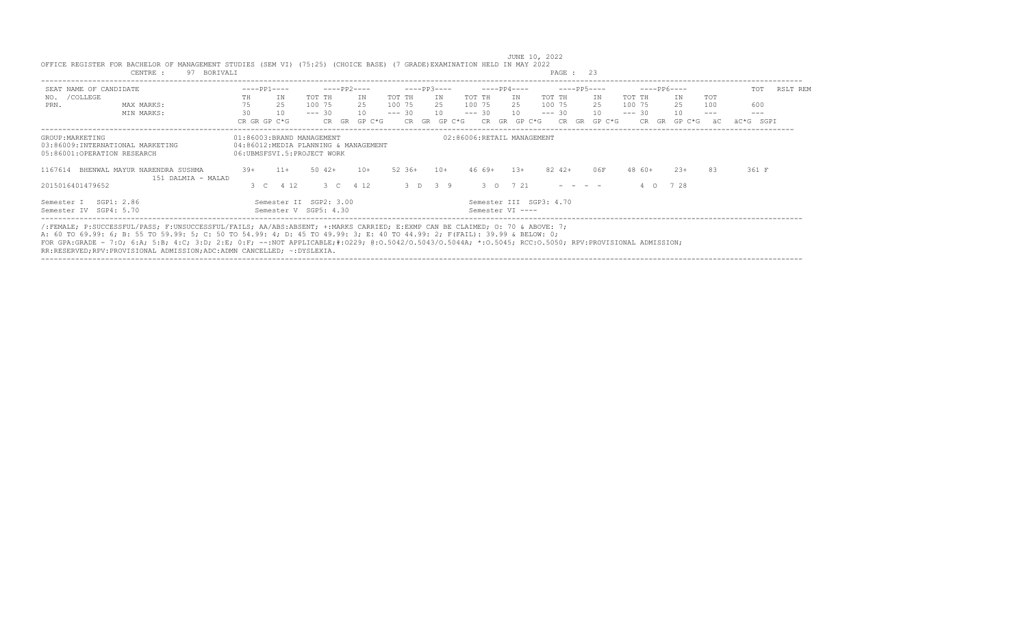JUNE 10, 2022

OFFICE REGISTER FOR BACHELOR OF MANAGEMENT STUDIES (SEM VI) (75:25) (CHOICE BASE) (7 GRADE)EXAMINATION HELD IN MAY 2022

CENTRE : 97 BORIVALI PAGE : 23

| SEAT NO. /COLLEGE PRN. | NAME OF CANDIDATE | ----PP1---- | | ----PP2---- | | ----PP3---- | | ----PP4---- | | ----PP5---- | | ----PP6---- | | | TOT | RSLT REM |
|---|---|---|---|---|---|---|---|---|---|---|---|---|---|---|---|---|
| | | TH | IN | TOT TH | IN | TOT TH | IN | TOT TH | IN | TOT TH | IN | TOT TH | IN | TOT | | |
| | MAX MARKS: | 75 | 25 | 100 75 | 25 | 100 75 | 25 | 100 75 | 25 | 100 75 | 25 | 100 75 | 25 | 100 | 600 | |
| | MIN MARKS: | 30 | 10 | --- 30 | 10 | --- 30 | 10 | --- 30 | 10 | --- 30 | 10 | --- 30 | 10 | --- | --- | |
| | | CR GR GP C*G | | CR GR GP C*G | | CR GR GP C*G | | CR GR GP C*G | | CR GR GP C*G | | CR GR GP C*G | | äC | äC*G SGPI | |

GROUP:MARKETING
01:86003:BRAND MANAGEMENT
02:86006:RETAIL MANAGEMENT
03:86009:INTERNATIONAL MARKETING
04:86012:MEDIA PLANNING & MANAGEMENT
05:86001:OPERATION RESEARCH
06:UBMSFSVI.5:PROJECT WORK

| SEAT NO. | NAME OF CANDIDATE | PP1 TH | PP1 IN | PP1 TOT / PP2 TH | PP2 IN | PP2 TOT / PP3 TH | PP3 IN | PP3 TOT / PP4 TH | PP4 IN | PP4 TOT / PP5 TH | PP5 IN | PP5 TOT / PP6 TH | PP6 IN | PP6 TOT | TOT | RSLT |
|---|---|---|---|---|---|---|---|---|---|---|---|---|---|---|---|---|
| 1167614 | BHENWAL MAYUR NARENDRA SUSHMA 151 DALMIA - MALAD | 39+ | 11+ | 50 42+ | 10+ | 52 36+ | 10+ | 46 69+ | 13+ | 82 42+ | 06F | 48 60+ | 23+ | 83 | 361 | F |
| 2015016401479652 | | 3 C | 4 12 | 3 C | 4 12 | 3 D | 3 9 | 3 O | 7 21 | - - | - - | 4 O | 7 28 | | | |

Semester I SGP1: 2.86
Semester II SGP2: 3.00
Semester III SGP3: 4.70
Semester IV SGP4: 5.70
Semester V SGP5: 4.30
Semester VI ----

/:FEMALE; P:SUCCESSFUL/PASS; F:UNSUCCESSFUL/FAILS; AA/ABS:ABSENT; +:MARKS CARRIED; E:EXMP CAN BE CLAIMED; O: 70 & ABOVE: 7;
A: 60 TO 69.99: 6; B: 55 TO 59.99: 5; C: 50 TO 54.99: 4; D: 45 TO 49.99: 3; E: 40 TO 44.99: 2; F(FAIL): 39.99 & BELOW: 0;
FOR GPA:GRADE - 7:O; 6:A; 5:B; 4:C; 3:D; 2:E; 0:F; --:NOT APPLICABLE;#:O229; @:O.5042/O.5043/O.5044A; *:O.5045; RCC:O.5050; RPV:PROVISIONAL ADMISSION;
RR:RESERVED;RPV:PROVISIONAL ADMISSION;ADC:ADMN CANCELLED; ~:DYSLEXIA.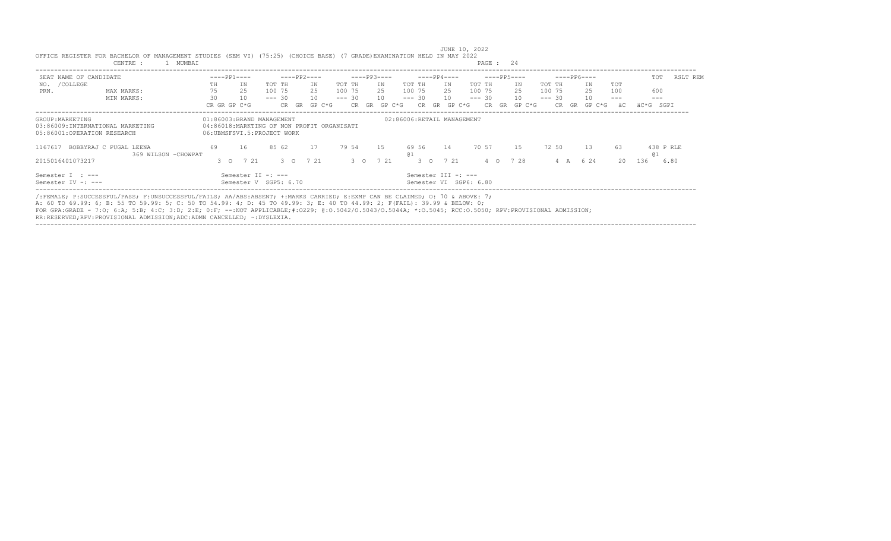JUNE 10, 2022

OFFICE REGISTER FOR BACHELOR OF MANAGEMENT STUDIES (SEM VI) (75:25) (CHOICE BASE) (7 GRADE)EXAMINATION HELD IN MAY 2022

CENTRE : 1 MUMBAI

| SEAT NO. /COLLEGE PRN. | NAME OF CANDIDATE | ----PP1---- | | ----PP2---- | | | ----PP3---- | | | ----PP4---- | | | ----PP5---- | | | ----PP6---- | | | TOT | RSLT REM |
|---|---|---|---|---|---|---|---|---|---|---|---|---|---|---|---|---|---|---|---|---|
| | | TH | IN | TOT | TH | IN | TOT | TH | IN | TOT | TH | IN | TOT | TH | IN | TOT | TH | IN | TOT | | |
| | MAX MARKS: | 75 | 25 | 100 | 75 | 25 | 100 | 75 | 25 | 100 | 75 | 25 | 100 | 75 | 25 | 100 | 75 | 25 | 100 | 600 | |
| | MIN MARKS: | 30 | 10 | --- | 30 | 10 | --- | 30 | 10 | --- | 30 | 10 | --- | 30 | 10 | --- | 30 | 10 | --- | --- | |
| | | CR GR GP C*G | | | CR GR GP C*G | | | CR GR GP C*G | | | CR GR GP C*G | | | CR GR GP C*G | | | CR GR GP C*G | | äC | äC*G SGPI | |

GROUP:MARKETING
01:86003:BRAND MANAGEMENT
02:86006:RETAIL MANAGEMENT
03:86009:INTERNATIONAL MARKETING
04:86018:MARKTING OF NON PROFIT ORGANISATI
05:86001:OPERATION RESEARCH
06:UBMSFSVI.5:PROJECT WORK

| SEAT NO. | NAME / COLLEGE / PRN | PP1 TH | PP1 IN | PP1 TOT | PP2 TH | PP2 IN | PP2 TOT | PP3 TH | PP3 IN | PP3 TOT | PP4 TH | PP4 IN | PP4 TOT | PP5 TH | PP5 IN | PP5 TOT | PP6 TH | PP6 IN | PP6 TOT | TOT | RSLT REM |
|---|---|---|---|---|---|---|---|---|---|---|---|---|---|---|---|---|---|---|---|---|---|
| 1167617 | BOBBYRAJ C PUGAL LEENA | 69 | 16 | 85 | 62 | 17 | 79 | 54 | 15 | 69 | 56 @1 | 14 | 70 | 57 | 15 | 72 | 50 | 13 | 63 | 438 @1 | P RLE |
| | 369 WILSON -CHOWPAT | | | | | | | | | | | | | | | | | | | | |
| 2015016401073217 | | 3 O 7 21 | | | 3 O 7 21 | | | 3 O 7 21 | | | 3 O 7 21 | | | 4 O 7 28 | | | 4 A 6 24 | | 20 | 136 6.80 | |

Semester I : ---
Semester II -: ---
Semester III -: ---
Semester IV -: ---
Semester V SGP5: 6.70
Semester VI SGP6: 6.80

/:FEMALE; P:SUCCESSFUL/PASS; F:UNSUCCESSFUL/FAILS; AA/ABS:ABSENT; +:MARKS CARRIED; E:EXMP CAN BE CLAIMED; O: 70 & ABOVE: 7;
A: 60 TO 69.99: 6; B: 55 TO 59.99: 5; C: 50 TO 54.99: 4; D: 45 TO 49.99: 3; E: 40 TO 44.99: 2; F(FAIL): 39.99 & BELOW: 0;
FOR GPA:GRADE - 7:O; 6:A; 5:B; 4:C; 3:D; 2:E; 0:F; --:NOT APPLICABLE;#:O229; @:O.5042/O.5043/O.5044A; *:O.5045; RCC:O.5050; RPV:PROVISIONAL ADMISSION;
RR:RESERVED;RPV:PROVISIONAL ADMISSION;ADC:ADMN CANCELLED; ~:DYSLEXIA.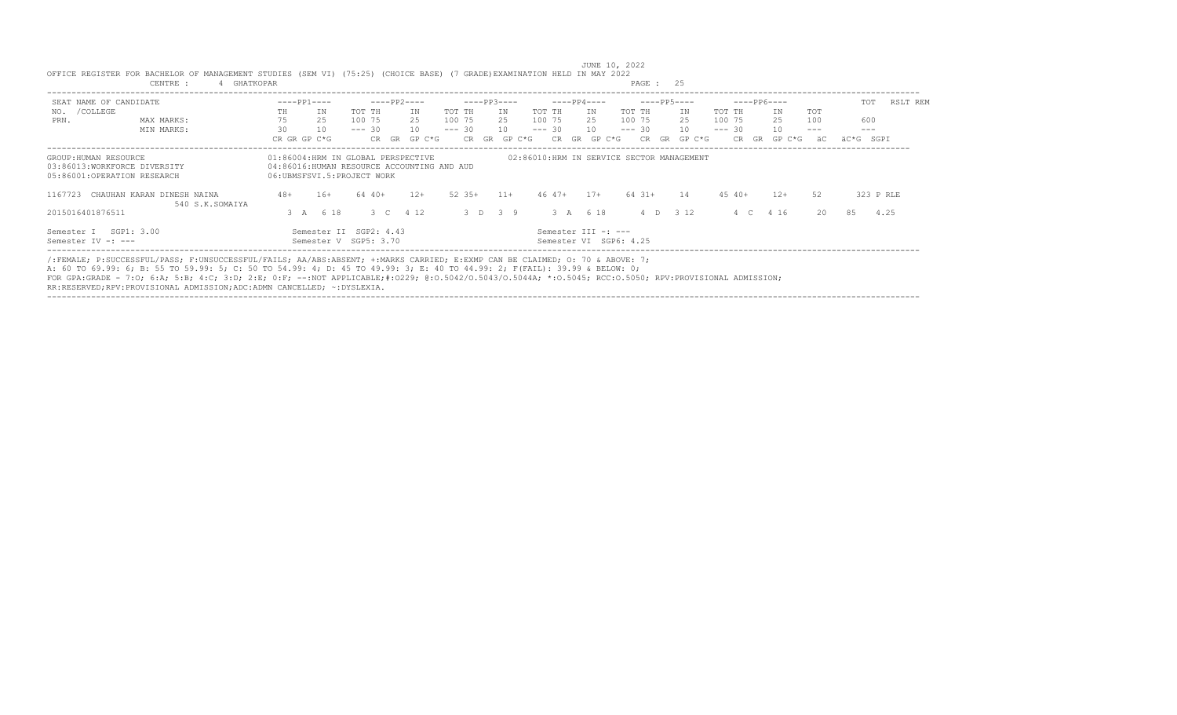JUNE 10, 2022

OFFICE REGISTER FOR BACHELOR OF MANAGEMENT STUDIES (SEM VI) (75:25) (CHOICE BASE) (7 GRADE)EXAMINATION HELD IN MAY 2022

CENTRE : 4 GHATKOPAR

| SEAT NO. /COLLEGE PRN. | NAME OF CANDIDATE | ----PP1---- | | | ----PP2---- | | | ----PP3---- | | | ----PP4---- | | | ----PP5---- | | | ----PP6---- | | | TOT | RSLT REM |
|---|---|---|---|---|---|---|---|---|---|---|---|---|---|---|---|---|---|---|---|---|---|
| | | TH | IN | | TOT TH | IN | | TOT TH | IN | | TOT TH | IN | | TOT TH | IN | | TOT TH | IN | TOT | | |
| | MAX MARKS: | 75 | 25 | | 100 75 | 25 | | 100 75 | 25 | | 100 75 | 25 | | 100 75 | 25 | | 100 75 | 25 | 100 | 600 | |
| | MIN MARKS: | 30 | 10 | | --- 30 | 10 | | --- 30 | 10 | | --- 30 | 10 | | --- 30 | 10 | | --- 30 | 10 | --- | --- | |
| | | CR GR GP C*G | | | CR GR GP C*G | | | CR GR GP C*G | | | CR GR GP C*G | | | CR GR GP C*G | | | CR GR GP C*G | | äC | äC*G | SGPI |

GROUP:HUMAN RESOURCE
01:86004:HRM IN GLOBAL PERSPECTIVE
02:86010:HRM IN SERVICE SECTOR MANAGEMENT
03:86013:WORKFORCE DIVERSITY
04:86016:HUMAN RESOURCE ACCOUNTING AND AUD
05:86001:OPERATION RESEARCH
06:UBMSFSVI.5:PROJECT WORK

| SEAT NO. | NAME | PP1 TH | PP1 IN | PP1 TOT / PP2 TH | PP2 IN | PP2 TOT / PP3 TH | PP3 IN | PP3 TOT / PP4 TH | PP4 IN | PP4 TOT / PP5 TH | PP5 IN | PP5 TOT / PP6 TH | PP6 IN | PP6 TOT | TOT | RSLT REM |
|---|---|---|---|---|---|---|---|---|---|---|---|---|---|---|---|---|
| 1167723 | CHAUHAN KARAN DINESH NAINA | 48+ | 16+ | 64 40+ | 12+ | 52 35+ | 11+ | 46 47+ | 17+ | 64 31+ | 14 | 45 40+ | 12+ | 52 | 323 | P RLE |
| | 540 S.K.SOMAIYA | | | | | | | | | | | | | | | |
| 2015016401876511 | | 3 A 6 18 | | 3 C 4 12 | | 3 D 3 9 | | 3 A 6 18 | | 4 D 3 12 | | 4 C 4 16 | | 20 | 85 | 4.25 |

Semester I SGP1: 3.00 Semester II SGP2: 4.43 Semester III -: ---

Semester IV -: --- Semester V SGP5: 3.70 Semester VI SGP6: 4.25

/:FEMALE; P:SUCCESSFUL/PASS; F:UNSUCCESSFUL/FAILS; AA/ABS:ABSENT; +:MARKS CARRIED; E:EXMP CAN BE CLAIMED; O: 70 & ABOVE: 7;
A: 60 TO 69.99: 6; B: 55 TO 59.99: 5; C: 50 TO 54.99: 4; D: 45 TO 49.99: 3; E: 40 TO 44.99: 2; F(FAIL): 39.99 & BELOW: 0;
FOR GPA:GRADE - 7:O; 6:A; 5:B; 4:C; 3:D; 2:E; 0:F; --:NOT APPLICABLE;#:O229; @:O.5042/O.5043/O.5044A; *:O.5045; RCC:O.5050; RPV:PROVISIONAL ADMISSION;
RR:RESERVED;RPV:PROVISIONAL ADMISSION;ADC:ADMN CANCELLED; ~:DYSLEXIA.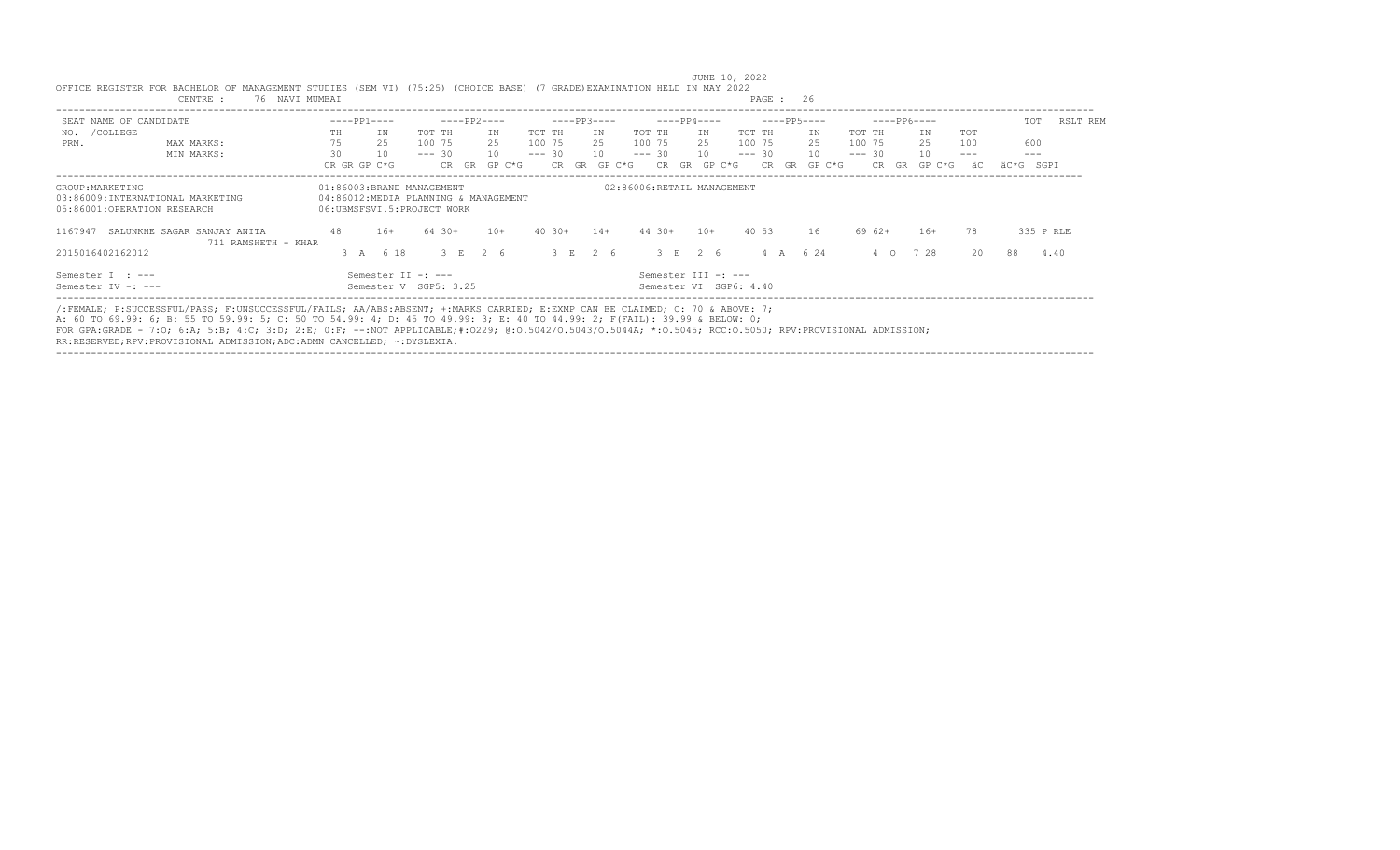JUNE 10, 2022

OFFICE REGISTER FOR BACHELOR OF MANAGEMENT STUDIES (SEM VI) (75:25) (CHOICE BASE) (7 GRADE)EXAMINATION HELD IN MAY 2022

CENTRE : 76 NAVI MUMBAI

```
SEAT NAME OF CANDIDATE                    ----PP1----       ----PP2----       ----PP3----       ----PP4----       ----PP5----       ----PP6----              TOT   RSLT REM
NO.  /COLLEGE                             TH      IN      TOT TH      IN      TOT TH      IN      TOT TH      IN      TOT TH      IN      TOT TH      IN      TOT
PRN.              MAX MARKS:              75      25      100 75      25      100 75      25      100 75      25      100 75      25      100 75      25      100       600
                  MIN MARKS:              30      10      --- 30      10      --- 30      10      --- 30      10      --- 30      10      --- 30      10      ---       ---
                                          CR GR GP C*G        CR  GR  GP C*G      CR  GR  GP C*G      CR  GR  GP C*G      CR  GR  GP C*G      CR  GR  GP C*G   äC   äC*G  SGPI

GROUP:MARKETING                           01:86003:BRAND MANAGEMENT                           02:86006:RETAIL MANAGEMENT
03:86009:INTERNATIONAL MARKETING          04:86012:MEDIA PLANNING & MANAGEMENT
05:86001:OPERATION RESEARCH               06:UBMSFSVI.5:PROJECT WORK

1167947  SALUNKHE SAGAR SANJAY ANITA       48      16+     64 30+      10+     40 30+      14+     44 30+      10+     40 53       16      69 62+      16+      78       335 P RLE
                  711 RAMSHETH - KHAR
2015016402162012                           3  A   6 18      3  E   2  6       3  E   2  6       3  E   2  6       4  A   6 24       4  O   7 28      20   88   4.40

Semester I  : ---                         Semester II -: ---                                  Semester III -: ---
Semester IV -: ---                        Semester V  SGP5: 3.25                              Semester VI  SGP6: 4.40
```

/:FEMALE; P:SUCCESSFUL/PASS; F:UNSUCCESSFUL/FAILS; AA/ABS:ABSENT; +:MARKS CARRIED; E:EXMP CAN BE CLAIMED; O: 70 & ABOVE: 7;
A: 60 TO 69.99: 6; B: 55 TO 59.99: 5; C: 50 TO 54.99: 4; D: 45 TO 49.99: 3; E: 40 TO 44.99: 2; F(FAIL): 39.99 & BELOW: 0;
FOR GPA:GRADE - 7:O; 6:A; 5:B; 4:C; 3:D; 2:E; 0:F; --:NOT APPLICABLE;#:O229; @:O.5042/O.5043/O.5044A; *:O.5045; RCC:O.5050; RPV:PROVISIONAL ADMISSION;
RR:RESERVED;RPV:PROVISIONAL ADMISSION;ADC:ADMN CANCELLED; ~:DYSLEXIA.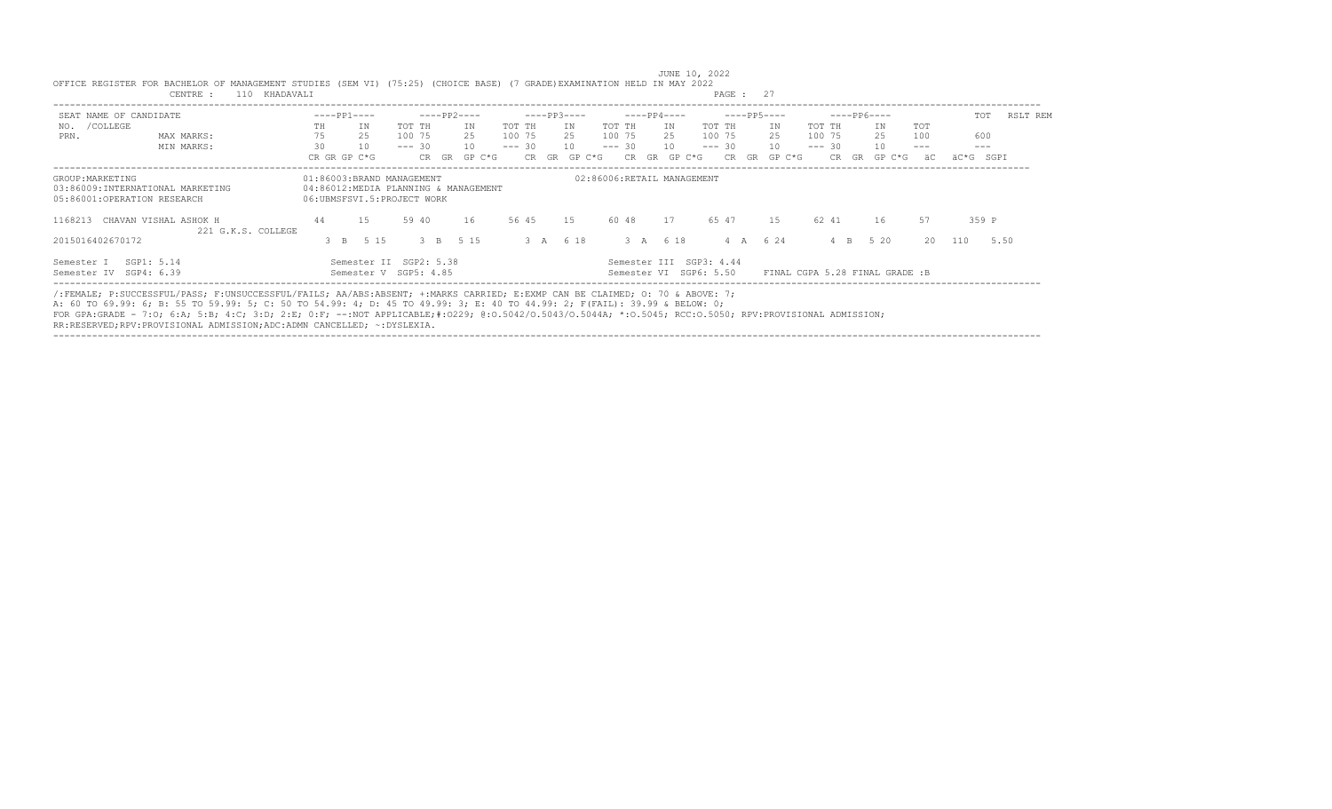JUNE 10, 2022

OFFICE REGISTER FOR BACHELOR OF MANAGEMENT STUDIES (SEM VI) (75:25) (CHOICE BASE) (7 GRADE)EXAMINATION HELD IN MAY 2022

CENTRE : 110 KHADAVALI PAGE : 27

| SEAT NO. /COLLEGE PRN. | NAME OF CANDIDATE | ----PP1---- | | ----PP2---- | | | ----PP3---- | | | ----PP4---- | | | ----PP5---- | | | ----PP6---- | | | TOT | RSLT REM |
|---|---|---|---|---|---|---|---|---|---|---|---|---|---|---|---|---|---|---|---|---|---|
| | | TH | IN | TOT | TH | IN | TOT | TH | IN | TOT | TH | IN | TOT | TH | IN | TOT | TH | IN | TOT | | |
| | MAX MARKS: | 75 | 25 | 100 | 75 | 25 | 100 | 75 | 25 | 100 | 75 | 25 | 100 | 75 | 25 | 100 | 75 | 25 | 100 | 600 | |
| | MIN MARKS: | 30 | 10 | --- | 30 | 10 | --- | 30 | 10 | --- | 30 | 10 | --- | 30 | 10 | --- | 30 | 10 | --- | --- | |
| | | CR GR GP C*G | | | CR GR GP C*G | | | CR GR GP C*G | | | CR GR GP C*G | | | CR GR GP C*G | | | CR GR GP C*G | | äC | äC*G SGPI | |

GROUP:MARKETING
01:86003:BRAND MANAGEMENT
02:86006:RETAIL MANAGEMENT
03:86009:INTERNATIONAL MARKETING
04:86012:MEDIA PLANNING & MANAGEMENT
05:86001:OPERATION RESEARCH
06:UBMSFSVI.5:PROJECT WORK

| SEAT NO. | NAME | PP1 TH | PP1 IN | PP1 TOT | PP2 TH | PP2 IN | PP2 TOT | PP3 TH | PP3 IN | PP3 TOT | PP4 TH | PP4 IN | PP4 TOT | PP5 TH | PP5 IN | PP5 TOT | PP6 TH | PP6 IN | PP6 TOT | TOT | RSLT |
|---|---|---|---|---|---|---|---|---|---|---|---|---|---|---|---|---|---|---|---|---|---|
| 1168213 | CHAVAN VISHAL ASHOK H<br>221 G.K.S. COLLEGE | 44 | 15 | 59 | 40 | 16 | 56 | 45 | 15 | 60 | 48 | 17 | 65 | 47 | 15 | 62 | 41 | 16 | 57 | 359 | P |
| 2015016402670172 | | 3 B 5 15 | | | 3 B 5 15 | | | 3 A 6 18 | | | 3 A 6 18 | | | 4 A 6 24 | | | 4 B 5 20 | | | 20 110 5.50 | |

Semester I SGP1: 5.14 | Semester II SGP2: 5.38 | Semester III SGP3: 4.44
Semester IV SGP4: 6.39 | Semester V SGP5: 4.85 | Semester VI SGP6: 5.50 | FINAL CGPA 5.28 FINAL GRADE :B

/:FEMALE; P:SUCCESSFUL/PASS; F:UNSUCCESSFUL/FAILS; AA/ABS:ABSENT; +:MARKS CARRIED; E:EXMP CAN BE CLAIMED; O: 70 & ABOVE: 7;
A: 60 TO 69.99: 6; B: 55 TO 59.99: 5; C: 50 TO 54.99: 4; D: 45 TO 49.99: 3; E: 40 TO 44.99: 2; F(FAIL): 39.99 & BELOW: 0;
FOR GPA:GRADE - 7:O; 6:A; 5:B; 4:C; 3:D; 2:E; 0:F; --:NOT APPLICABLE;#:O229; @:O.5042/O.5043/O.5044A; *:O.5045; RCC:O.5050; RPV:PROVISIONAL ADMISSION;
RR:RESERVED;RPV:PROVISIONAL ADMISSION;ADC:ADMN CANCELLED; ~:DYSLEXIA.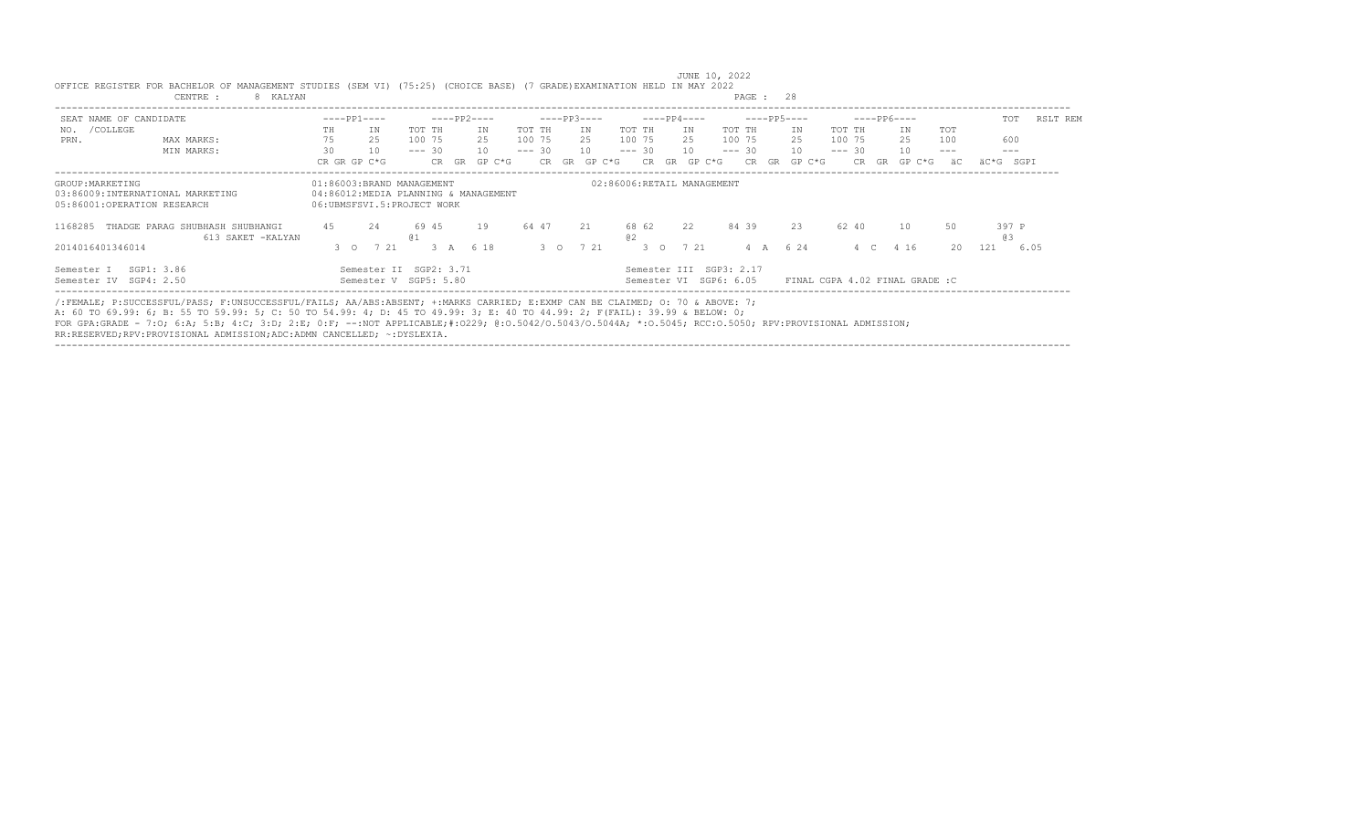JUNE 10, 2022

OFFICE REGISTER FOR BACHELOR OF MANAGEMENT STUDIES (SEM VI) (75:25) (CHOICE BASE) (7 GRADE)EXAMINATION HELD IN MAY 2022

CENTRE : 8 KALYAN

PAGE : 28

```
SEAT NAME OF CANDIDATE               ----PP1----      ----PP2----      ----PP3----      ----PP4----      ----PP5----      ----PP6----            TOT    RSLT REM
NO.  /COLLEGE                        TH     IN     TOT TH     IN     TOT TH     IN     TOT TH     IN     TOT TH     IN     TOT TH     IN    TOT
PRN.             MAX MARKS:          75     25     100 75     25     100 75     25     100 75     25     100 75     25     100 75     25    100      600
                 MIN MARKS:          30     10     --- 30     10     --- 30     10     --- 30     10     --- 30     10     --- 30     10    ---      ---
                                     CR GR GP C*G     CR GR GP C*G     CR GR GP C*G     CR GR GP C*G     CR GR GP C*G     CR GR GP C*G  äC   äC*G SGPI

GROUP:MARKETING                      01:86003:BRAND MANAGEMENT                    02:86006:RETAIL MANAGEMENT
03:86009:INTERNATIONAL MARKETING     04:86012:MEDIA PLANNING & MANAGEMENT
05:86001:OPERATION RESEARCH          06:UBMSFSVI.5:PROJECT WORK

1168285  THADGE PARAG SHUBHASH SHUBHANGI  45    24     69 45     19     64 47     21     68 62     22     84 39     23     62 40     10     50       397 P
                 613 SAKET -KALYAN              @1                            @2                                                                    @3
2014016401346014                      3  O   7 21     3  A   6 18     3  O   7 21     3  O   7 21     4  A   6 24     4  C   4 16     20   121    6.05

Semester I   SGP1: 3.86               Semester II  SGP2: 3.71                  Semester III  SGP3: 2.17
Semester IV  SGP4: 2.50               Semester V   SGP5: 5.80                  Semester VI  SGP6: 6.05    FINAL CGPA 4.02 FINAL GRADE :C
```

/:FEMALE; P:SUCCESSFUL/PASS; F:UNSUCCESSFUL/FAILS; AA/ABS:ABSENT; +:MARKS CARRIED; E:EXMP CAN BE CLAIMED; O: 70 & ABOVE: 7;
A: 60 TO 69.99: 6; B: 55 TO 59.99: 5; C: 50 TO 54.99: 4; D: 45 TO 49.99: 3; E: 40 TO 44.99: 2; F(FAIL): 39.99 & BELOW: 0;
FOR GPA:GRADE - 7:O; 6:A; 5:B; 4:C; 3:D; 2:E; 0:F; --:NOT APPLICABLE;#:O229; @:O.5042/O.5043/O.5044A; *:O.5045; RCC:O.5050; RPV:PROVISIONAL ADMISSION;
RR:RESERVED;RPV:PROVISIONAL ADMISSION;ADC:ADMN CANCELLED; ~:DYSLEXIA.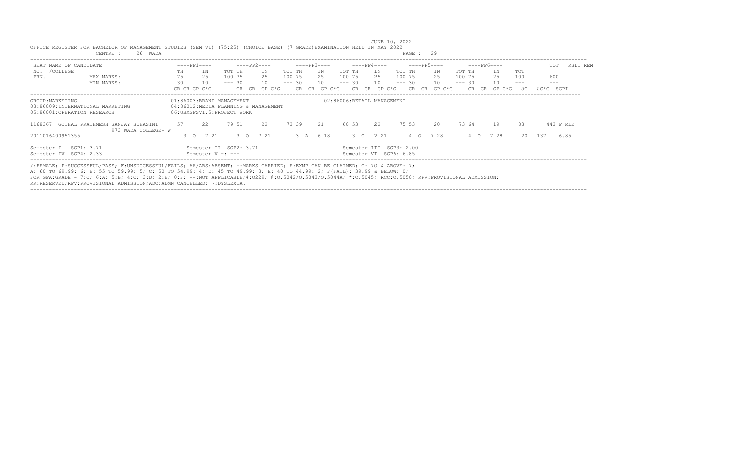JUNE 10, 2022

OFFICE REGISTER FOR BACHELOR OF MANAGEMENT STUDIES (SEM VI) (75:25) (CHOICE BASE) (7 GRADE)EXAMINATION HELD IN MAY 2022

CENTRE : 26 WADA

| SEAT NAME OF CANDIDATE | ----PP1---- | | | ----PP2---- | | | ----PP3---- | | | ----PP4---- | | | ----PP5---- | | | ----PP6---- | | | | TOT | RSLT REM |
|---|---|---|---|---|---|---|---|---|---|---|---|---|---|---|---|---|---|---|---|---|---|
| NO. /COLLEGE | TH | IN | TOT | TH | IN | TOT | TH | IN | TOT | TH | IN | TOT | TH | IN | TOT | TH | IN | TOT | TOT | | |
| PRN. MAX MARKS: | 75 | 25 | 100 | 75 | 25 | 100 | 75 | 25 | 100 | 75 | 25 | 100 | 75 | 25 | 100 | 75 | 25 | 100 | | 600 | |
| MIN MARKS: | 30 | 10 | --- | 30 | 10 | --- | 30 | 10 | --- | 30 | 10 | --- | 30 | 10 | --- | 30 | 10 | --- | | --- | |
| | CR GR GP C*G | | | CR GR GP C*G | | | CR GR GP C*G | | | CR GR GP C*G | | | CR GR GP C*G | | | CR GR GP C*G | | | äC | äC*G | SGPI |

GROUP:MARKETING
01:86003:BRAND MANAGEMENT
02:86006:RETAIL MANAGEMENT
03:86009:INTERNATIONAL MARKETING
04:86012:MEDIA PLANNING & MANAGEMENT
05:86001:OPERATION RESEARCH
06:UBMSFSVI.5:PROJECT WORK

| SEAT NO. / PRN | NAME / COLLEGE | PP1 TH | PP1 IN | PP1 TOT | PP2 TH | PP2 IN | PP2 TOT | PP3 TH | PP3 IN | PP3 TOT | PP4 TH | PP4 IN | PP4 TOT | PP5 TH | PP5 IN | PP5 TOT | PP6 TH | PP6 IN | PP6 TOT | TOT | RSLT REM |
|---|---|---|---|---|---|---|---|---|---|---|---|---|---|---|---|---|---|---|---|---|---|
| 1168367 | GOTHAL PRATHMESH SANJAY SUHASINI<br>973 WADA COLLEGE- W | 57 | 22 | 79 | 51 | 22 | 73 | 39 | 21 | 60 | 53 | 22 | 75 | 53 | 20 | 73 | 64 | 19 | 83 | | 443 P RLE |
| 2011016400951355 | | 3 O 7 21 | | | 3 O 7 21 | | | 3 A 6 18 | | | 3 O 7 21 | | | 4 O 7 28 | | | 4 O 7 28 | | | 20 137 6.85 | |

Semester I SGP1: 3.71 Semester II SGP2: 3.71 Semester III SGP3: 2.00
Semester IV SGP4: 2.33 Semester V -: --- Semester VI SGP6: 6.85

/:FEMALE; P:SUCCESSFUL/PASS; F:UNSUCCESSFUL/FAILS; AA/ABS:ABSENT; +:MARKS CARRIED; E:EXMP CAN BE CLAIMED; O: 70 & ABOVE: 7;
A: 60 TO 69.99: 6; B: 55 TO 59.99: 5; C: 50 TO 54.99: 4; D: 45 TO 49.99: 3; E: 40 TO 44.99: 2; F(FAIL): 39.99 & BELOW: 0;
FOR GPA:GRADE - 7:O; 6:A; 5:B; 4:C; 3:D; 2:E; 0:F; --:NOT APPLICABLE;#:O229; @:O.5042/O.5043/O.5044A; *:O.5045; RCC:O.5050; RPV:PROVISIONAL ADMISSION;
RR:RESERVED;RPV:PROVISIONAL ADMISSION;ADC:ADMN CANCELLED; ~:DYSLEXIA.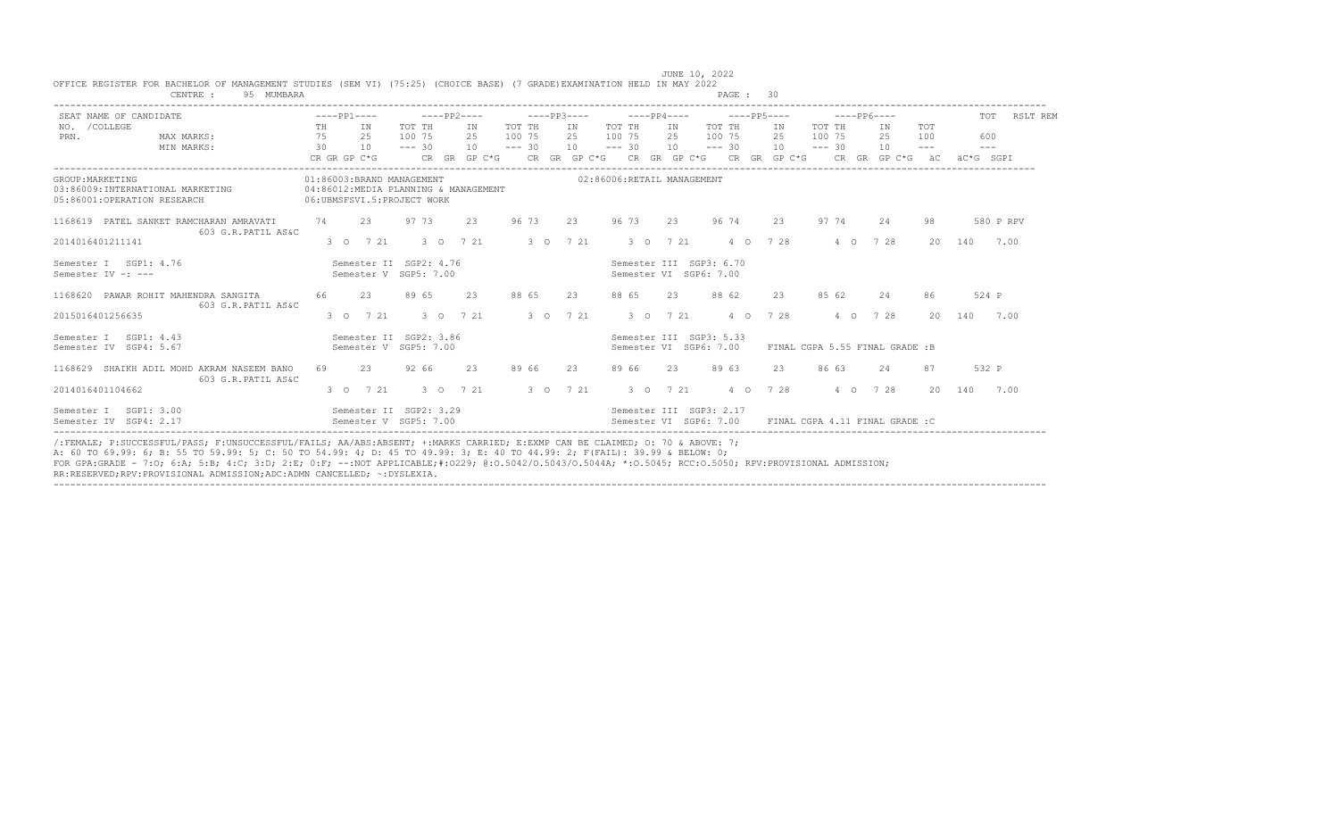JUNE 10, 2022

OFFICE REGISTER FOR BACHELOR OF MANAGEMENT STUDIES (SEM VI) (75:25) (CHOICE BASE) (7 GRADE)EXAMINATION HELD IN MAY 2022

CENTRE : 95 MUMBARA

| SEAT NO. /COLLEGE PRN. | NAME OF CANDIDATE | ----PP1---- TH | IN | TOT | ----PP2---- TH | IN | TOT | ----PP3---- TH | IN | TOT | ----PP4---- TH | IN | TOT | ----PP5---- TH | IN | TOT | ----PP6---- TH | IN | TOT | TOT | RSLT | REM |
|---|---|---|---|---|---|---|---|---|---|---|---|---|---|---|---|---|---|---|---|---|---|---|---|
| | MAX MARKS: | 75 | 25 | 100 | 75 | 25 | 100 | 75 | 25 | 100 | 75 | 25 | 100 | 75 | 25 | 100 | 75 | 25 | 100 | 600 | | |
| | MIN MARKS: | 30 | 10 | --- | 30 | 10 | --- | 30 | 10 | --- | 30 | 10 | --- | 30 | 10 | --- | 30 | 10 | --- | --- | | |
| | | CR GR GP C*G | | | CR GR GP C*G | | | CR GR GP C*G | | | CR GR GP C*G | | | CR GR GP C*G | | | CR GR GP C*G | | | äC äC*G SGPI | | |

GROUP:MARKETING
01:86003:BRAND MANAGEMENT
02:86006:RETAIL MANAGEMENT
03:86009:INTERNATIONAL MARKETING
04:86012:MEDIA PLANNING & MANAGEMENT
05:86001:OPERATION RESEARCH
06:UBMSFSVI.5:PROJECT WORK

| SEAT NO. | NAME / COLLEGE / PRN | PP1 TH | IN | TOT | PP2 TH | IN | TOT | PP3 TH | IN | TOT | PP4 TH | IN | TOT | PP5 TH | IN | TOT | PP6 TH | IN | TOT | TOT | RSLT | REM |
|---|---|---|---|---|---|---|---|---|---|---|---|---|---|---|---|---|---|---|---|---|---|---|
| 1168619 | PATEL SANKET RAMCHARAN AMRAVATI, 603 G.R.PATIL AS&C | 74 | 23 | 97 | 73 | 23 | 96 | 73 | 23 | 96 | 73 | 23 | 96 | 74 | 23 | 97 | 74 | 24 | 98 | 580 | P | RPV |
| | 2014016401211141 | 3 O 7 21 | | | 3 O 7 21 | | | 3 O 7 21 | | | 3 O 7 21 | | | 4 O 7 28 | | | 4 O 7 28 | | | 20 140 7.00 | | |
| 1168620 | PAWAR ROHIT MAHENDRA SANGITA, 603 G.R.PATIL AS&C | 66 | 23 | 89 | 65 | 23 | 88 | 65 | 23 | 88 | 65 | 23 | 88 | 62 | 23 | 85 | 62 | 24 | 86 | 524 | P | |
| | 2015016401256635 | 3 O 7 21 | | | 3 O 7 21 | | | 3 O 7 21 | | | 3 O 7 21 | | | 4 O 7 28 | | | 4 O 7 28 | | | 20 140 7.00 | | |
| 1168629 | SHAIKH ADIL MOHD AKRAM NASEEM BANO, 603 G.R.PATIL AS&C | 69 | 23 | 92 | 66 | 23 | 89 | 66 | 23 | 89 | 66 | 23 | 89 | 63 | 23 | 86 | 63 | 24 | 87 | 532 | P | |
| | 2014016401104662 | 3 O 7 21 | | | 3 O 7 21 | | | 3 O 7 21 | | | 3 O 7 21 | | | 4 O 7 28 | | | 4 O 7 28 | | | 20 140 7.00 | | |

1168619:
Semester I SGP1: 4.76 — Semester II SGP2: 4.76 — Semester III SGP3: 6.70
Semester IV -: --- — Semester V SGP5: 7.00 — Semester VI SGP6: 7.00

1168620:
Semester I SGP1: 4.43 — Semester II SGP2: 3.86 — Semester III SGP3: 5.33
Semester IV SGP4: 5.67 — Semester V SGP5: 7.00 — Semester VI SGP6: 7.00 — FINAL CGPA 5.55 FINAL GRADE :B

1168629:
Semester I SGP1: 3.00 — Semester II SGP2: 3.29 — Semester III SGP3: 2.17
Semester IV SGP4: 2.17 — Semester V SGP5: 7.00 — Semester VI SGP6: 7.00 — FINAL CGPA 4.11 FINAL GRADE :C

/:FEMALE; P:SUCCESSFUL/PASS; F:UNSUCCESSFUL/FAILS; AA/ABS:ABSENT; +:MARKS CARRIED; E:EXMP CAN BE CLAIMED; O: 70 & ABOVE: 7;
A: 60 TO 69.99: 6; B: 55 TO 59.99: 5; C: 50 TO 54.99: 4; D: 45 TO 49.99: 3; E: 40 TO 44.99: 2; F(FAIL): 39.99 & BELOW: 0;
FOR GPA:GRADE - 7:O; 6:A; 5:B; 4:C; 3:D; 2:E; 0:F; --:NOT APPLICABLE;#:O229; @:O.5042/O.5043/O.5044A; *:O.5045; RCC:O.5050; RPV:PROVISIONAL ADMISSION;
RR:RESERVED;RPV:PROVISIONAL ADMISSION;ADC:ADMN CANCELLED; ~:DYSLEXIA.